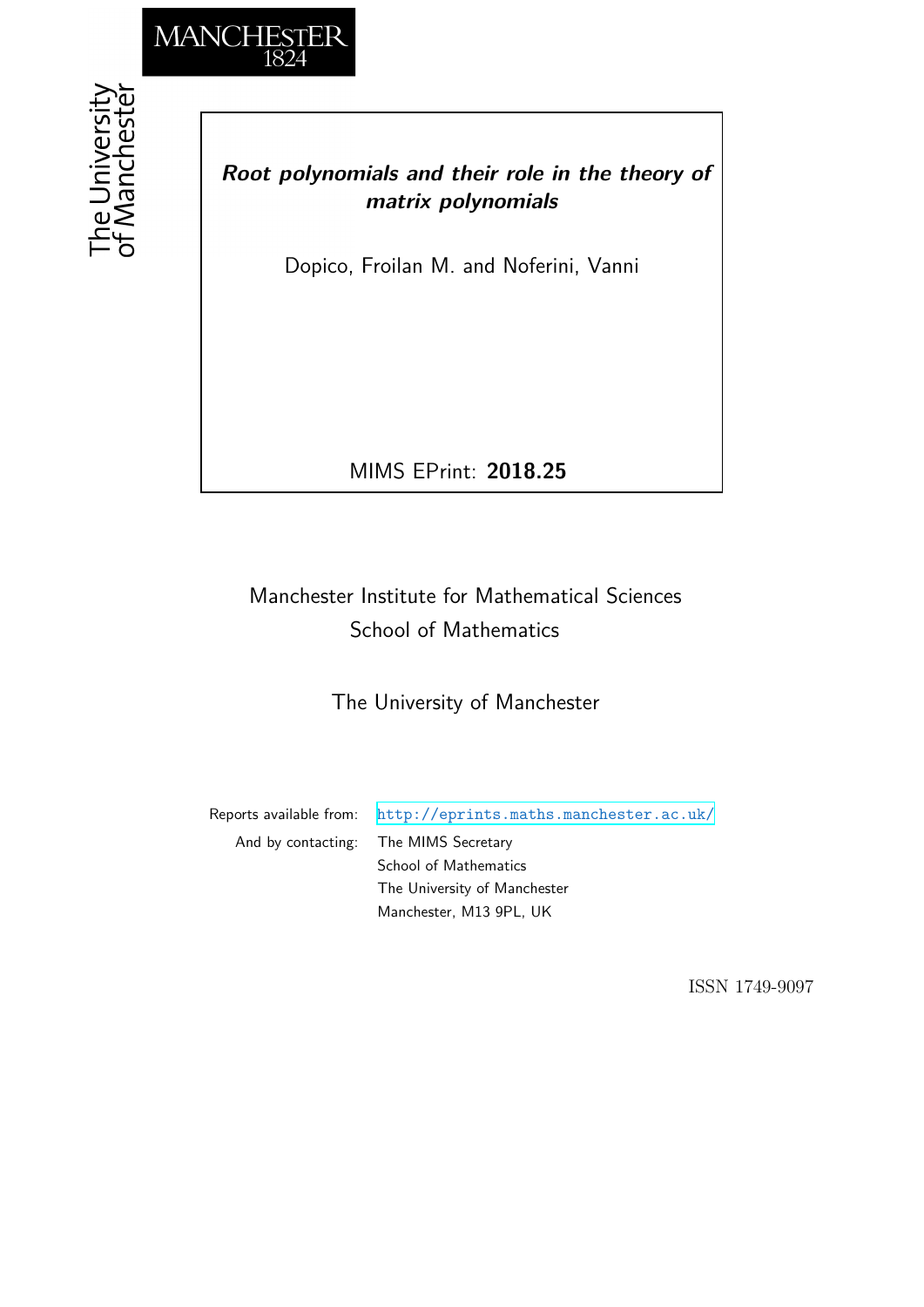MANCHESTER
1824

The University of Manchester

***Root polynomials and their role in the theory of matrix polynomials***

Dopico, Froilan M. and Noferini, Vanni

MIMS EPrint: **2018.25**

Manchester Institute for Mathematical Sciences
School of Mathematics

The University of Manchester

Reports available from: http://eprints.maths.manchester.ac.uk/

And by contacting: The MIMS Secretary
School of Mathematics
The University of Manchester
Manchester, M13 9PL, UK

ISSN 1749-9097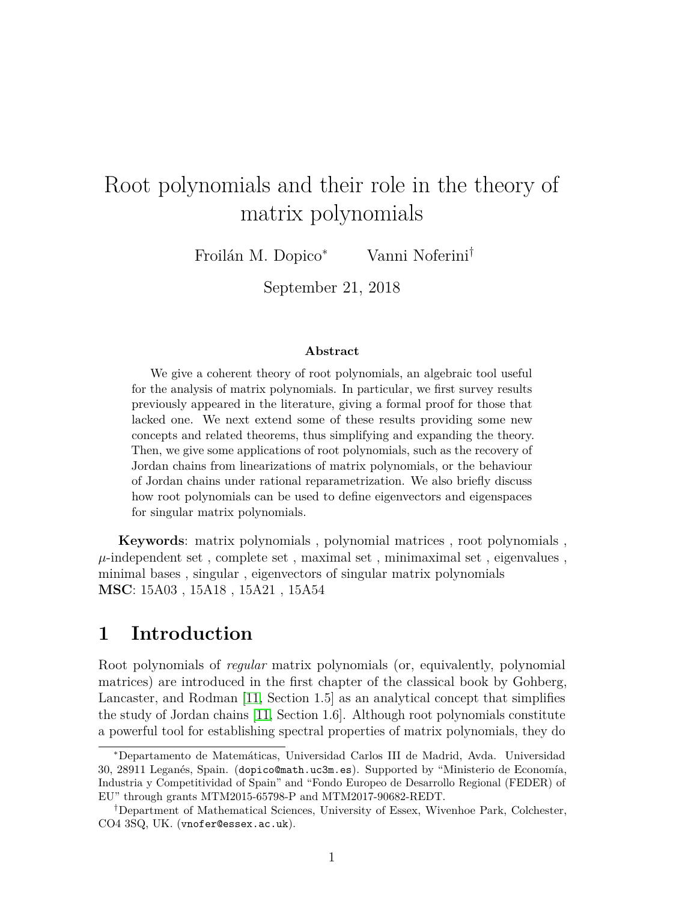# Root polynomials and their role in the theory of matrix polynomials

Froilán M. Dopico* Vanni Noferini†

September 21, 2018

**Abstract**

We give a coherent theory of root polynomials, an algebraic tool useful for the analysis of matrix polynomials. In particular, we first survey results previously appeared in the literature, giving a formal proof for those that lacked one. We next extend some of these results providing some new concepts and related theorems, thus simplifying and expanding the theory. Then, we give some applications of root polynomials, such as the recovery of Jordan chains from linearizations of matrix polynomials, or the behaviour of Jordan chains under rational reparametrization. We also briefly discuss how root polynomials can be used to define eigenvectors and eigenspaces for singular matrix polynomials.

**Keywords**: matrix polynomials , polynomial matrices , root polynomials , $\mu$-independent set , complete set , maximal set , minimaximal set , eigenvalues , minimal bases , singular , eigenvectors of singular matrix polynomials
**MSC**: 15A03 , 15A18 , 15A21 , 15A54

## 1 Introduction

Root polynomials of *regular* matrix polynomials (or, equivalently, polynomial matrices) are introduced in the first chapter of the classical book by Gohberg, Lancaster, and Rodman [11, Section 1.5] as an analytical concept that simplifies the study of Jordan chains [11, Section 1.6]. Although root polynomials constitute a powerful tool for establishing spectral properties of matrix polynomials, they do

---

*Departamento de Matemáticas, Universidad Carlos III de Madrid, Avda. Universidad 30, 28911 Leganés, Spain. (dopico@math.uc3m.es). Supported by "Ministerio de Economía, Industria y Competitividad of Spain" and "Fondo Europeo de Desarrollo Regional (FEDER) of EU" through grants MTM2015-65798-P and MTM2017-90682-REDT.

†Department of Mathematical Sciences, University of Essex, Wivenhoe Park, Colchester, CO4 3SQ, UK. (vnofer@essex.ac.uk).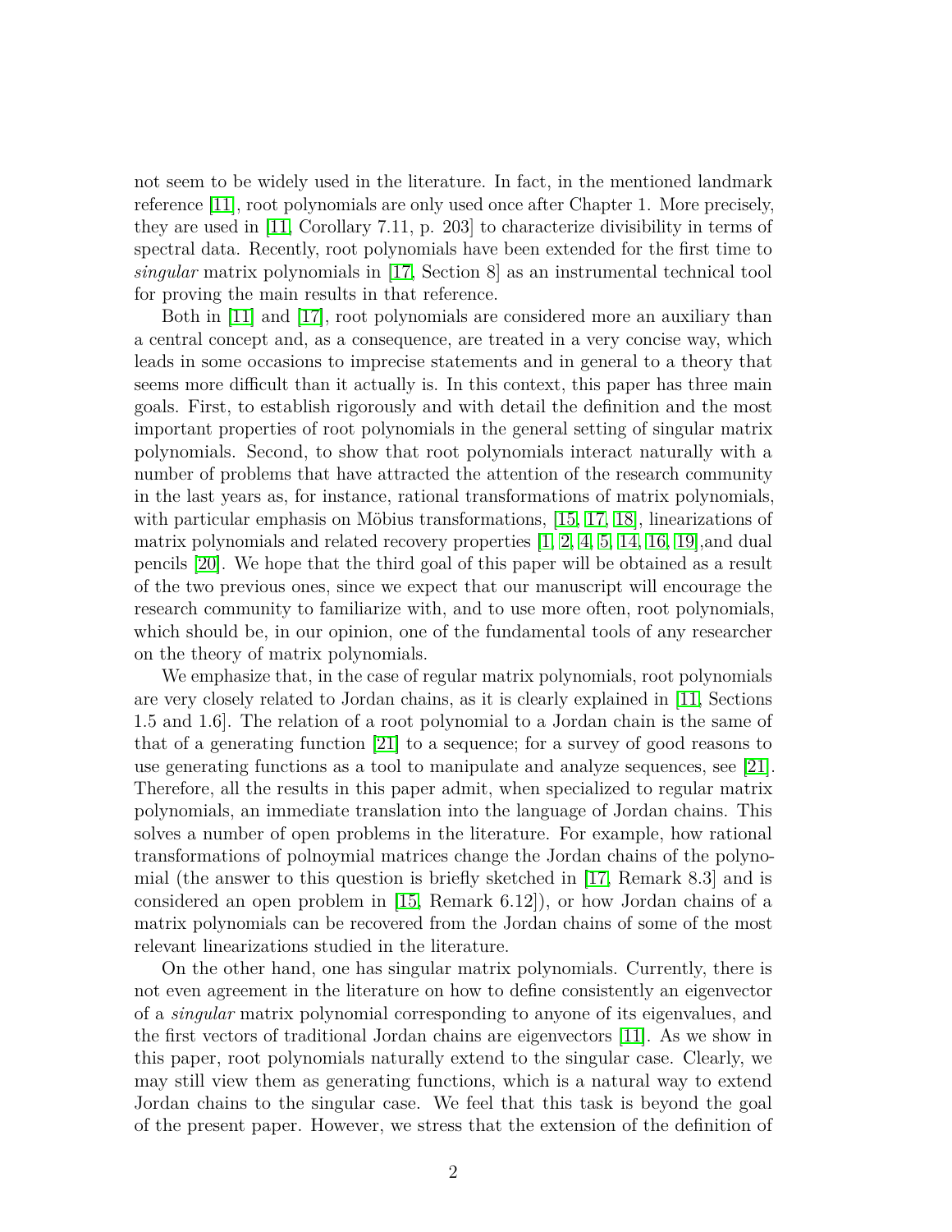not seem to be widely used in the literature. In fact, in the mentioned landmark reference [11], root polynomials are only used once after Chapter 1. More precisely, they are used in [11, Corollary 7.11, p. 203] to characterize divisibility in terms of spectral data. Recently, root polynomials have been extended for the first time to *singular* matrix polynomials in [17, Section 8] as an instrumental technical tool for proving the main results in that reference.

Both in [11] and [17], root polynomials are considered more an auxiliary than a central concept and, as a consequence, are treated in a very concise way, which leads in some occasions to imprecise statements and in general to a theory that seems more difficult than it actually is. In this context, this paper has three main goals. First, to establish rigorously and with detail the definition and the most important properties of root polynomials in the general setting of singular matrix polynomials. Second, to show that root polynomials interact naturally with a number of problems that have attracted the attention of the research community in the last years as, for instance, rational transformations of matrix polynomials, with particular emphasis on Möbius transformations, [15, 17, 18], linearizations of matrix polynomials and related recovery properties [1, 2, 4, 5, 14, 16, 19],and dual pencils [20]. We hope that the third goal of this paper will be obtained as a result of the two previous ones, since we expect that our manuscript will encourage the research community to familiarize with, and to use more often, root polynomials, which should be, in our opinion, one of the fundamental tools of any researcher on the theory of matrix polynomials.

We emphasize that, in the case of regular matrix polynomials, root polynomials are very closely related to Jordan chains, as it is clearly explained in [11, Sections 1.5 and 1.6]. The relation of a root polynomial to a Jordan chain is the same of that of a generating function [21] to a sequence; for a survey of good reasons to use generating functions as a tool to manipulate and analyze sequences, see [21]. Therefore, all the results in this paper admit, when specialized to regular matrix polynomials, an immediate translation into the language of Jordan chains. This solves a number of open problems in the literature. For example, how rational transformations of polnoymial matrices change the Jordan chains of the polynomial (the answer to this question is briefly sketched in [17, Remark 8.3] and is considered an open problem in [15, Remark 6.12]), or how Jordan chains of a matrix polynomials can be recovered from the Jordan chains of some of the most relevant linearizations studied in the literature.

On the other hand, one has singular matrix polynomials. Currently, there is not even agreement in the literature on how to define consistently an eigenvector of a *singular* matrix polynomial corresponding to anyone of its eigenvalues, and the first vectors of traditional Jordan chains are eigenvectors [11]. As we show in this paper, root polynomials naturally extend to the singular case. Clearly, we may still view them as generating functions, which is a natural way to extend Jordan chains to the singular case. We feel that this task is beyond the goal of the present paper. However, we stress that the extension of the definition of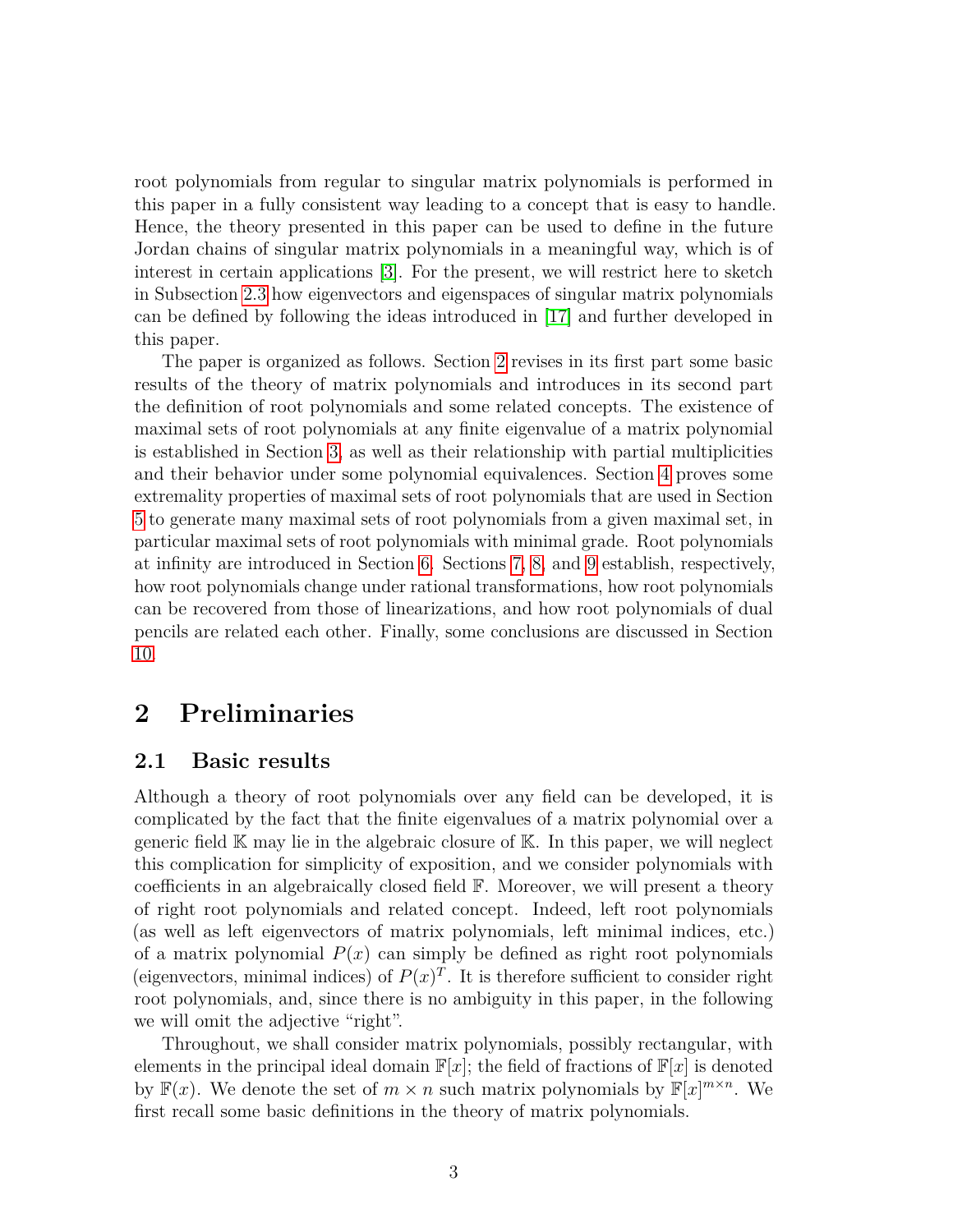root polynomials from regular to singular matrix polynomials is performed in this paper in a fully consistent way leading to a concept that is easy to handle. Hence, the theory presented in this paper can be used to define in the future Jordan chains of singular matrix polynomials in a meaningful way, which is of interest in certain applications [3]. For the present, we will restrict here to sketch in Subsection 2.3 how eigenvectors and eigenspaces of singular matrix polynomials can be defined by following the ideas introduced in [17] and further developed in this paper.

The paper is organized as follows. Section 2 revises in its first part some basic results of the theory of matrix polynomials and introduces in its second part the definition of root polynomials and some related concepts. The existence of maximal sets of root polynomials at any finite eigenvalue of a matrix polynomial is established in Section 3, as well as their relationship with partial multiplicities and their behavior under some polynomial equivalences. Section 4 proves some extremality properties of maximal sets of root polynomials that are used in Section 5 to generate many maximal sets of root polynomials from a given maximal set, in particular maximal sets of root polynomials with minimal grade. Root polynomials at infinity are introduced in Section 6. Sections 7, 8, and 9 establish, respectively, how root polynomials change under rational transformations, how root polynomials can be recovered from those of linearizations, and how root polynomials of dual pencils are related each other. Finally, some conclusions are discussed in Section 10.

## 2 Preliminaries

### 2.1 Basic results

Although a theory of root polynomials over any field can be developed, it is complicated by the fact that the finite eigenvalues of a matrix polynomial over a generic field $\mathbb{K}$ may lie in the algebraic closure of $\mathbb{K}$. In this paper, we will neglect this complication for simplicity of exposition, and we consider polynomials with coefficients in an algebraically closed field $\mathbb{F}$. Moreover, we will present a theory of right root polynomials and related concept. Indeed, left root polynomials (as well as left eigenvectors of matrix polynomials, left minimal indices, etc.) of a matrix polynomial $P(x)$ can simply be defined as right root polynomials (eigenvectors, minimal indices) of $P(x)^T$. It is therefore sufficient to consider right root polynomials, and, since there is no ambiguity in this paper, in the following we will omit the adjective "right".

Throughout, we shall consider matrix polynomials, possibly rectangular, with elements in the principal ideal domain $\mathbb{F}[x]$; the field of fractions of $\mathbb{F}[x]$ is denoted by $\mathbb{F}(x)$. We denote the set of $m \times n$ such matrix polynomials by $\mathbb{F}[x]^{m\times n}$. We first recall some basic definitions in the theory of matrix polynomials.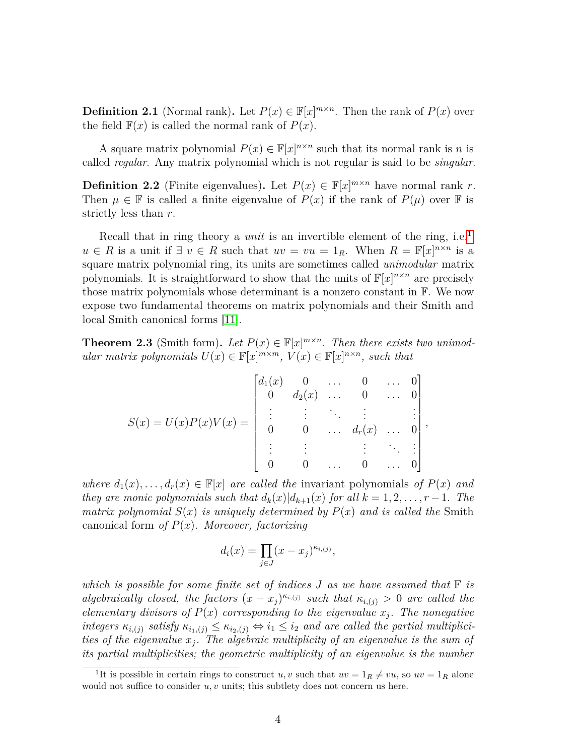**Definition 2.1** (Normal rank)**.** Let $P(x) \in \mathbb{F}[x]^{m\times n}$. Then the rank of $P(x)$ over the field $\mathbb{F}(x)$ is called the normal rank of $P(x)$.

A square matrix polynomial $P(x) \in \mathbb{F}[x]^{n\times n}$ such that its normal rank is $n$ is called *regular*. Any matrix polynomial which is not regular is said to be *singular*.

**Definition 2.2** (Finite eigenvalues)**.** Let $P(x) \in \mathbb{F}[x]^{m\times n}$ have normal rank $r$. Then $\mu \in \mathbb{F}$ is called a finite eigenvalue of $P(x)$ if the rank of $P(\mu)$ over $\mathbb{F}$ is strictly less than $r$.

Recall that in ring theory a *unit* is an invertible element of the ring, i.e.[1], $u \in R$ is a unit if $\exists\ v \in R$ such that $uv = vu = 1_R$. When $R = \mathbb{F}[x]^{n\times n}$ is a square matrix polynomial ring, its units are sometimes called *unimodular* matrix polynomials. It is straightforward to show that the units of $\mathbb{F}[x]^{n\times n}$ are precisely those matrix polynomials whose determinant is a nonzero constant in $\mathbb{F}$. We now expose two fundamental theorems on matrix polynomials and their Smith and local Smith canonical forms [11].

**Theorem 2.3** (Smith form)**.** *Let $P(x) \in \mathbb{F}[x]^{m\times n}$. Then there exists two unimodular matrix polynomials $U(x) \in \mathbb{F}[x]^{m\times m}$, $V(x) \in \mathbb{F}[x]^{n\times n}$, such that*

$$S(x) = U(x)P(x)V(x) = \begin{bmatrix} d_1(x) & 0 & \dots & 0 & \dots & 0 \\ 0 & d_2(x) & \dots & 0 & \dots & 0 \\ \vdots & \vdots & \ddots & \vdots & & \vdots \\ 0 & 0 & \dots & d_r(x) & \dots & 0 \\ \vdots & \vdots & & \vdots & \ddots & \vdots \\ 0 & 0 & \dots & 0 & \dots & 0 \end{bmatrix},$$

*where $d_1(x), \dots, d_r(x) \in \mathbb{F}[x]$ are called the* invariant polynomials *of $P(x)$ and they are monic polynomials such that $d_k(x)|d_{k+1}(x)$ for all $k = 1, 2, \dots, r-1$. The matrix polynomial $S(x)$ is uniquely determined by $P(x)$ and is called the* Smith canonical form *of $P(x)$. Moreover, factorizing*

$$d_i(x) = \prod_{j\in J} (x - x_j)^{\kappa_{i,(j)}},$$

*which is possible for some finite set of indices $J$ as we have assumed that $\mathbb{F}$ is algebraically closed, the factors $(x - x_j)^{\kappa_{i,(j)}}$ such that $\kappa_{i,(j)} > 0$ are called the elementary divisors of $P(x)$ corresponding to the eigenvalue $x_j$. The nonegative integers $\kappa_{i,(j)}$ satisfy $\kappa_{i_1,(j)} \le \kappa_{i_2,(j)} \Leftrightarrow i_1 \le i_2$ and are called the partial multiplicities of the eigenvalue $x_j$. The algebraic multiplicity of an eigenvalue is the sum of its partial multiplicities; the geometric multiplicity of an eigenvalue is the number*

[1] It is possible in certain rings to construct $u, v$ such that $uv = 1_R \neq vu$, so $uv = 1_R$ alone would not suffice to consider $u, v$ units; this subtlety does not concern us here.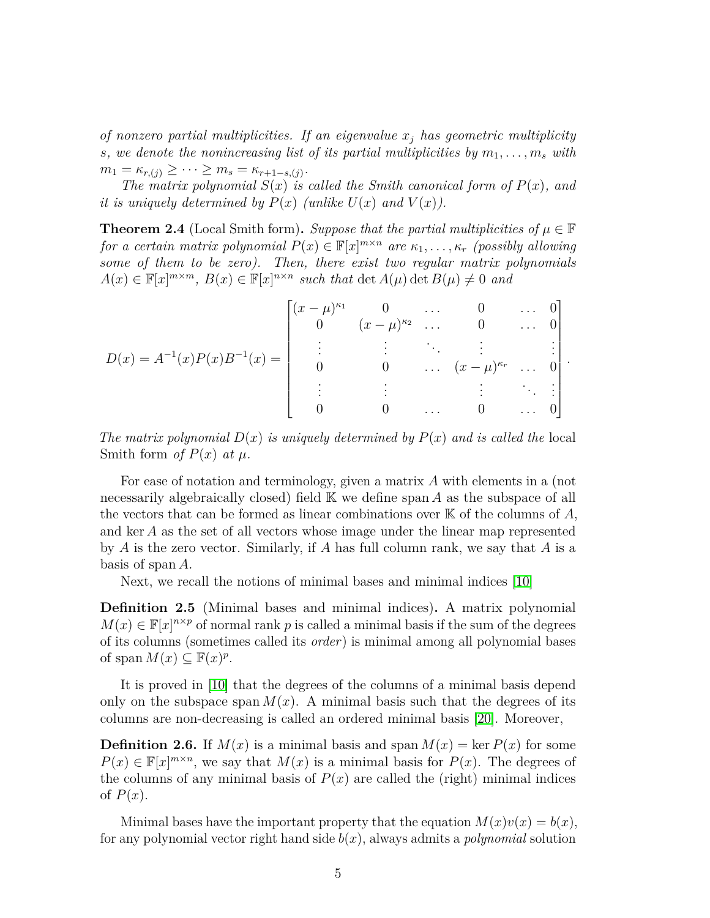*of nonzero partial multiplicities. If an eigenvalue $x_j$ has geometric multiplicity $s$, we denote the nonincreasing list of its partial multiplicities by $m_1, \dots, m_s$ with $m_1 = \kappa_{r,(j)} \geq \cdots \geq m_s = \kappa_{r+1-s,(j)}$.*

*The matrix polynomial $S(x)$ is called the Smith canonical form of $P(x)$, and it is uniquely determined by $P(x)$ (unlike $U(x)$ and $V(x)$).*

**Theorem 2.4** (Local Smith form)**.** *Suppose that the partial multiplicities of $\mu \in \mathbb{F}$ for a certain matrix polynomial $P(x) \in \mathbb{F}[x]^{m\times n}$ are $\kappa_1, \dots, \kappa_r$ (possibly allowing some of them to be zero). Then, there exist two regular matrix polynomials $A(x) \in \mathbb{F}[x]^{m\times m}$, $B(x) \in \mathbb{F}[x]^{n\times n}$ such that $\det A(\mu) \det B(\mu) \neq 0$ and*

$$D(x) = A^{-1}(x)P(x)B^{-1}(x) = \begin{bmatrix} (x-\mu)^{\kappa_1} & 0 & \dots & 0 & \dots & 0 \\ 0 & (x-\mu)^{\kappa_2} & \dots & 0 & \dots & 0 \\ \vdots & \vdots & \ddots & \vdots & & \vdots \\ 0 & 0 & \dots & (x-\mu)^{\kappa_r} & \dots & 0 \\ \vdots & \vdots & & \vdots & \ddots & \vdots \\ 0 & 0 & \dots & 0 & \dots & 0 \end{bmatrix}.$$

*The matrix polynomial $D(x)$ is uniquely determined by $P(x)$ and is called the* local Smith form *of $P(x)$ at $\mu$.*

For ease of notation and terminology, given a matrix $A$ with elements in a (not necessarily algebraically closed) field $\mathbb{K}$ we define $\operatorname{span} A$ as the subspace of all the vectors that can be formed as linear combinations over $\mathbb{K}$ of the columns of $A$, and $\ker A$ as the set of all vectors whose image under the linear map represented by $A$ is the zero vector. Similarly, if $A$ has full column rank, we say that $A$ is a basis of $\operatorname{span} A$.

Next, we recall the notions of minimal bases and minimal indices [10]

**Definition 2.5** (Minimal bases and minimal indices)**.** A matrix polynomial $M(x) \in \mathbb{F}[x]^{n\times p}$ of normal rank $p$ is called a minimal basis if the sum of the degrees of its columns (sometimes called its *order*) is minimal among all polynomial bases of $\operatorname{span} M(x) \subseteq \mathbb{F}(x)^p$.

It is proved in [10] that the degrees of the columns of a minimal basis depend only on the subspace $\operatorname{span} M(x)$. A minimal basis such that the degrees of its columns are non-decreasing is called an ordered minimal basis [20]. Moreover,

**Definition 2.6.** If $M(x)$ is a minimal basis and $\operatorname{span} M(x) = \ker P(x)$ for some $P(x) \in \mathbb{F}[x]^{m\times n}$, we say that $M(x)$ is a minimal basis for $P(x)$. The degrees of the columns of any minimal basis of $P(x)$ are called the (right) minimal indices of $P(x)$.

Minimal bases have the important property that the equation $M(x)v(x) = b(x)$, for any polynomial vector right hand side $b(x)$, always admits a *polynomial* solution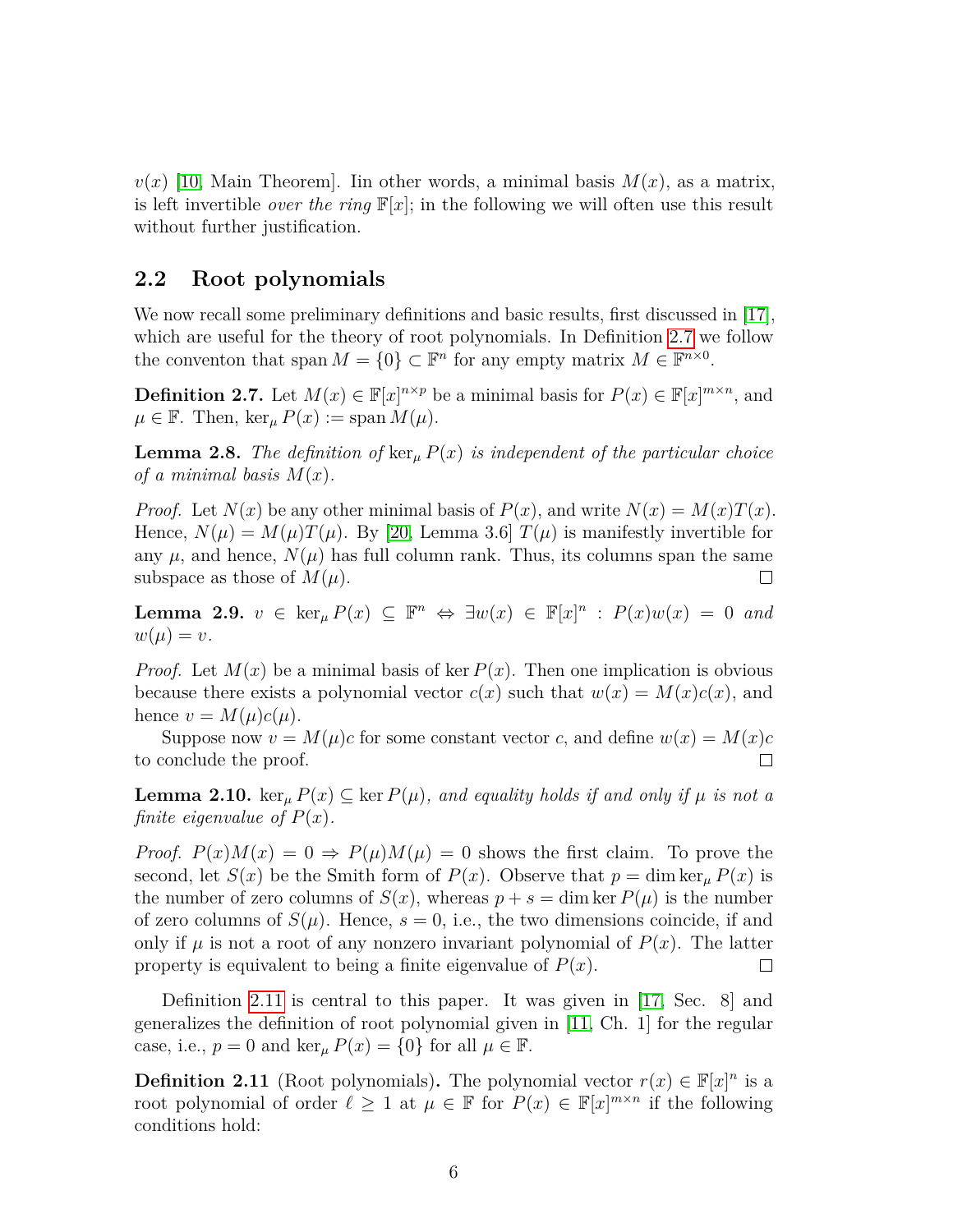$v(x)$ [10, Main Theorem]. Iin other words, a minimal basis $M(x)$, as a matrix, is left invertible *over the ring* $\mathbb{F}[x]$; in the following we will often use this result without further justification.

## 2.2 Root polynomials

We now recall some preliminary definitions and basic results, first discussed in [17], which are useful for the theory of root polynomials. In Definition 2.7 we follow the conventon that span $M = \{0\} \subset \mathbb{F}^n$ for any empty matrix $M \in \mathbb{F}^{n\times 0}$.

**Definition 2.7.** Let $M(x) \in \mathbb{F}[x]^{n\times p}$ be a minimal basis for $P(x) \in \mathbb{F}[x]^{m\times n}$, and $\mu \in \mathbb{F}$. Then, $\ker_\mu P(x) := \operatorname{span} M(\mu)$.

**Lemma 2.8.** *The definition of* $\ker_\mu P(x)$ *is independent of the particular choice of a minimal basis* $M(x)$*.*

*Proof.* Let $N(x)$ be any other minimal basis of $P(x)$, and write $N(x) = M(x)T(x)$. Hence, $N(\mu) = M(\mu)T(\mu)$. By [20, Lemma 3.6] $T(\mu)$ is manifestly invertible for any $\mu$, and hence, $N(\mu)$ has full column rank. Thus, its columns span the same subspace as those of $M(\mu)$. $\square$

**Lemma 2.9.** $v \in \ker_\mu P(x) \subseteq \mathbb{F}^n \Leftrightarrow \exists w(x) \in \mathbb{F}[x]^n : P(x)w(x) = 0$ *and* $w(\mu) = v$*.*

*Proof.* Let $M(x)$ be a minimal basis of $\ker P(x)$. Then one implication is obvious because there exists a polynomial vector $c(x)$ such that $w(x) = M(x)c(x)$, and hence $v = M(\mu)c(\mu)$.

Suppose now $v = M(\mu)c$ for some constant vector $c$, and define $w(x) = M(x)c$ to conclude the proof. $\square$

**Lemma 2.10.** $\ker_\mu P(x) \subseteq \ker P(\mu)$*, and equality holds if and only if* $\mu$ *is not a finite eigenvalue of* $P(x)$*.*

*Proof.* $P(x)M(x) = 0 \Rightarrow P(\mu)M(\mu) = 0$ shows the first claim. To prove the second, let $S(x)$ be the Smith form of $P(x)$. Observe that $p = \dim \ker_\mu P(x)$ is the number of zero columns of $S(x)$, whereas $p + s = \dim \ker P(\mu)$ is the number of zero columns of $S(\mu)$. Hence, $s = 0$, i.e., the two dimensions coincide, if and only if $\mu$ is not a root of any nonzero invariant polynomial of $P(x)$. The latter property is equivalent to being a finite eigenvalue of $P(x)$. $\square$

Definition 2.11 is central to this paper. It was given in [17, Sec. 8] and generalizes the definition of root polynomial given in [11, Ch. 1] for the regular case, i.e., $p = 0$ and $\ker_\mu P(x) = \{0\}$ for all $\mu \in \mathbb{F}$.

**Definition 2.11** (Root polynomials)**.** The polynomial vector $r(x) \in \mathbb{F}[x]^n$ is a root polynomial of order $\ell \geq 1$ at $\mu \in \mathbb{F}$ for $P(x) \in \mathbb{F}[x]^{m\times n}$ if the following conditions hold: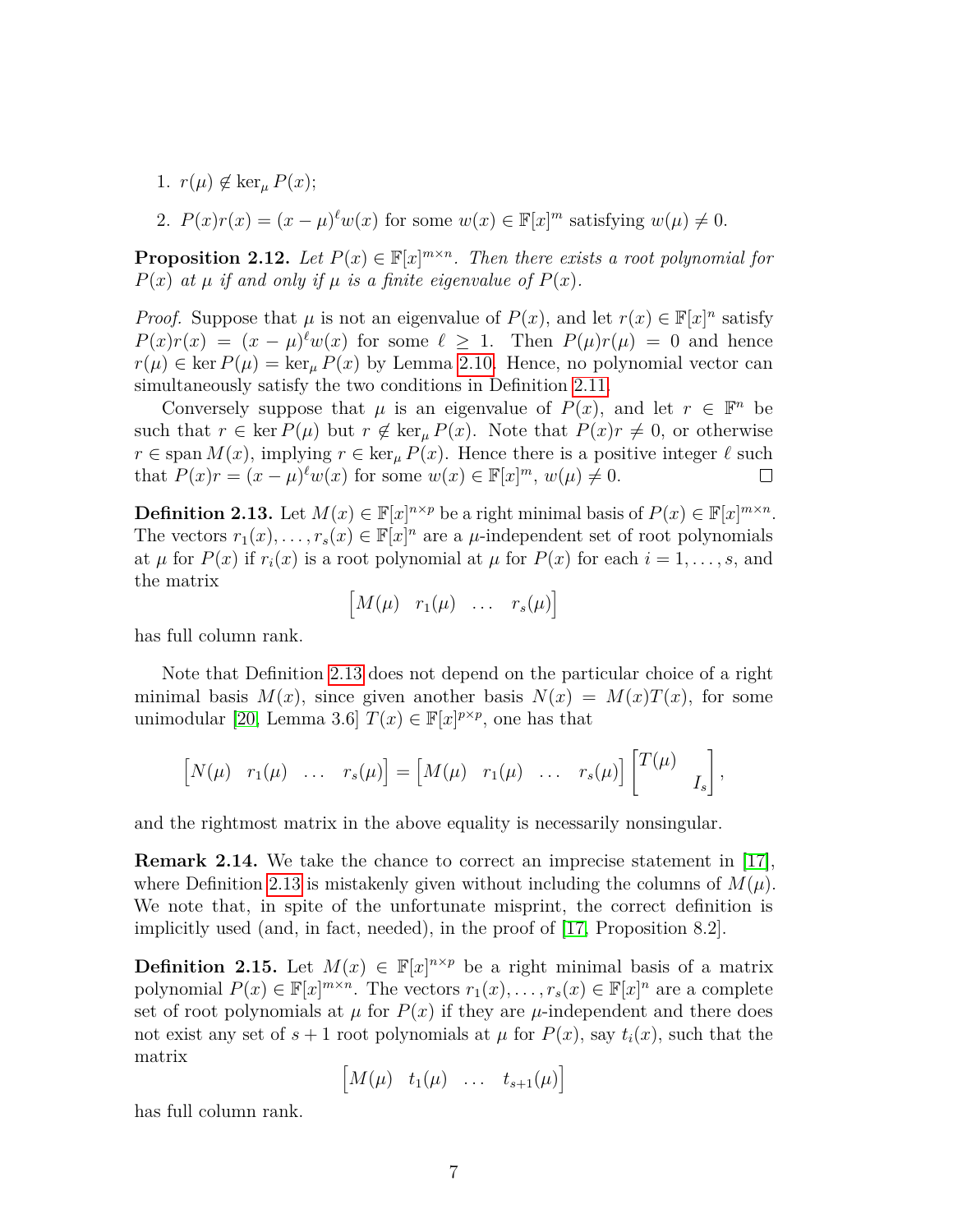1. $r(\mu) \notin \ker_\mu P(x)$;

2. $P(x)r(x) = (x-\mu)^\ell w(x)$ for some $w(x) \in \mathbb{F}[x]^m$ satisfying $w(\mu) \neq 0$.

**Proposition 2.12.** *Let $P(x) \in \mathbb{F}[x]^{m\times n}$. Then there exists a root polynomial for $P(x)$ at $\mu$ if and only if $\mu$ is a finite eigenvalue of $P(x)$.*

*Proof.* Suppose that $\mu$ is not an eigenvalue of $P(x)$, and let $r(x) \in \mathbb{F}[x]^n$ satisfy $P(x)r(x) = (x-\mu)^\ell w(x)$ for some $\ell \geq 1$. Then $P(\mu)r(\mu) = 0$ and hence $r(\mu) \in \ker P(\mu) = \ker_\mu P(x)$ by Lemma 2.10. Hence, no polynomial vector can simultaneously satisfy the two conditions in Definition 2.11.

Conversely suppose that $\mu$ is an eigenvalue of $P(x)$, and let $r \in \mathbb{F}^n$ be such that $r \in \ker P(\mu)$ but $r \notin \ker_\mu P(x)$. Note that $P(x)r \neq 0$, or otherwise $r \in \operatorname{span} M(x)$, implying $r \in \ker_\mu P(x)$. Hence there is a positive integer $\ell$ such that $P(x)r = (x-\mu)^\ell w(x)$ for some $w(x) \in \mathbb{F}[x]^m$, $w(\mu) \neq 0$. $\square$

**Definition 2.13.** Let $M(x) \in \mathbb{F}[x]^{n\times p}$ be a right minimal basis of $P(x) \in \mathbb{F}[x]^{m\times n}$. The vectors $r_1(x), \ldots, r_s(x) \in \mathbb{F}[x]^n$ are a $\mu$-independent set of root polynomials at $\mu$ for $P(x)$ if $r_i(x)$ is a root polynomial at $\mu$ for $P(x)$ for each $i = 1, \ldots, s$, and the matrix

$$\begin{bmatrix} M(\mu) & r_1(\mu) & \ldots & r_s(\mu) \end{bmatrix}$$

has full column rank.

Note that Definition 2.13 does not depend on the particular choice of a right minimal basis $M(x)$, since given another basis $N(x) = M(x)T(x)$, for some unimodular [20, Lemma 3.6] $T(x) \in \mathbb{F}[x]^{p\times p}$, one has that

$$\begin{bmatrix} N(\mu) & r_1(\mu) & \ldots & r_s(\mu) \end{bmatrix} = \begin{bmatrix} M(\mu) & r_1(\mu) & \ldots & r_s(\mu) \end{bmatrix} \begin{bmatrix} T(\mu) & \\ & I_s \end{bmatrix},$$

and the rightmost matrix in the above equality is necessarily nonsingular.

**Remark 2.14.** We take the chance to correct an imprecise statement in [17], where Definition 2.13 is mistakenly given without including the columns of $M(\mu)$. We note that, in spite of the unfortunate misprint, the correct definition is implicitly used (and, in fact, needed), in the proof of [17, Proposition 8.2].

**Definition 2.15.** Let $M(x) \in \mathbb{F}[x]^{n\times p}$ be a right minimal basis of a matrix polynomial $P(x) \in \mathbb{F}[x]^{m\times n}$. The vectors $r_1(x), \ldots, r_s(x) \in \mathbb{F}[x]^n$ are a complete set of root polynomials at $\mu$ for $P(x)$ if they are $\mu$-independent and there does not exist any set of $s+1$ root polynomials at $\mu$ for $P(x)$, say $t_i(x)$, such that the matrix

$$\begin{bmatrix} M(\mu) & t_1(\mu) & \ldots & t_{s+1}(\mu) \end{bmatrix}$$

has full column rank.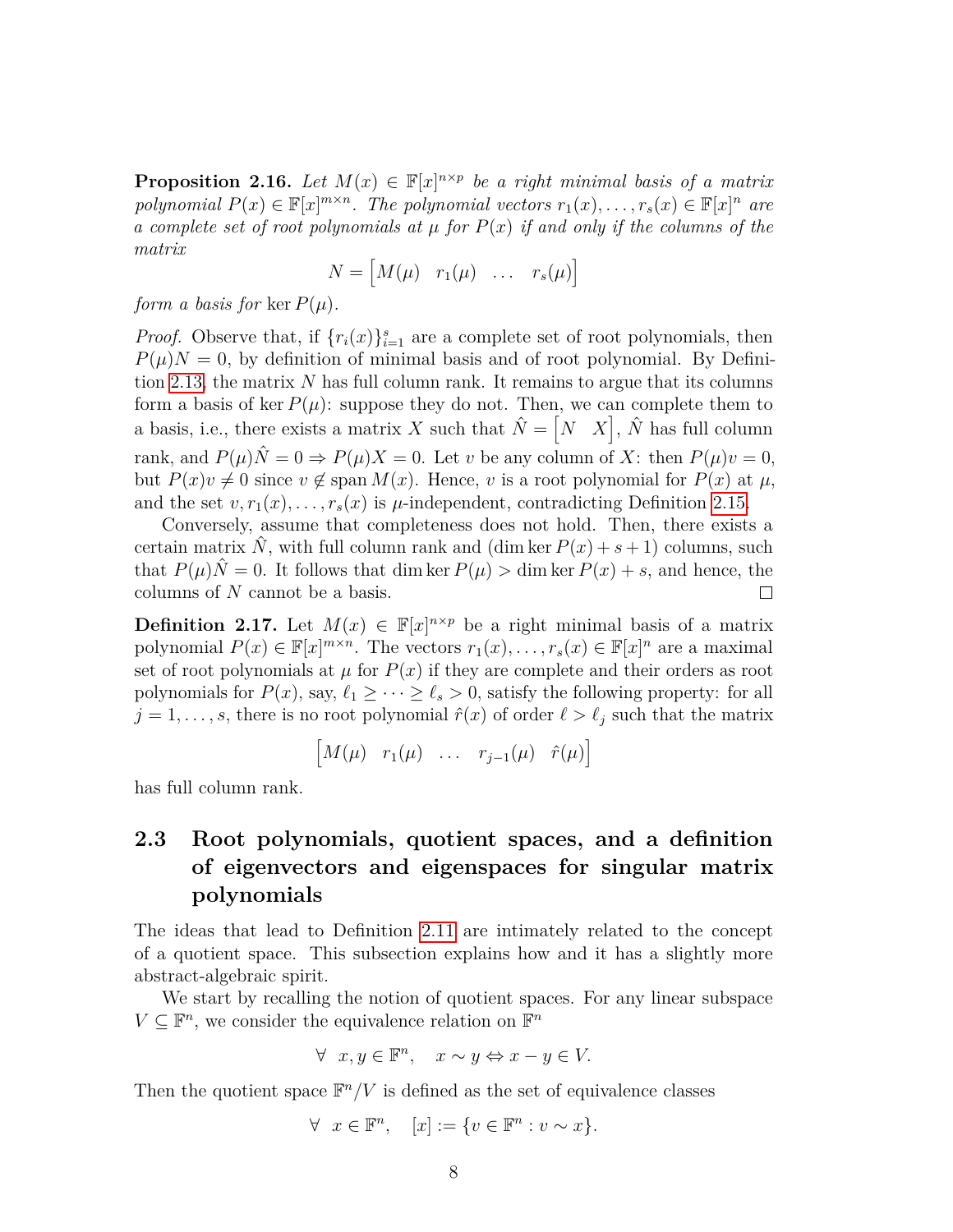**Proposition 2.16.** *Let $M(x) \in \mathbb{F}[x]^{n\times p}$ be a right minimal basis of a matrix polynomial $P(x) \in \mathbb{F}[x]^{m\times n}$. The polynomial vectors $r_1(x), \dots, r_s(x) \in \mathbb{F}[x]^n$ are a complete set of root polynomials at $\mu$ for $P(x)$ if and only if the columns of the matrix*

$$N = \begin{bmatrix} M(\mu) & r_1(\mu) & \dots & r_s(\mu) \end{bmatrix}$$

*form a basis for* $\ker P(\mu)$.

*Proof.* Observe that, if $\{r_i(x)\}_{i=1}^s$ are a complete set of root polynomials, then $P(\mu)N = 0$, by definition of minimal basis and of root polynomial. By Definition 2.13, the matrix $N$ has full column rank. It remains to argue that its columns form a basis of $\ker P(\mu)$: suppose they do not. Then, we can complete them to a basis, i.e., there exists a matrix $X$ such that $\hat{N} = \begin{bmatrix} N & X \end{bmatrix}$, $\hat{N}$ has full column rank, and $P(\mu)\hat{N} = 0 \Rightarrow P(\mu)X = 0$. Let $v$ be any column of $X$: then $P(\mu)v = 0$, but $P(x)v \neq 0$ since $v \notin \operatorname{span} M(x)$. Hence, $v$ is a root polynomial for $P(x)$ at $\mu$, and the set $v, r_1(x), \dots, r_s(x)$ is $\mu$-independent, contradicting Definition 2.15.

Conversely, assume that completeness does not hold. Then, there exists a certain matrix $\hat{N}$, with full column rank and $(\dim \ker P(x) + s + 1)$ columns, such that $P(\mu)\hat{N} = 0$. It follows that $\dim \ker P(\mu) > \dim \ker P(x) + s$, and hence, the columns of $N$ cannot be a basis. □

**Definition 2.17.** Let $M(x) \in \mathbb{F}[x]^{n\times p}$ be a right minimal basis of a matrix polynomial $P(x) \in \mathbb{F}[x]^{m\times n}$. The vectors $r_1(x), \dots, r_s(x) \in \mathbb{F}[x]^n$ are a maximal set of root polynomials at $\mu$ for $P(x)$ if they are complete and their orders as root polynomials for $P(x)$, say, $\ell_1 \geq \dots \geq \ell_s > 0$, satisfy the following property: for all $j = 1, \dots, s$, there is no root polynomial $\hat{r}(x)$ of order $\ell > \ell_j$ such that the matrix

$$\begin{bmatrix} M(\mu) & r_1(\mu) & \dots & r_{j-1}(\mu) & \hat{r}(\mu) \end{bmatrix}$$

has full column rank.

## 2.3 Root polynomials, quotient spaces, and a definition of eigenvectors and eigenspaces for singular matrix polynomials

The ideas that lead to Definition 2.11 are intimately related to the concept of a quotient space. This subsection explains how and it has a slightly more abstract-algebraic spirit.

We start by recalling the notion of quotient spaces. For any linear subspace $V \subseteq \mathbb{F}^n$, we consider the equivalence relation on $\mathbb{F}^n$

$$\forall \;\; x, y \in \mathbb{F}^n, \quad x \sim y \Leftrightarrow x - y \in V.$$

Then the quotient space $\mathbb{F}^n/V$ is defined as the set of equivalence classes

$$\forall \;\; x \in \mathbb{F}^n, \quad [x] := \{v \in \mathbb{F}^n : v \sim x\}.$$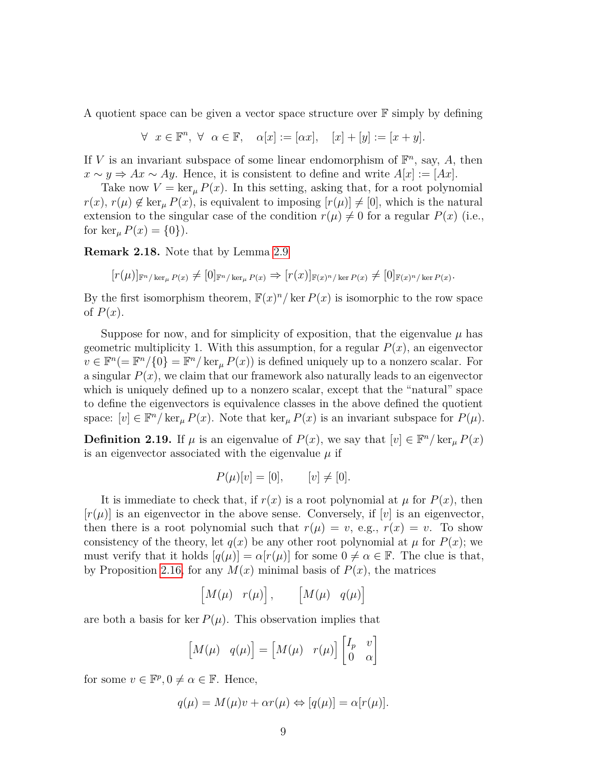A quotient space can be given a vector space structure over $\mathbb{F}$ simply by defining

$$\forall \; x \in \mathbb{F}^n, \; \forall \; \alpha \in \mathbb{F}, \quad \alpha[x] := [\alpha x], \quad [x] + [y] := [x + y].$$

If $V$ is an invariant subspace of some linear endomorphism of $\mathbb{F}^n$, say, $A$, then $x \sim y \Rightarrow Ax \sim Ay$. Hence, it is consistent to define and write $A[x] := [Ax]$.

Take now $V = \ker_\mu P(x)$. In this setting, asking that, for a root polynomial $r(x)$, $r(\mu) \notin \ker_\mu P(x)$, is equivalent to imposing $[r(\mu)] \neq [0]$, which is the natural extension to the singular case of the condition $r(\mu) \neq 0$ for a regular $P(x)$ (i.e., for $\ker_\mu P(x) = \{0\}$).

**Remark 2.18.** Note that by Lemma 2.9

$$[r(\mu)]_{\mathbb{F}^n / \ker_\mu P(x)} \neq [0]_{\mathbb{F}^n / \ker_\mu P(x)} \Rightarrow [r(x)]_{\mathbb{F}(x)^n / \ker P(x)} \neq [0]_{\mathbb{F}(x)^n / \ker P(x)}.$$

By the first isomorphism theorem, $\mathbb{F}(x)^n / \ker P(x)$ is isomorphic to the row space of $P(x)$.

Suppose for now, and for simplicity of exposition, that the eigenvalue $\mu$ has geometric multiplicity 1. With this assumption, for a regular $P(x)$, an eigenvector $v \in \mathbb{F}^n (= \mathbb{F}^n/\{0\} = \mathbb{F}^n / \ker_\mu P(x))$ is defined uniquely up to a nonzero scalar. For a singular $P(x)$, we claim that our framework also naturally leads to an eigenvector which is uniquely defined up to a nonzero scalar, except that the "natural" space to define the eigenvectors is equivalence classes in the above defined the quotient space: $[v] \in \mathbb{F}^n / \ker_\mu P(x)$. Note that $\ker_\mu P(x)$ is an invariant subspace for $P(\mu)$.

**Definition 2.19.** If $\mu$ is an eigenvalue of $P(x)$, we say that $[v] \in \mathbb{F}^n / \ker_\mu P(x)$ is an eigenvector associated with the eigenvalue $\mu$ if

$$P(\mu)[v] = [0], \qquad [v] \neq [0].$$

It is immediate to check that, if $r(x)$ is a root polynomial at $\mu$ for $P(x)$, then $[r(\mu)]$ is an eigenvector in the above sense. Conversely, if $[v]$ is an eigenvector, then there is a root polynomial such that $r(\mu) = v$, e.g., $r(x) = v$. To show consistency of the theory, let $q(x)$ be any other root polynomial at $\mu$ for $P(x)$; we must verify that it holds $[q(\mu)] = \alpha[r(\mu)]$ for some $0 \neq \alpha \in \mathbb{F}$. The clue is that, by Proposition 2.16, for any $M(x)$ minimal basis of $P(x)$, the matrices

$$\begin{bmatrix} M(\mu) & r(\mu) \end{bmatrix}, \qquad \begin{bmatrix} M(\mu) & q(\mu) \end{bmatrix}$$

are both a basis for $\ker P(\mu)$. This observation implies that

$$\begin{bmatrix} M(\mu) & q(\mu) \end{bmatrix} = \begin{bmatrix} M(\mu) & r(\mu) \end{bmatrix} \begin{bmatrix} I_p & v \\ 0 & \alpha \end{bmatrix}$$

for some $v \in \mathbb{F}^p, 0 \neq \alpha \in \mathbb{F}$. Hence,

$$q(\mu) = M(\mu)v + \alpha r(\mu) \Leftrightarrow [q(\mu)] = \alpha[r(\mu)].$$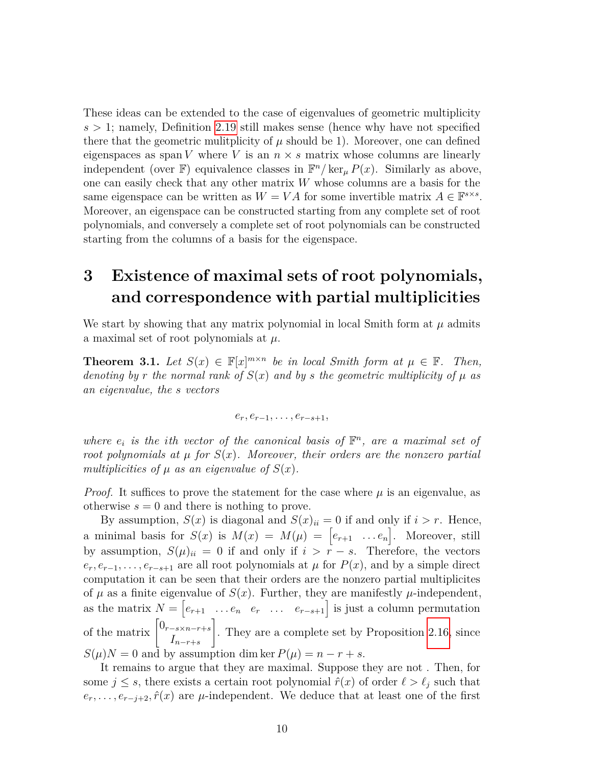These ideas can be extended to the case of eigenvalues of geometric multiplicity $s > 1$; namely, Definition 2.19 still makes sense (hence why have not specified there that the geometric mulitplicity of $\mu$ should be 1). Moreover, one can defined eigenspaces as span $V$ where $V$ is an $n \times s$ matrix whose columns are linearly independent (over $\mathbb{F}$) equivalence classes in $\mathbb{F}^n / \ker_\mu P(x)$. Similarly as above, one can easily check that any other matrix $W$ whose columns are a basis for the same eigenspace can be written as $W = VA$ for some invertible matrix $A \in \mathbb{F}^{s \times s}$. Moreover, an eigenspace can be constructed starting from any complete set of root polynomials, and conversely a complete set of root polynomials can be constructed starting from the columns of a basis for the eigenspace.

# 3 Existence of maximal sets of root polynomials, and correspondence with partial multiplicities

We start by showing that any matrix polynomial in local Smith form at $\mu$ admits a maximal set of root polynomials at $\mu$.

**Theorem 3.1.** *Let $S(x) \in \mathbb{F}[x]^{m \times n}$ be in local Smith form at $\mu \in \mathbb{F}$. Then, denoting by $r$ the normal rank of $S(x)$ and by $s$ the geometric multiplicity of $\mu$ as an eigenvalue, the $s$ vectors*

$$e_r, e_{r-1}, \ldots, e_{r-s+1},$$

*where $e_i$ is the $i$th vector of the canonical basis of $\mathbb{F}^n$, are a maximal set of root polynomials at $\mu$ for $S(x)$. Moreover, their orders are the nonzero partial multiplicities of $\mu$ as an eigenvalue of $S(x)$.*

*Proof.* It suffices to prove the statement for the case where $\mu$ is an eigenvalue, as otherwise $s = 0$ and there is nothing to prove.

By assumption, $S(x)$ is diagonal and $S(x)_{ii} = 0$ if and only if $i > r$. Hence, a minimal basis for $S(x)$ is $M(x) = M(\mu) = \begin{bmatrix} e_{r+1} & \ldots e_n \end{bmatrix}$. Moreover, still by assumption, $S(\mu)_{ii} = 0$ if and only if $i > r - s$. Therefore, the vectors $e_r, e_{r-1}, \ldots, e_{r-s+1}$ are all root polynomials at $\mu$ for $P(x)$, and by a simple direct computation it can be seen that their orders are the nonzero partial multiplicites of $\mu$ as a finite eigenvalue of $S(x)$. Further, they are manifestly $\mu$-independent, as the matrix $N = \begin{bmatrix} e_{r+1} & \ldots e_n & e_r & \ldots & e_{r-s+1} \end{bmatrix}$ is just a column permutation of the matrix $\begin{bmatrix} 0_{r-s \times n-r+s} \\ I_{n-r+s} \end{bmatrix}$. They are a complete set by Proposition 2.16, since $S(\mu)N = 0$ and by assumption $\dim \ker P(\mu) = n - r + s$.

It remains to argue that they are maximal. Suppose they are not . Then, for some $j \le s$, there exists a certain root polynomial $\hat{r}(x)$ of order $\ell > \ell_j$ such that $e_r, \ldots, e_{r-j+2}, \hat{r}(x)$ are $\mu$-independent. We deduce that at least one of the first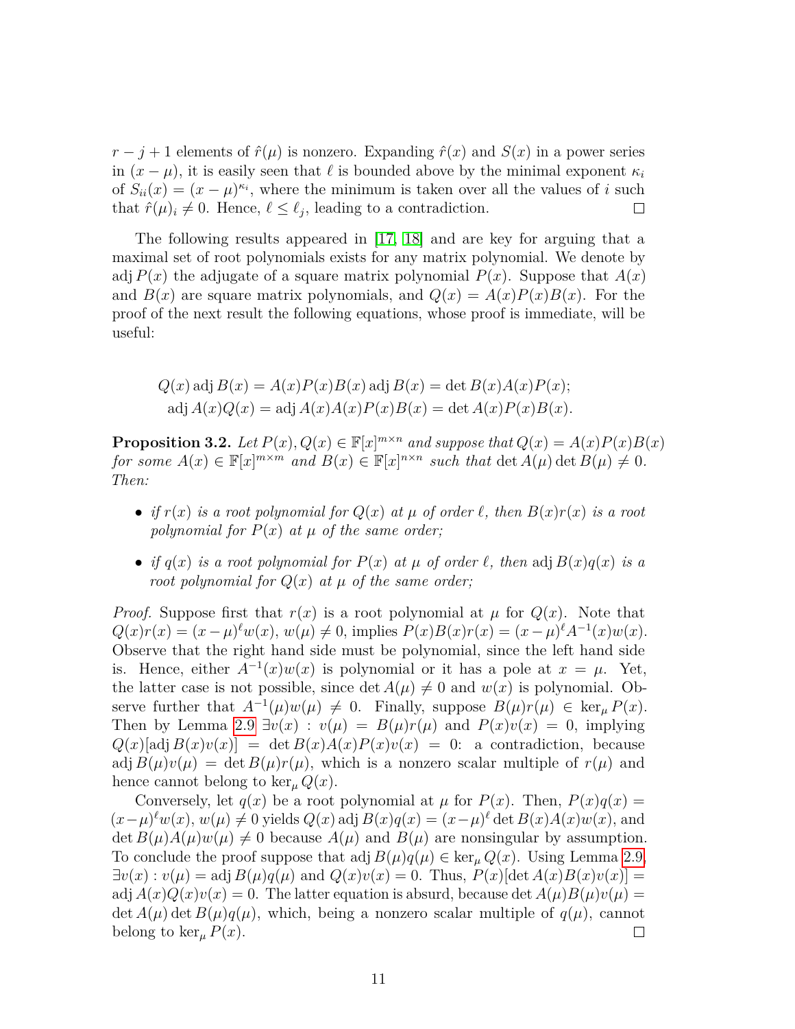$r-j+1$ elements of $\hat{r}(\mu)$ is nonzero. Expanding $\hat{r}(x)$ and $S(x)$ in a power series in $(x-\mu)$, it is easily seen that $\ell$ is bounded above by the minimal exponent $\kappa_i$ of $S_{ii}(x) = (x-\mu)^{\kappa_i}$, where the minimum is taken over all the values of $i$ such that $\hat{r}(\mu)_i \neq 0$. Hence, $\ell \leq \ell_j$, leading to a contradiction. ∎

The following results appeared in [17, 18] and are key for arguing that a maximal set of root polynomials exists for any matrix polynomial. We denote by $\operatorname{adj} P(x)$ the adjugate of a square matrix polynomial $P(x)$. Suppose that $A(x)$ and $B(x)$ are square matrix polynomials, and $Q(x) = A(x)P(x)B(x)$. For the proof of the next result the following equations, whose proof is immediate, will be useful:

$$Q(x) \operatorname{adj} B(x) = A(x)P(x)B(x) \operatorname{adj} B(x) = \det B(x) A(x)P(x);$$
$$\operatorname{adj} A(x) Q(x) = \operatorname{adj} A(x) A(x)P(x)B(x) = \det A(x) P(x)B(x).$$

**Proposition 3.2.** *Let $P(x), Q(x) \in \mathbb{F}[x]^{m\times n}$ and suppose that $Q(x) = A(x)P(x)B(x)$ for some $A(x) \in \mathbb{F}[x]^{m\times m}$ and $B(x) \in \mathbb{F}[x]^{n\times n}$ such that $\det A(\mu) \det B(\mu) \neq 0$. Then:*

- *if $r(x)$ is a root polynomial for $Q(x)$ at $\mu$ of order $\ell$, then $B(x)r(x)$ is a root polynomial for $P(x)$ at $\mu$ of the same order;*
- *if $q(x)$ is a root polynomial for $P(x)$ at $\mu$ of order $\ell$, then $\operatorname{adj} B(x)q(x)$ is a root polynomial for $Q(x)$ at $\mu$ of the same order;*

*Proof.* Suppose first that $r(x)$ is a root polynomial at $\mu$ for $Q(x)$. Note that $Q(x)r(x) = (x-\mu)^\ell w(x)$, $w(\mu) \neq 0$, implies $P(x)B(x)r(x) = (x-\mu)^\ell A^{-1}(x)w(x)$. Observe that the right hand side must be polynomial, since the left hand side is. Hence, either $A^{-1}(x)w(x)$ is polynomial or it has a pole at $x = \mu$. Yet, the latter case is not possible, since $\det A(\mu) \neq 0$ and $w(x)$ is polynomial. Observe further that $A^{-1}(\mu)w(\mu) \neq 0$. Finally, suppose $B(\mu)r(\mu) \in \ker_\mu P(x)$. Then by Lemma 2.9 $\exists v(x) : v(\mu) = B(\mu)r(\mu)$ and $P(x)v(x) = 0$, implying $Q(x)[\operatorname{adj} B(x)v(x)] = \det B(x)A(x)P(x)v(x) = 0$: a contradiction, because $\operatorname{adj} B(\mu)v(\mu) = \det B(\mu)r(\mu)$, which is a nonzero scalar multiple of $r(\mu)$ and hence cannot belong to $\ker_\mu Q(x)$.

Conversely, let $q(x)$ be a root polynomial at $\mu$ for $P(x)$. Then, $P(x)q(x) = (x-\mu)^\ell w(x)$, $w(\mu) \neq 0$ yields $Q(x) \operatorname{adj} B(x)q(x) = (x-\mu)^\ell \det B(x)A(x)w(x)$, and $\det B(\mu)A(\mu)w(\mu) \neq 0$ because $A(\mu)$ and $B(\mu)$ are nonsingular by assumption. To conclude the proof suppose that $\operatorname{adj} B(\mu)q(\mu) \in \ker_\mu Q(x)$. Using Lemma 2.9, $\exists v(x) : v(\mu) = \operatorname{adj} B(\mu)q(\mu)$ and $Q(x)v(x) = 0$. Thus, $P(x)[\det A(x)B(x)v(x)] = \operatorname{adj} A(x)Q(x)v(x) = 0$. The latter equation is absurd, because $\det A(\mu)B(\mu)v(\mu) = \det A(\mu) \det B(\mu)q(\mu)$, which, being a nonzero scalar multiple of $q(\mu)$, cannot belong to $\ker_\mu P(x)$. ∎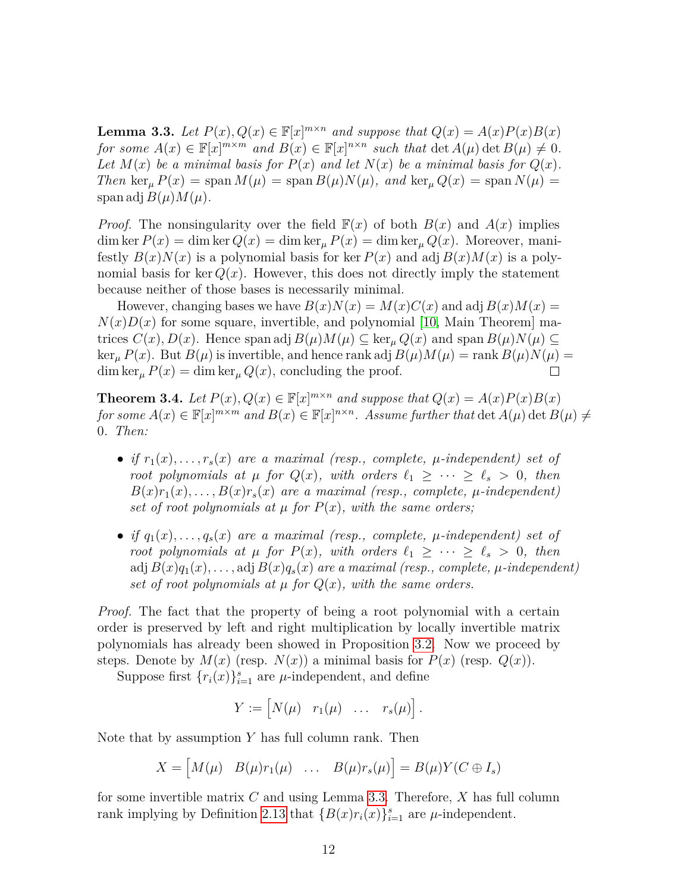**Lemma 3.3.** *Let $P(x), Q(x) \in \mathbb{F}[x]^{m\times n}$ and suppose that $Q(x) = A(x)P(x)B(x)$ for some $A(x) \in \mathbb{F}[x]^{m\times m}$ and $B(x) \in \mathbb{F}[x]^{n\times n}$ such that $\det A(\mu) \det B(\mu) \neq 0$. Let $M(x)$ be a minimal basis for $P(x)$ and let $N(x)$ be a minimal basis for $Q(x)$. Then $\ker_\mu P(x) = \operatorname{span} M(\mu) = \operatorname{span} B(\mu)N(\mu)$, and $\ker_\mu Q(x) = \operatorname{span} N(\mu) = \operatorname{span} \operatorname{adj} B(\mu)M(\mu)$.*

*Proof.* The nonsingularity over the field $\mathbb{F}(x)$ of both $B(x)$ and $A(x)$ implies $\dim \ker P(x) = \dim \ker Q(x) = \dim \ker_\mu P(x) = \dim \ker_\mu Q(x)$. Moreover, manifestly $B(x)N(x)$ is a polynomial basis for $\ker P(x)$ and $\operatorname{adj} B(x)M(x)$ is a polynomial basis for $\ker Q(x)$. However, this does not directly imply the statement because neither of those bases is necessarily minimal.

However, changing bases we have $B(x)N(x) = M(x)C(x)$ and $\operatorname{adj} B(x)M(x) = N(x)D(x)$ for some square, invertible, and polynomial [10, Main Theorem] matrices $C(x), D(x)$. Hence $\operatorname{span} \operatorname{adj} B(\mu)M(\mu) \subseteq \ker_\mu Q(x)$ and $\operatorname{span} B(\mu)N(\mu) \subseteq \ker_\mu P(x)$. But $B(\mu)$ is invertible, and hence $\operatorname{rank} \operatorname{adj} B(\mu)M(\mu) = \operatorname{rank} B(\mu)N(\mu) = \dim \ker_\mu P(x) = \dim \ker_\mu Q(x)$, concluding the proof. $\square$

**Theorem 3.4.** *Let $P(x), Q(x) \in \mathbb{F}[x]^{m\times n}$ and suppose that $Q(x) = A(x)P(x)B(x)$ for some $A(x) \in \mathbb{F}[x]^{m\times m}$ and $B(x) \in \mathbb{F}[x]^{n\times n}$. Assume further that $\det A(\mu) \det B(\mu) \neq 0$. Then:*

- *if $r_1(x), \dots, r_s(x)$ are a maximal (resp., complete, $\mu$-independent) set of root polynomials at $\mu$ for $Q(x)$, with orders $\ell_1 \geq \cdots \geq \ell_s > 0$, then $B(x)r_1(x), \dots, B(x)r_s(x)$ are a maximal (resp., complete, $\mu$-independent) set of root polynomials at $\mu$ for $P(x)$, with the same orders;*
- *if $q_1(x), \dots, q_s(x)$ are a maximal (resp., complete, $\mu$-independent) set of root polynomials at $\mu$ for $P(x)$, with orders $\ell_1 \geq \cdots \geq \ell_s > 0$, then $\operatorname{adj} B(x)q_1(x), \dots, \operatorname{adj} B(x)q_s(x)$ are a maximal (resp., complete, $\mu$-independent) set of root polynomials at $\mu$ for $Q(x)$, with the same orders.*

*Proof.* The fact that the property of being a root polynomial with a certain order is preserved by left and right multiplication by locally invertible matrix polynomials has already been showed in Proposition 3.2. Now we proceed by steps. Denote by $M(x)$ (resp. $N(x)$) a minimal basis for $P(x)$ (resp. $Q(x)$).

Suppose first $\{r_i(x)\}_{i=1}^s$ are $\mu$-independent, and define

$$Y := \begin{bmatrix} N(\mu) & r_1(\mu) & \dots & r_s(\mu) \end{bmatrix}.$$

Note that by assumption $Y$ has full column rank. Then

$$X = \begin{bmatrix} M(\mu) & B(\mu)r_1(\mu) & \dots & B(\mu)r_s(\mu) \end{bmatrix} = B(\mu)Y(C \oplus I_s)$$

for some invertible matrix $C$ and using Lemma 3.3. Therefore, $X$ has full column rank implying by Definition 2.13 that $\{B(x)r_i(x)\}_{i=1}^s$ are $\mu$-independent.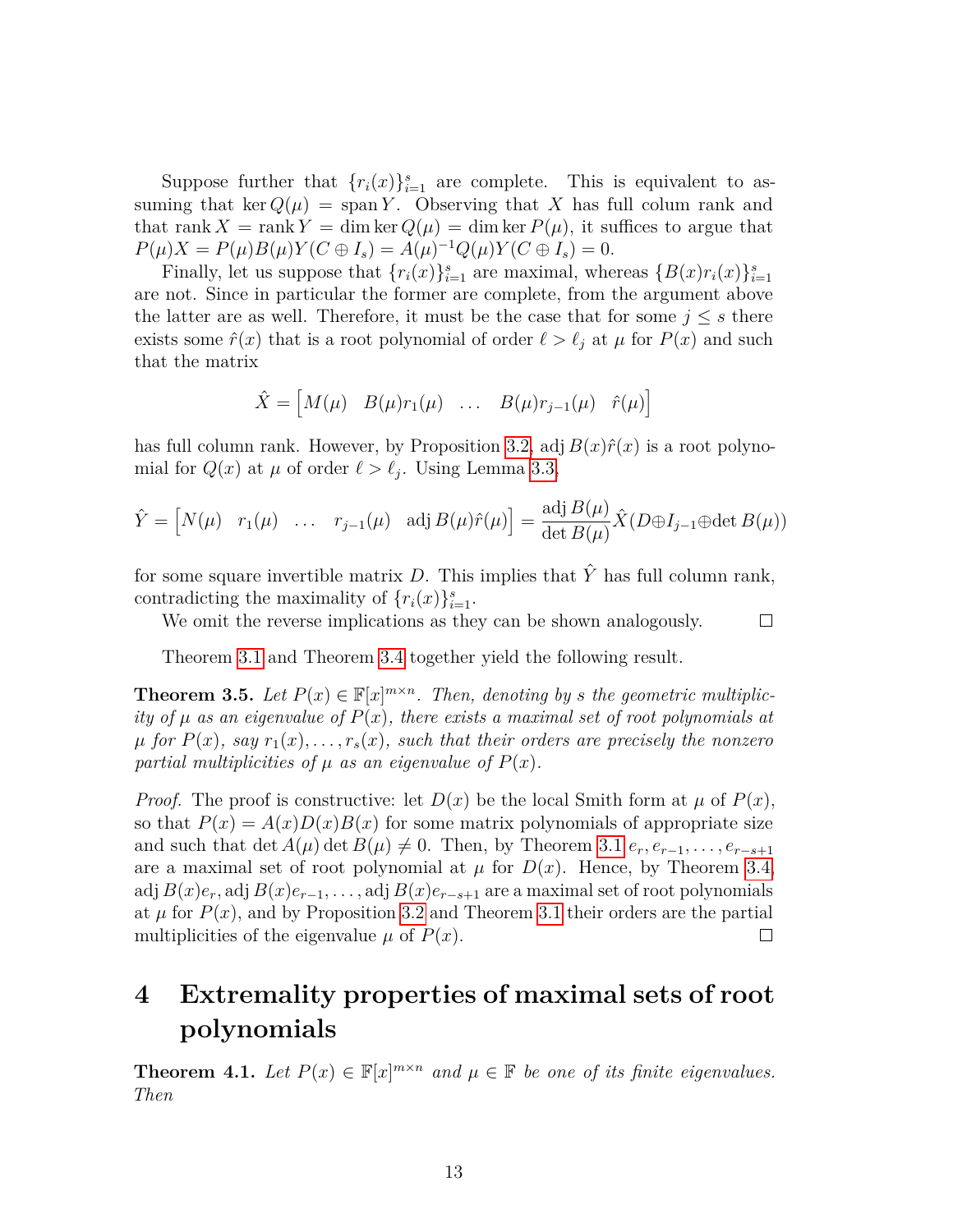Suppose further that $\{r_i(x)\}_{i=1}^s$ are complete. This is equivalent to assuming that $\ker Q(\mu) = \operatorname{span} Y$. Observing that $X$ has full colum rank and that $\operatorname{rank} X = \operatorname{rank} Y = \dim \ker Q(\mu) = \dim \ker P(\mu)$, it suffices to argue that $P(\mu)X = P(\mu)B(\mu)Y(C \oplus I_s) = A(\mu)^{-1}Q(\mu)Y(C \oplus I_s) = 0$.

Finally, let us suppose that $\{r_i(x)\}_{i=1}^s$ are maximal, whereas $\{B(x)r_i(x)\}_{i=1}^s$ are not. Since in particular the former are complete, from the argument above the latter are as well. Therefore, it must be the case that for some $j \leq s$ there exists some $\hat{r}(x)$ that is a root polynomial of order $\ell > \ell_j$ at $\mu$ for $P(x)$ and such that the matrix

$$\hat{X} = \begin{bmatrix} M(\mu) & B(\mu)r_1(\mu) & \ldots & B(\mu)r_{j-1}(\mu) & \hat{r}(\mu) \end{bmatrix}$$

has full column rank. However, by Proposition 3.2, $\operatorname{adj} B(x)\hat{r}(x)$ is a root polynomial for $Q(x)$ at $\mu$ of order $\ell > \ell_j$. Using Lemma 3.3,

$$\hat{Y} = \begin{bmatrix} N(\mu) & r_1(\mu) & \ldots & r_{j-1}(\mu) & \operatorname{adj} B(\mu)\hat{r}(\mu) \end{bmatrix} = \frac{\operatorname{adj} B(\mu)}{\det B(\mu)} \hat{X}(D \oplus I_{j-1} \oplus \det B(\mu))$$

for some square invertible matrix $D$. This implies that $\hat{Y}$ has full column rank, contradicting the maximality of $\{r_i(x)\}_{i=1}^s$.

We omit the reverse implications as they can be shown analogously. $\square$

Theorem 3.1 and Theorem 3.4 together yield the following result.

**Theorem 3.5.** *Let $P(x) \in \mathbb{F}[x]^{m \times n}$. Then, denoting by $s$ the geometric multiplicity of $\mu$ as an eigenvalue of $P(x)$, there exists a maximal set of root polynomials at $\mu$ for $P(x)$, say $r_1(x), \ldots, r_s(x)$, such that their orders are precisely the nonzero partial multiplicities of $\mu$ as an eigenvalue of $P(x)$.*

*Proof.* The proof is constructive: let $D(x)$ be the local Smith form at $\mu$ of $P(x)$, so that $P(x) = A(x)D(x)B(x)$ for some matrix polynomials of appropriate size and such that $\det A(\mu) \det B(\mu) \neq 0$. Then, by Theorem 3.1 $e_r, e_{r-1}, \ldots, e_{r-s+1}$ are a maximal set of root polynomial at $\mu$ for $D(x)$. Hence, by Theorem 3.4, $\operatorname{adj} B(x)e_r, \operatorname{adj} B(x)e_{r-1}, \ldots, \operatorname{adj} B(x)e_{r-s+1}$ are a maximal set of root polynomials at $\mu$ for $P(x)$, and by Proposition 3.2 and Theorem 3.1 their orders are the partial multiplicities of the eigenvalue $\mu$ of $P(x)$. $\square$

# 4 Extremality properties of maximal sets of root polynomials

**Theorem 4.1.** *Let $P(x) \in \mathbb{F}[x]^{m \times n}$ and $\mu \in \mathbb{F}$ be one of its finite eigenvalues. Then*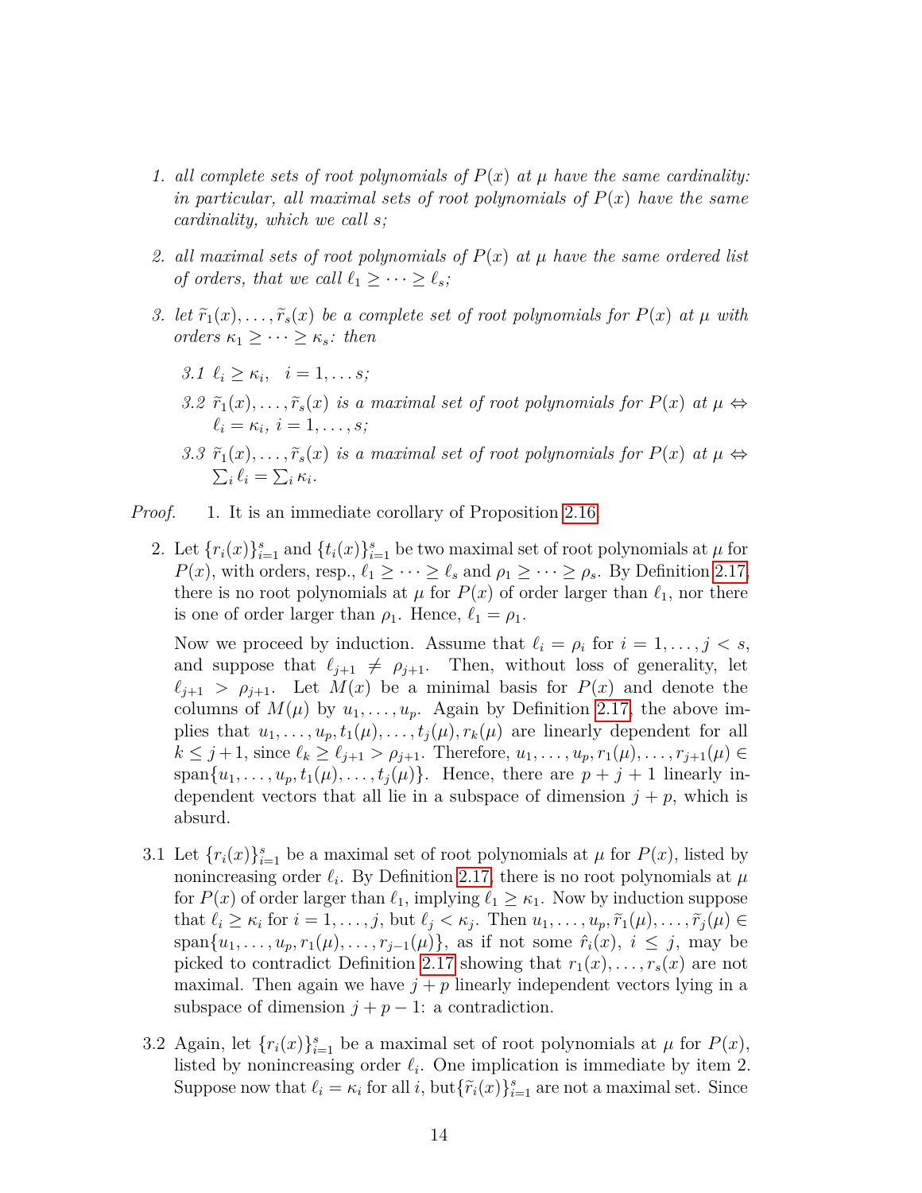1. *all complete sets of root polynomials of $P(x)$ at $\mu$ have the same cardinality: in particular, all maximal sets of root polynomials of $P(x)$ have the same cardinality, which we call $s$;*

2. *all maximal sets of root polynomials of $P(x)$ at $\mu$ have the same ordered list of orders, that we call $\ell_1 \geq \cdots \geq \ell_s$;*

3. *let $\widetilde{r}_1(x), \ldots, \widetilde{r}_s(x)$ be a complete set of root polynomials for $P(x)$ at $\mu$ with orders $\kappa_1 \geq \cdots \geq \kappa_s$: then*

   *3.1 $\ell_i \geq \kappa_i, \quad i = 1, \ldots s;$*

   *3.2 $\widetilde{r}_1(x), \ldots, \widetilde{r}_s(x)$ is a maximal set of root polynomials for $P(x)$ at $\mu$ $\Leftrightarrow$ $\ell_i = \kappa_i$, $i = 1, \ldots, s$;*

   *3.3 $\widetilde{r}_1(x), \ldots, \widetilde{r}_s(x)$ is a maximal set of root polynomials for $P(x)$ at $\mu$ $\Leftrightarrow$ $\sum_i \ell_i = \sum_i \kappa_i$.*

*Proof.* 1. It is an immediate corollary of Proposition 2.16.

2. Let $\{r_i(x)\}_{i=1}^s$ and $\{t_i(x)\}_{i=1}^s$ be two maximal set of root polynomials at $\mu$ for $P(x)$, with orders, resp., $\ell_1 \geq \cdots \geq \ell_s$ and $\rho_1 \geq \cdots \geq \rho_s$. By Definition 2.17, there is no root polynomials at $\mu$ for $P(x)$ of order larger than $\ell_1$, nor there is one of order larger than $\rho_1$. Hence, $\ell_1 = \rho_1$.

   Now we proceed by induction. Assume that $\ell_i = \rho_i$ for $i = 1, \ldots, j < s$, and suppose that $\ell_{j+1} \neq \rho_{j+1}$. Then, without loss of generality, let $\ell_{j+1} > \rho_{j+1}$. Let $M(x)$ be a minimal basis for $P(x)$ and denote the columns of $M(\mu)$ by $u_1, \ldots, u_p$. Again by Definition 2.17, the above implies that $u_1, \ldots, u_p, t_1(\mu), \ldots, t_j(\mu), r_k(\mu)$ are linearly dependent for all $k \leq j+1$, since $\ell_k \geq \ell_{j+1} > \rho_{j+1}$. Therefore, $u_1, \ldots, u_p, r_1(\mu), \ldots, r_{j+1}(\mu) \in \operatorname{span}\{u_1, \ldots, u_p, t_1(\mu), \ldots, t_j(\mu)\}$. Hence, there are $p + j + 1$ linearly independent vectors that all lie in a subspace of dimension $j + p$, which is absurd.

3.1 Let $\{r_i(x)\}_{i=1}^s$ be a maximal set of root polynomials at $\mu$ for $P(x)$, listed by nonincreasing order $\ell_i$. By Definition 2.17, there is no root polynomials at $\mu$ for $P(x)$ of order larger than $\ell_1$, implying $\ell_1 \geq \kappa_1$. Now by induction suppose that $\ell_i \geq \kappa_i$ for $i = 1, \ldots, j$, but $\ell_j < \kappa_j$. Then $u_1, \ldots, u_p, \widetilde{r}_1(\mu), \ldots, \widetilde{r}_j(\mu) \in \operatorname{span}\{u_1, \ldots, u_p, r_1(\mu), \ldots, r_{j-1}(\mu)\}$, as if not some $\hat{r}_i(x)$, $i \leq j$, may be picked to contradict Definition 2.17 showing that $r_1(x), \ldots, r_s(x)$ are not maximal. Then again we have $j + p$ linearly independent vectors lying in a subspace of dimension $j + p - 1$: a contradiction.

3.2 Again, let $\{r_i(x)\}_{i=1}^s$ be a maximal set of root polynomials at $\mu$ for $P(x)$, listed by nonincreasing order $\ell_i$. One implication is immediate by item 2. Suppose now that $\ell_i = \kappa_i$ for all $i$, but$\{\widetilde{r}_i(x)\}_{i=1}^s$ are not a maximal set. Since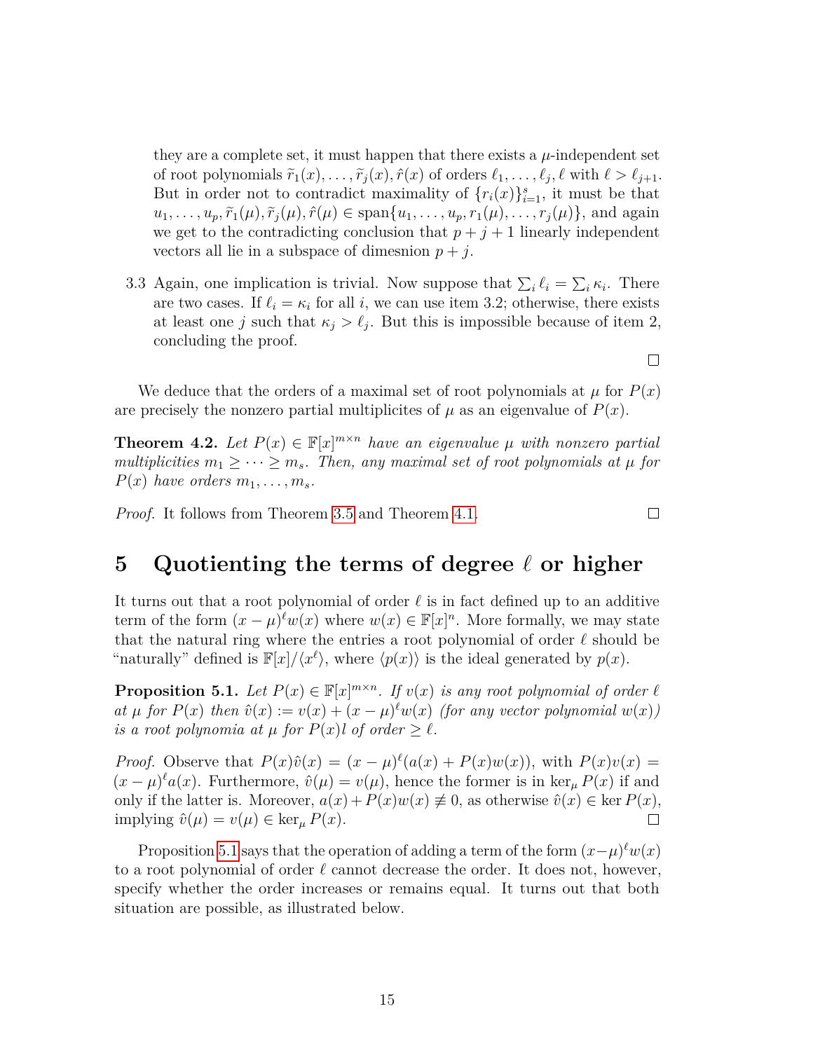they are a complete set, it must happen that there exists a $\mu$-independent set of root polynomials $\widetilde{r}_1(x), \dots, \widetilde{r}_j(x), \hat{r}(x)$ of orders $\ell_1, \dots, \ell_j, \ell$ with $\ell > \ell_{j+1}$. But in order not to contradict maximality of $\{r_i(x)\}_{i=1}^s$, it must be that $u_1, \dots, u_p, \widetilde{r}_1(\mu), \widetilde{r}_j(\mu), \hat{r}(\mu) \in \operatorname{span}\{u_1, \dots, u_p, r_1(\mu), \dots, r_j(\mu)\}$, and again we get to the contradicting conclusion that $p + j + 1$ linearly independent vectors all lie in a subspace of dimesnion $p + j$.

3.3 Again, one implication is trivial. Now suppose that $\sum_i \ell_i = \sum_i \kappa_i$. There are two cases. If $\ell_i = \kappa_i$ for all $i$, we can use item 3.2; otherwise, there exists at least one $j$ such that $\kappa_j > \ell_j$. But this is impossible because of item 2, concluding the proof.

$\square$

We deduce that the orders of a maximal set of root polynomials at $\mu$ for $P(x)$ are precisely the nonzero partial multiplicites of $\mu$ as an eigenvalue of $P(x)$.

**Theorem 4.2.** *Let $P(x) \in \mathbb{F}[x]^{m \times n}$ have an eigenvalue $\mu$ with nonzero partial multiplicities $m_1 \geq \dots \geq m_s$. Then, any maximal set of root polynomials at $\mu$ for $P(x)$ have orders $m_1, \dots, m_s$.*

*Proof.* It follows from Theorem 3.5 and Theorem 4.1. $\square$

# 5 Quotienting the terms of degree $\ell$ or higher

It turns out that a root polynomial of order $\ell$ is in fact defined up to an additive term of the form $(x - \mu)^\ell w(x)$ where $w(x) \in \mathbb{F}[x]^n$. More formally, we may state that the natural ring where the entries a root polynomial of order $\ell$ should be "naturally" defined is $\mathbb{F}[x]/\langle x^\ell \rangle$, where $\langle p(x) \rangle$ is the ideal generated by $p(x)$.

**Proposition 5.1.** *Let $P(x) \in \mathbb{F}[x]^{m \times n}$. If $v(x)$ is any root polynomial of order $\ell$ at $\mu$ for $P(x)$ then $\hat{v}(x) := v(x) + (x - \mu)^\ell w(x)$ (for any vector polynomial $w(x)$) is a root polynomia at $\mu$ for $P(x)l$ of order $\geq \ell$.*

*Proof.* Observe that $P(x)\hat{v}(x) = (x - \mu)^\ell (a(x) + P(x)w(x))$, with $P(x)v(x) = (x - \mu)^\ell a(x)$. Furthermore, $\hat{v}(\mu) = v(\mu)$, hence the former is in $\ker_\mu P(x)$ if and only if the latter is. Moreover, $a(x) + P(x)w(x) \not\equiv 0$, as otherwise $\hat{v}(x) \in \ker P(x)$, implying $\hat{v}(\mu) = v(\mu) \in \ker_\mu P(x)$. $\square$

Proposition 5.1 says that the operation of adding a term of the form $(x - \mu)^\ell w(x)$ to a root polynomial of order $\ell$ cannot decrease the order. It does not, however, specify whether the order increases or remains equal. It turns out that both situation are possible, as illustrated below.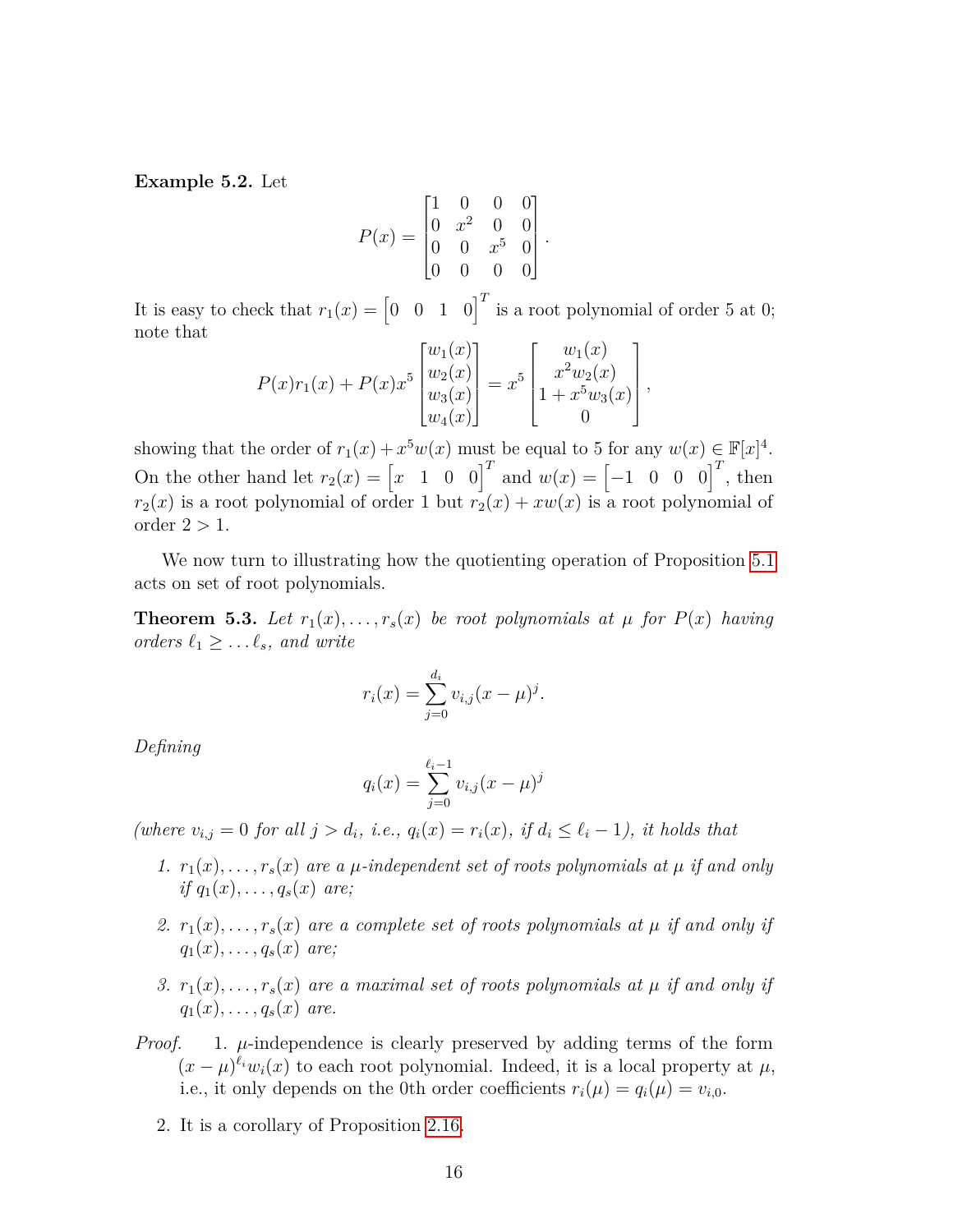**Example 5.2.** Let

$$P(x) = \begin{bmatrix} 1 & 0 & 0 & 0 \\ 0 & x^2 & 0 & 0 \\ 0 & 0 & x^5 & 0 \\ 0 & 0 & 0 & 0 \end{bmatrix}.$$

It is easy to check that $r_1(x) = \begin{bmatrix} 0 & 0 & 1 & 0 \end{bmatrix}^T$ is a root polynomial of order 5 at 0; note that

$$P(x)r_1(x) + P(x)x^5 \begin{bmatrix} w_1(x) \\ w_2(x) \\ w_3(x) \\ w_4(x) \end{bmatrix} = x^5 \begin{bmatrix} w_1(x) \\ x^2 w_2(x) \\ 1 + x^5 w_3(x) \\ 0 \end{bmatrix},$$

showing that the order of $r_1(x) + x^5 w(x)$ must be equal to 5 for any $w(x) \in \mathbb{F}[x]^4$. On the other hand let $r_2(x) = \begin{bmatrix} x & 1 & 0 & 0 \end{bmatrix}^T$ and $w(x) = \begin{bmatrix} -1 & 0 & 0 & 0 \end{bmatrix}^T$, then $r_2(x)$ is a root polynomial of order 1 but $r_2(x) + xw(x)$ is a root polynomial of order $2 > 1$.

We now turn to illustrating how the quotienting operation of Proposition 5.1 acts on set of root polynomials.

**Theorem 5.3.** *Let $r_1(x), \dots, r_s(x)$ be root polynomials at $\mu$ for $P(x)$ having orders $\ell_1 \geq \dots \ell_s$, and write*

$$r_i(x) = \sum_{j=0}^{d_i} v_{i,j}(x-\mu)^j.$$

*Defining*

$$q_i(x) = \sum_{j=0}^{\ell_i - 1} v_{i,j}(x-\mu)^j$$

*(where $v_{i,j} = 0$ for all $j > d_i$, i.e., $q_i(x) = r_i(x)$, if $d_i \leq \ell_i - 1$), it holds that*

1. *$r_1(x), \dots, r_s(x)$ are a $\mu$-independent set of roots polynomials at $\mu$ if and only if $q_1(x), \dots, q_s(x)$ are;*
2. *$r_1(x), \dots, r_s(x)$ are a complete set of roots polynomials at $\mu$ if and only if $q_1(x), \dots, q_s(x)$ are;*
3. *$r_1(x), \dots, r_s(x)$ are a maximal set of roots polynomials at $\mu$ if and only if $q_1(x), \dots, q_s(x)$ are.*

*Proof.*

1. $\mu$-independence is clearly preserved by adding terms of the form $(x-\mu)^{\ell_i} w_i(x)$ to each root polynomial. Indeed, it is a local property at $\mu$, i.e., it only depends on the 0th order coefficients $r_i(\mu) = q_i(\mu) = v_{i,0}$.
2. It is a corollary of Proposition 2.16.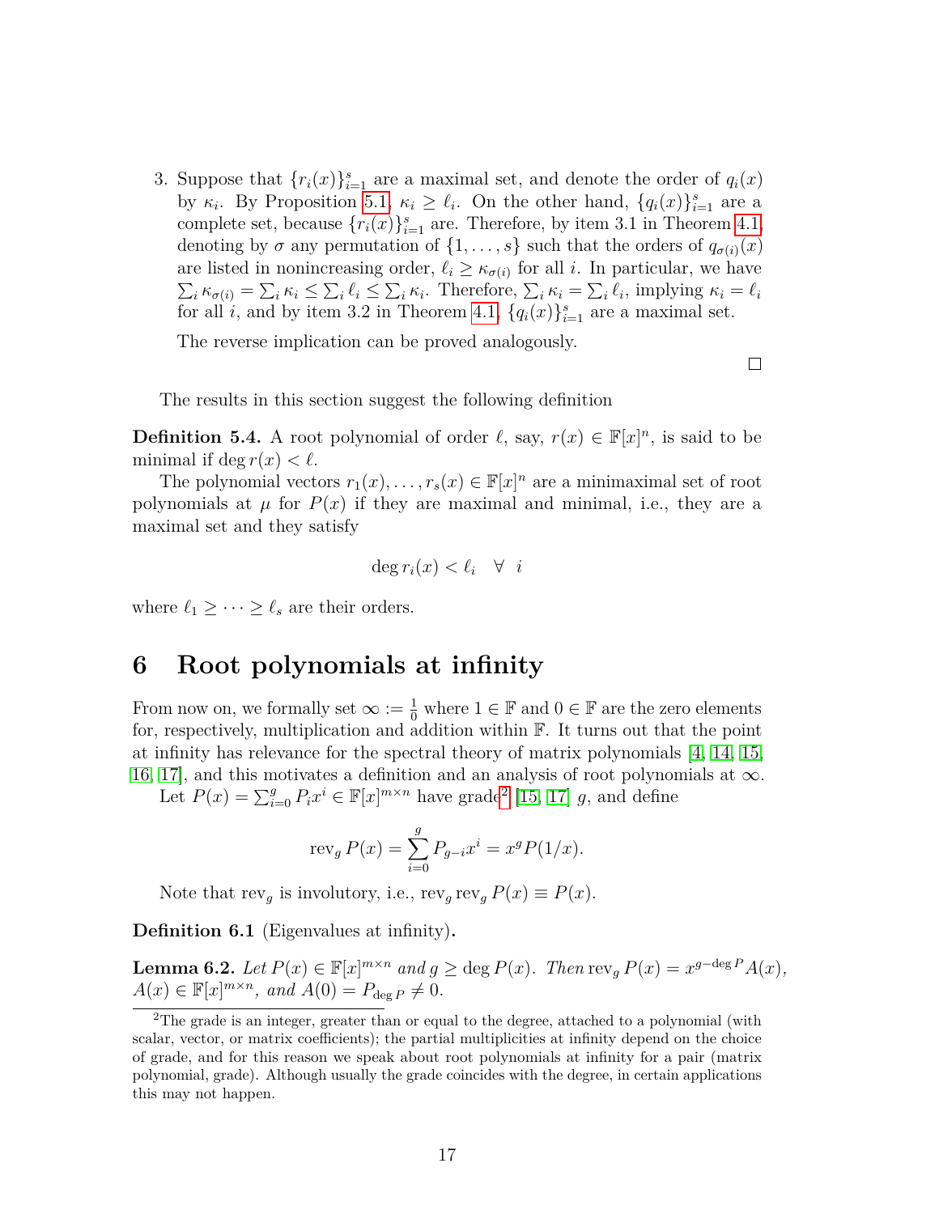3. Suppose that $\{r_i(x)\}_{i=1}^s$ are a maximal set, and denote the order of $q_i(x)$ by $\kappa_i$. By Proposition 5.1, $\kappa_i \geq \ell_i$. On the other hand, $\{q_i(x)\}_{i=1}^s$ are a complete set, because $\{r_i(x)\}_{i=1}^s$ are. Therefore, by item 3.1 in Theorem 4.1, denoting by $\sigma$ any permutation of $\{1, \ldots, s\}$ such that the orders of $q_{\sigma(i)}(x)$ are listed in nonincreasing order, $\ell_i \geq \kappa_{\sigma(i)}$ for all $i$. In particular, we have $\sum_i \kappa_{\sigma(i)} = \sum_i \kappa_i \leq \sum_i \ell_i \leq \sum_i \kappa_i$. Therefore, $\sum_i \kappa_i = \sum_i \ell_i$, implying $\kappa_i = \ell_i$ for all $i$, and by item 3.2 in Theorem 4.1, $\{q_i(x)\}_{i=1}^s$ are a maximal set.

   The reverse implication can be proved analogously.

□

The results in this section suggest the following definition

**Definition 5.4.** A root polynomial of order $\ell$, say, $r(x) \in \mathbb{F}[x]^n$, is said to be minimal if $\deg r(x) < \ell$.

The polynomial vectors $r_1(x), \ldots, r_s(x) \in \mathbb{F}[x]^n$ are a minimaximal set of root polynomials at $\mu$ for $P(x)$ if they are maximal and minimal, i.e., they are a maximal set and they satisfy

$$\deg r_i(x) < \ell_i \quad \forall \;\; i$$

where $\ell_1 \geq \cdots \geq \ell_s$ are their orders.

# 6 Root polynomials at infinity

From now on, we formally set $\infty := \frac{1}{0}$ where $1 \in \mathbb{F}$ and $0 \in \mathbb{F}$ are the zero elements for, respectively, multiplication and addition within $\mathbb{F}$. It turns out that the point at infinity has relevance for the spectral theory of matrix polynomials [4, 14, 15, 16, 17], and this motivates a definition and an analysis of root polynomials at $\infty$.

Let $P(x) = \sum_{i=0}^{g} P_i x^i \in \mathbb{F}[x]^{m \times n}$ have grade[2] [15, 17] $g$, and define

$$\operatorname{rev}_g P(x) = \sum_{i=0}^{g} P_{g-i} x^i = x^g P(1/x).$$

Note that $\operatorname{rev}_g$ is involutory, i.e., $\operatorname{rev}_g \operatorname{rev}_g P(x) \equiv P(x)$.

**Definition 6.1** (Eigenvalues at infinity)**.**

**Lemma 6.2.** *Let $P(x) \in \mathbb{F}[x]^{m \times n}$ and $g \geq \deg P(x)$. Then $\operatorname{rev}_g P(x) = x^{g - \deg P} A(x)$, $A(x) \in \mathbb{F}[x]^{m \times n}$, and $A(0) = P_{\deg P} \neq 0$.*

[2] The grade is an integer, greater than or equal to the degree, attached to a polynomial (with scalar, vector, or matrix coefficients); the partial multiplicities at infinity depend on the choice of grade, and for this reason we speak about root polynomials at infinity for a pair (matrix polynomial, grade). Although usually the grade coincides with the degree, in certain applications this may not happen.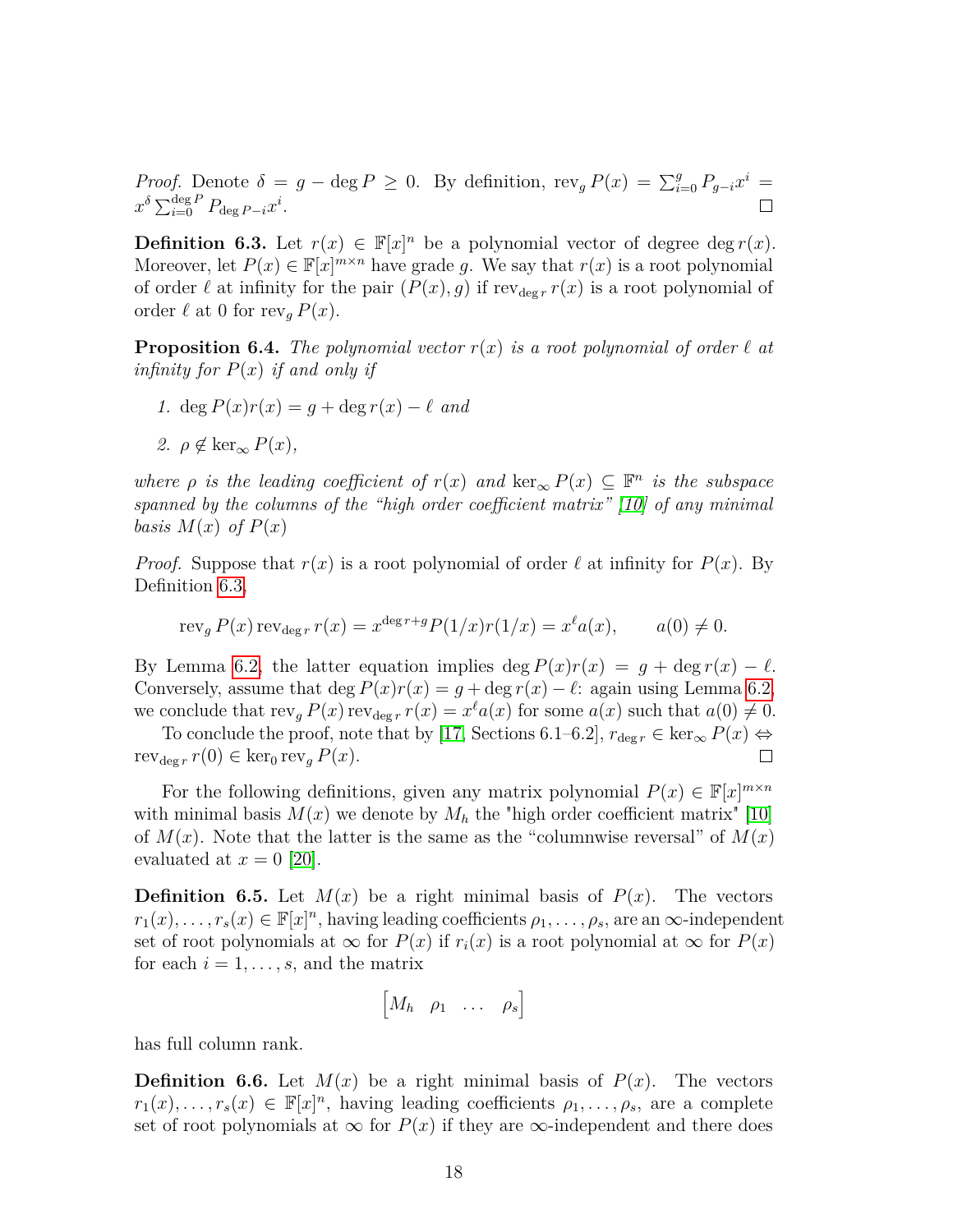*Proof.* Denote $\delta = g - \deg P \geq 0$. By definition, $\operatorname{rev}_g P(x) = \sum_{i=0}^{g} P_{g-i} x^i = x^\delta \sum_{i=0}^{\deg P} P_{\deg P - i} x^i$. □

**Definition 6.3.** Let $r(x) \in \mathbb{F}[x]^n$ be a polynomial vector of degree $\deg r(x)$. Moreover, let $P(x) \in \mathbb{F}[x]^{m \times n}$ have grade $g$. We say that $r(x)$ is a root polynomial of order $\ell$ at infinity for the pair $(P(x), g)$ if $\operatorname{rev}_{\deg r} r(x)$ is a root polynomial of order $\ell$ at 0 for $\operatorname{rev}_g P(x)$.

**Proposition 6.4.** *The polynomial vector $r(x)$ is a root polynomial of order $\ell$ at infinity for $P(x)$ if and only if*

1. $\deg P(x) r(x) = g + \deg r(x) - \ell$ *and*
2. $\rho \notin \ker_\infty P(x)$,

*where $\rho$ is the leading coefficient of $r(x)$ and $\ker_\infty P(x) \subseteq \mathbb{F}^n$ is the subspace spanned by the columns of the "high order coefficient matrix" [10] of any minimal basis $M(x)$ of $P(x)$*

*Proof.* Suppose that $r(x)$ is a root polynomial of order $\ell$ at infinity for $P(x)$. By Definition 6.3,

$$\operatorname{rev}_g P(x) \operatorname{rev}_{\deg r} r(x) = x^{\deg r + g} P(1/x) r(1/x) = x^\ell a(x), \qquad a(0) \neq 0.$$

By Lemma 6.2, the latter equation implies $\deg P(x) r(x) = g + \deg r(x) - \ell$. Conversely, assume that $\deg P(x) r(x) = g + \deg r(x) - \ell$: again using Lemma 6.2, we conclude that $\operatorname{rev}_g P(x) \operatorname{rev}_{\deg r} r(x) = x^\ell a(x)$ for some $a(x)$ such that $a(0) \neq 0$.

To conclude the proof, note that by [17, Sections 6.1–6.2], $r_{\deg r} \in \ker_\infty P(x) \Leftrightarrow \operatorname{rev}_{\deg r} r(0) \in \ker_0 \operatorname{rev}_g P(x)$. □

For the following definitions, given any matrix polynomial $P(x) \in \mathbb{F}[x]^{m \times n}$ with minimal basis $M(x)$ we denote by $M_h$ the "high order coefficient matrix" [10] of $M(x)$. Note that the latter is the same as the "columnwise reversal" of $M(x)$ evaluated at $x = 0$ [20].

**Definition 6.5.** Let $M(x)$ be a right minimal basis of $P(x)$. The vectors $r_1(x), \ldots, r_s(x) \in \mathbb{F}[x]^n$, having leading coefficients $\rho_1, \ldots, \rho_s$, are an $\infty$-independent set of root polynomials at $\infty$ for $P(x)$ if $r_i(x)$ is a root polynomial at $\infty$ for $P(x)$ for each $i = 1, \ldots, s$, and the matrix

$$\begin{bmatrix} M_h & \rho_1 & \ldots & \rho_s \end{bmatrix}$$

has full column rank.

**Definition 6.6.** Let $M(x)$ be a right minimal basis of $P(x)$. The vectors $r_1(x), \ldots, r_s(x) \in \mathbb{F}[x]^n$, having leading coefficients $\rho_1, \ldots, \rho_s$, are a complete set of root polynomials at $\infty$ for $P(x)$ if they are $\infty$-independent and there does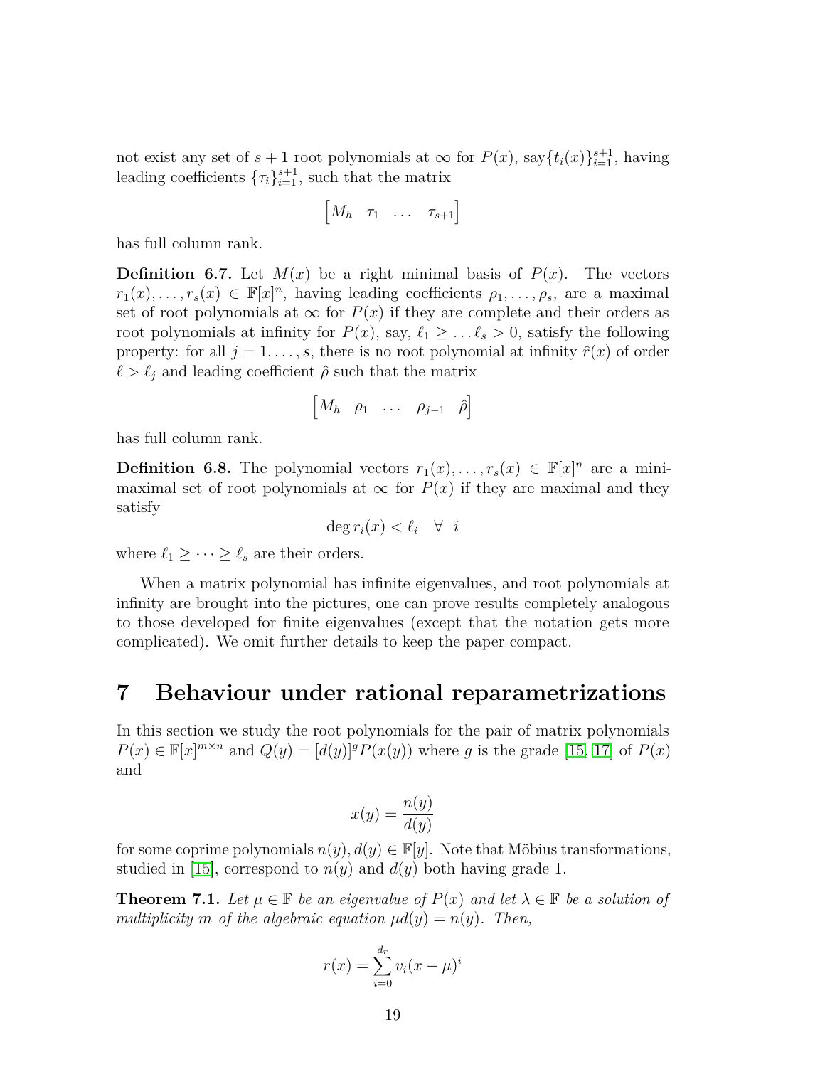not exist any set of $s+1$ root polynomials at $\infty$ for $P(x)$, say$\{t_i(x)\}_{i=1}^{s+1}$, having leading coefficients $\{\tau_i\}_{i=1}^{s+1}$, such that the matrix

$$\begin{bmatrix} M_h & \tau_1 & \dots & \tau_{s+1} \end{bmatrix}$$

has full column rank.

**Definition 6.7.** Let $M(x)$ be a right minimal basis of $P(x)$. The vectors $r_1(x), \dots, r_s(x) \in \mathbb{F}[x]^n$, having leading coefficients $\rho_1, \dots, \rho_s$, are a maximal set of root polynomials at $\infty$ for $P(x)$ if they are complete and their orders as root polynomials at infinity for $P(x)$, say, $\ell_1 \geq \dots \ell_s > 0$, satisfy the following property: for all $j = 1, \dots, s$, there is no root polynomial at infinity $\hat{r}(x)$ of order $\ell > \ell_j$ and leading coefficient $\hat{\rho}$ such that the matrix

$$\begin{bmatrix} M_h & \rho_1 & \dots & \rho_{j-1} & \hat{\rho} \end{bmatrix}$$

has full column rank.

**Definition 6.8.** The polynomial vectors $r_1(x), \dots, r_s(x) \in \mathbb{F}[x]^n$ are a minimaximal set of root polynomials at $\infty$ for $P(x)$ if they are maximal and they satisfy

$$\deg r_i(x) < \ell_i \quad \forall \ \ i$$

where $\ell_1 \geq \dots \geq \ell_s$ are their orders.

When a matrix polynomial has infinite eigenvalues, and root polynomials at infinity are brought into the pictures, one can prove results completely analogous to those developed for finite eigenvalues (except that the notation gets more complicated). We omit further details to keep the paper compact.

# 7 Behaviour under rational reparametrizations

In this section we study the root polynomials for the pair of matrix polynomials $P(x) \in \mathbb{F}[x]^{m \times n}$ and $Q(y) = [d(y)]^g P(x(y))$ where $g$ is the grade [15, 17] of $P(x)$ and

$$x(y) = \frac{n(y)}{d(y)}$$

for some coprime polynomials $n(y), d(y) \in \mathbb{F}[y]$. Note that Möbius transformations, studied in [15], correspond to $n(y)$ and $d(y)$ both having grade 1.

**Theorem 7.1.** *Let $\mu \in \mathbb{F}$ be an eigenvalue of $P(x)$ and let $\lambda \in \mathbb{F}$ be a solution of multiplicity $m$ of the algebraic equation $\mu d(y) = n(y)$. Then,*

$$r(x) = \sum_{i=0}^{d_r} v_i (x - \mu)^i$$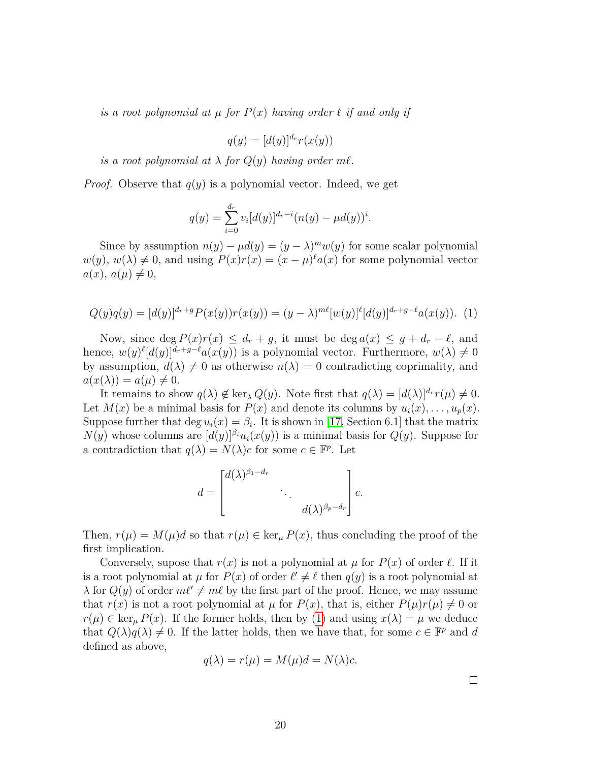*is a root polynomial at $\mu$ for $P(x)$ having order $\ell$ if and only if*

$$q(y) = [d(y)]^{d_r} r(x(y))$$

*is a root polynomial at $\lambda$ for $Q(y)$ having order $m\ell$.*

*Proof.* Observe that $q(y)$ is a polynomial vector. Indeed, we get

$$q(y) = \sum_{i=0}^{d_r} v_i [d(y)]^{d_r - i} (n(y) - \mu d(y))^i.$$

Since by assumption $n(y) - \mu d(y) = (y - \lambda)^m w(y)$ for some scalar polynomial $w(y)$, $w(\lambda) \neq 0$, and using $P(x)r(x) = (x - \mu)^\ell a(x)$ for some polynomial vector $a(x)$, $a(\mu) \neq 0$,

$$Q(y)q(y) = [d(y)]^{d_r+g} P(x(y)) r(x(y)) = (y - \lambda)^{m\ell} [w(y)]^\ell [d(y)]^{d_r+g-\ell} a(x(y)). \quad (1)$$

Now, since $\deg P(x)r(x) \leq d_r + g$, it must be $\deg a(x) \leq g + d_r - \ell$, and hence, $w(y)^\ell [d(y)]^{d_r+g-\ell} a(x(y))$ is a polynomial vector. Furthermore, $w(\lambda) \neq 0$ by assumption, $d(\lambda) \neq 0$ as otherwise $n(\lambda) = 0$ contradicting coprimality, and $a(x(\lambda)) = a(\mu) \neq 0$.

It remains to show $q(\lambda) \notin \ker_\lambda Q(y)$. Note first that $q(\lambda) = [d(\lambda)]^{d_r} r(\mu) \neq 0$. Let $M(x)$ be a minimal basis for $P(x)$ and denote its columns by $u_i(x), \ldots, u_p(x)$. Suppose further that $\deg u_i(x) = \beta_i$. It is shown in [17, Section 6.1] that the matrix $N(y)$ whose columns are $[d(y)]^{\beta_i} u_i(x(y))$ is a minimal basis for $Q(y)$. Suppose for a contradiction that $q(\lambda) = N(\lambda)c$ for some $c \in \mathbb{F}^p$. Let

$$d = \begin{bmatrix} d(\lambda)^{\beta_1 - d_r} & & \\ & \ddots & \\ & & d(\lambda)^{\beta_p - d_r} \end{bmatrix} c.$$

Then, $r(\mu) = M(\mu)d$ so that $r(\mu) \in \ker_\mu P(x)$, thus concluding the proof of the first implication.

Conversely, supose that $r(x)$ is not a polynomial at $\mu$ for $P(x)$ of order $\ell$. If it is a root polynomial at $\mu$ for $P(x)$ of order $\ell' \neq \ell$ then $q(y)$ is a root polynomial at $\lambda$ for $Q(y)$ of order $m\ell' \neq m\ell$ by the first part of the proof. Hence, we may assume that $r(x)$ is not a root polynomial at $\mu$ for $P(x)$, that is, either $P(\mu)r(\mu) \neq 0$ or $r(\mu) \in \ker_\mu P(x)$. If the former holds, then by (1) and using $x(\lambda) = \mu$ we deduce that $Q(\lambda)q(\lambda) \neq 0$. If the latter holds, then we have that, for some $c \in \mathbb{F}^p$ and $d$ defined as above,

$$q(\lambda) = r(\mu) = M(\mu)d = N(\lambda)c.$$

$\square$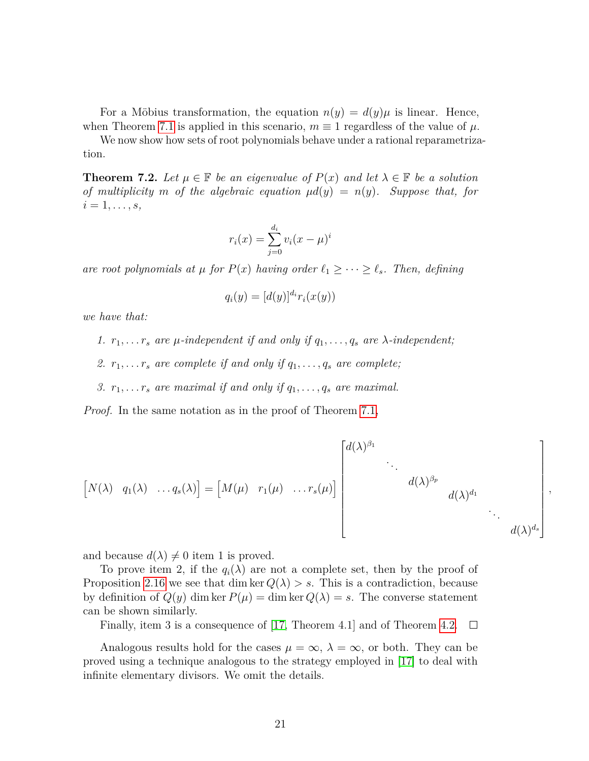For a Möbius transformation, the equation $n(y) = d(y)\mu$ is linear. Hence, when Theorem 7.1 is applied in this scenario, $m \equiv 1$ regardless of the value of $\mu$.

We now show how sets of root polynomials behave under a rational reparametrization.

**Theorem 7.2.** *Let $\mu \in \mathbb{F}$ be an eigenvalue of $P(x)$ and let $\lambda \in \mathbb{F}$ be a solution of multiplicity $m$ of the algebraic equation $\mu d(y) = n(y)$. Suppose that, for $i = 1, \ldots, s$,*

$$r_i(x) = \sum_{j=0}^{d_i} v_i (x - \mu)^i$$

*are root polynomials at $\mu$ for $P(x)$ having order $\ell_1 \geq \cdots \geq \ell_s$. Then, defining*

$$q_i(y) = [d(y)]^{d_i} r_i(x(y))$$

*we have that:*

1. *$r_1, \ldots r_s$ are $\mu$-independent if and only if $q_1, \ldots, q_s$ are $\lambda$-independent;*
2. *$r_1, \ldots r_s$ are complete if and only if $q_1, \ldots, q_s$ are complete;*
3. *$r_1, \ldots r_s$ are maximal if and only if $q_1, \ldots, q_s$ are maximal.*

*Proof.* In the same notation as in the proof of Theorem 7.1,

$$\begin{bmatrix} N(\lambda) & q_1(\lambda) & \ldots q_s(\lambda) \end{bmatrix} = \begin{bmatrix} M(\mu) & r_1(\mu) & \ldots r_s(\mu) \end{bmatrix} \begin{bmatrix} d(\lambda)^{\beta_1} & & & & & \\ & \ddots & & & & \\ & & d(\lambda)^{\beta_p} & & & \\ & & & d(\lambda)^{d_1} & & \\ & & & & \ddots & \\ & & & & & d(\lambda)^{d_s} \end{bmatrix},$$

and because $d(\lambda) \neq 0$ item 1 is proved.

To prove item 2, if the $q_i(\lambda)$ are not a complete set, then by the proof of Proposition 2.16 we see that $\dim \ker Q(\lambda) > s$. This is a contradiction, because by definition of $Q(y)$ $\dim \ker P(\mu) = \dim \ker Q(\lambda) = s$. The converse statement can be shown similarly.

Finally, item 3 is a consequence of [17, Theorem 4.1] and of Theorem 4.2. $\square$

Analogous results hold for the cases $\mu = \infty$, $\lambda = \infty$, or both. They can be proved using a technique analogous to the strategy employed in [17] to deal with infinite elementary divisors. We omit the details.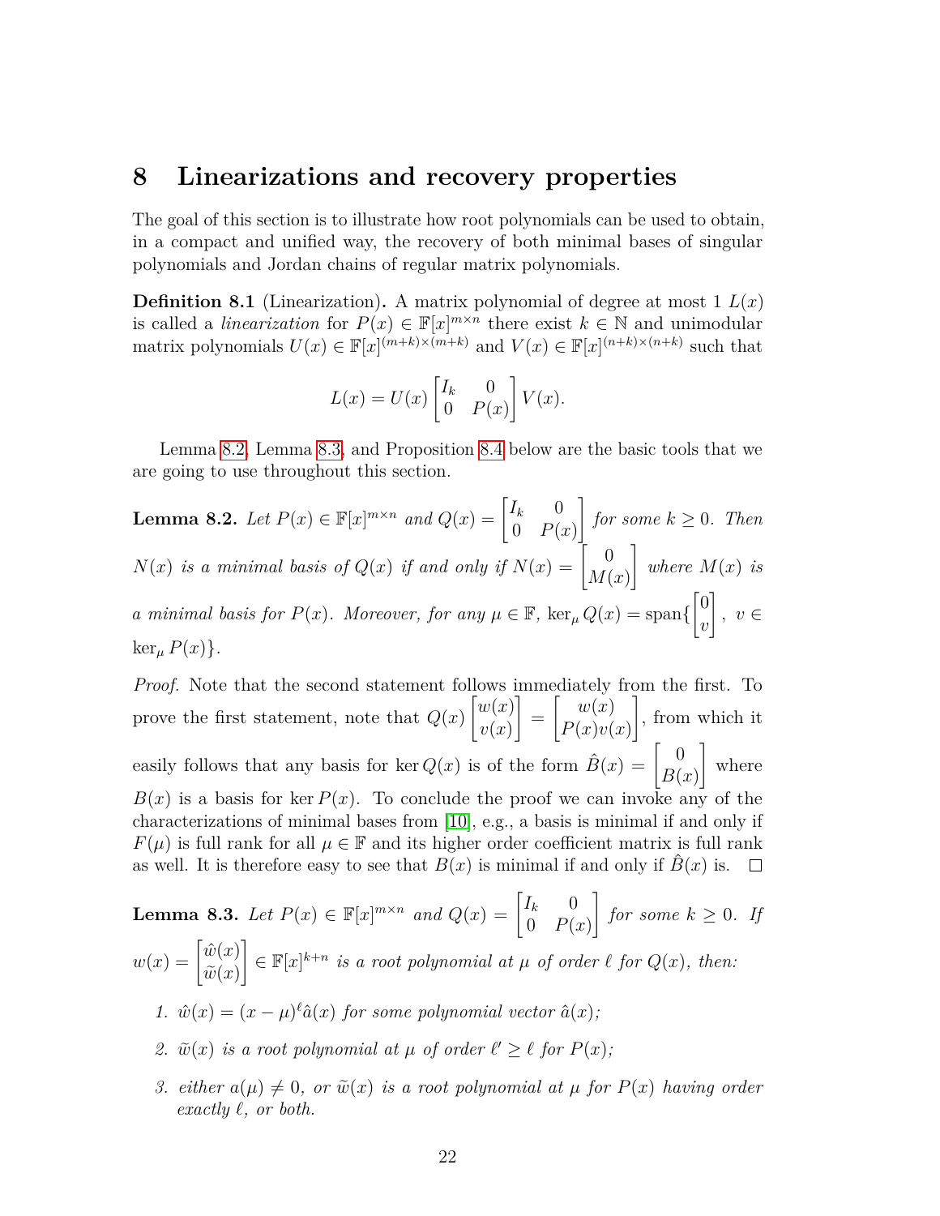## 8 Linearizations and recovery properties

The goal of this section is to illustrate how root polynomials can be used to obtain, in a compact and unified way, the recovery of both minimal bases of singular polynomials and Jordan chains of regular matrix polynomials.

**Definition 8.1** (Linearization)**.** A matrix polynomial of degree at most 1 $L(x)$ is called a *linearization* for $P(x) \in \mathbb{F}[x]^{m\times n}$ there exist $k \in \mathbb{N}$ and unimodular matrix polynomials $U(x) \in \mathbb{F}[x]^{(m+k)\times(m+k)}$ and $V(x) \in \mathbb{F}[x]^{(n+k)\times(n+k)}$ such that

$$L(x) = U(x) \begin{bmatrix} I_k & 0 \\ 0 & P(x) \end{bmatrix} V(x).$$

Lemma 8.2, Lemma 8.3, and Proposition 8.4 below are the basic tools that we are going to use throughout this section.

**Lemma 8.2.** *Let $P(x) \in \mathbb{F}[x]^{m\times n}$ and $Q(x) = \begin{bmatrix} I_k & 0 \\ 0 & P(x) \end{bmatrix}$ for some $k \geq 0$. Then $N(x)$ is a minimal basis of $Q(x)$ if and only if $N(x) = \begin{bmatrix} 0 \\ M(x) \end{bmatrix}$ where $M(x)$ is a minimal basis for $P(x)$. Moreover, for any $\mu \in \mathbb{F}$, $\ker_\mu Q(x) = \operatorname{span}\{\begin{bmatrix} 0 \\ v \end{bmatrix}, \ v \in \ker_\mu P(x)\}$.*

*Proof.* Note that the second statement follows immediately from the first. To prove the first statement, note that $Q(x)\begin{bmatrix} w(x) \\ v(x) \end{bmatrix} = \begin{bmatrix} w(x) \\ P(x)v(x) \end{bmatrix}$, from which it easily follows that any basis for $\ker Q(x)$ is of the form $\hat{B}(x) = \begin{bmatrix} 0 \\ B(x) \end{bmatrix}$ where $B(x)$ is a basis for $\ker P(x)$. To conclude the proof we can invoke any of the characterizations of minimal bases from [10], e.g., a basis is minimal if and only if $F(\mu)$ is full rank for all $\mu \in \mathbb{F}$ and its higher order coefficient matrix is full rank as well. It is therefore easy to see that $B(x)$ is minimal if and only if $\hat{B}(x)$ is. $\square$

**Lemma 8.3.** *Let $P(x) \in \mathbb{F}[x]^{m\times n}$ and $Q(x) = \begin{bmatrix} I_k & 0 \\ 0 & P(x) \end{bmatrix}$ for some $k \geq 0$. If $w(x) = \begin{bmatrix} \hat{w}(x) \\ \widetilde{w}(x) \end{bmatrix} \in \mathbb{F}[x]^{k+n}$ is a root polynomial at $\mu$ of order $\ell$ for $Q(x)$, then:*

1. *$\hat{w}(x) = (x-\mu)^\ell \hat{a}(x)$ for some polynomial vector $\hat{a}(x)$;*
2. *$\widetilde{w}(x)$ is a root polynomial at $\mu$ of order $\ell' \geq \ell$ for $P(x)$;*
3. *either $a(\mu) \neq 0$, or $\widetilde{w}(x)$ is a root polynomial at $\mu$ for $P(x)$ having order exactly $\ell$, or both.*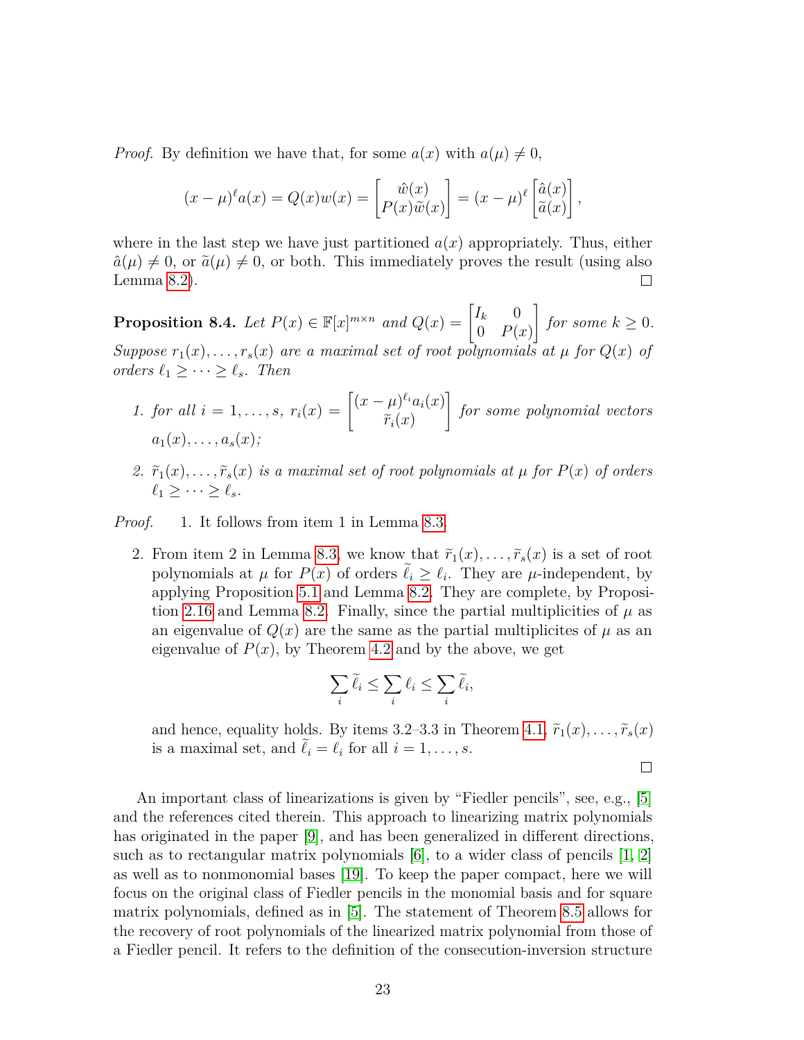*Proof.* By definition we have that, for some $a(x)$ with $a(\mu) \neq 0$,

$$(x-\mu)^\ell a(x) = Q(x)w(x) = \begin{bmatrix} \hat{w}(x) \\ P(x)\widetilde{w}(x) \end{bmatrix} = (x-\mu)^\ell \begin{bmatrix} \hat{a}(x) \\ \widetilde{a}(x) \end{bmatrix},$$

where in the last step we have just partitioned $a(x)$ appropriately. Thus, either $\hat{a}(\mu) \neq 0$, or $\widetilde{a}(\mu) \neq 0$, or both. This immediately proves the result (using also Lemma 8.2). ☐

**Proposition 8.4.** *Let $P(x) \in \mathbb{F}[x]^{m\times n}$ and $Q(x) = \begin{bmatrix} I_k & 0 \\ 0 & P(x) \end{bmatrix}$ for some $k \geq 0$. Suppose $r_1(x), \dots, r_s(x)$ are a maximal set of root polynomials at $\mu$ for $Q(x)$ of orders $\ell_1 \geq \cdots \geq \ell_s$. Then*

1. *for all $i = 1, \dots, s$, $r_i(x) = \begin{bmatrix} (x-\mu)^{\ell_i} a_i(x) \\ \widetilde{r}_i(x) \end{bmatrix}$ for some polynomial vectors $a_1(x), \dots, a_s(x)$;*
2. *$\widetilde{r}_1(x), \dots, \widetilde{r}_s(x)$ is a maximal set of root polynomials at $\mu$ for $P(x)$ of orders $\ell_1 \geq \cdots \geq \ell_s$.*

*Proof.*

1. It follows from item 1 in Lemma 8.3.
2. From item 2 in Lemma 8.3, we know that $\widetilde{r}_1(x), \dots, \widetilde{r}_s(x)$ is a set of root polynomials at $\mu$ for $P(x)$ of orders $\widetilde{\ell}_i \geq \ell_i$. They are $\mu$-independent, by applying Proposition 5.1 and Lemma 8.2. They are complete, by Proposition 2.16 and Lemma 8.2. Finally, since the partial multiplicities of $\mu$ as an eigenvalue of $Q(x)$ are the same as the partial multiplicites of $\mu$ as an eigenvalue of $P(x)$, by Theorem 4.2 and by the above, we get

$$\sum_i \widetilde{\ell}_i \leq \sum_i \ell_i \leq \sum_i \widetilde{\ell}_i,$$

and hence, equality holds. By items 3.2–3.3 in Theorem 4.1, $\widetilde{r}_1(x), \dots, \widetilde{r}_s(x)$ is a maximal set, and $\widetilde{\ell}_i = \ell_i$ for all $i = 1, \dots, s$.

☐

An important class of linearizations is given by "Fiedler pencils", see, e.g., [5] and the references cited therein. This approach to linearizing matrix polynomials has originated in the paper [9], and has been generalized in different directions, such as to rectangular matrix polynomials [6], to a wider class of pencils [1, 2] as well as to nonmonomial bases [19]. To keep the paper compact, here we will focus on the original class of Fiedler pencils in the monomial basis and for square matrix polynomials, defined as in [5]. The statement of Theorem 8.5 allows for the recovery of root polynomials of the linearized matrix polynomial from those of a Fiedler pencil. It refers to the definition of the consecution-inversion structure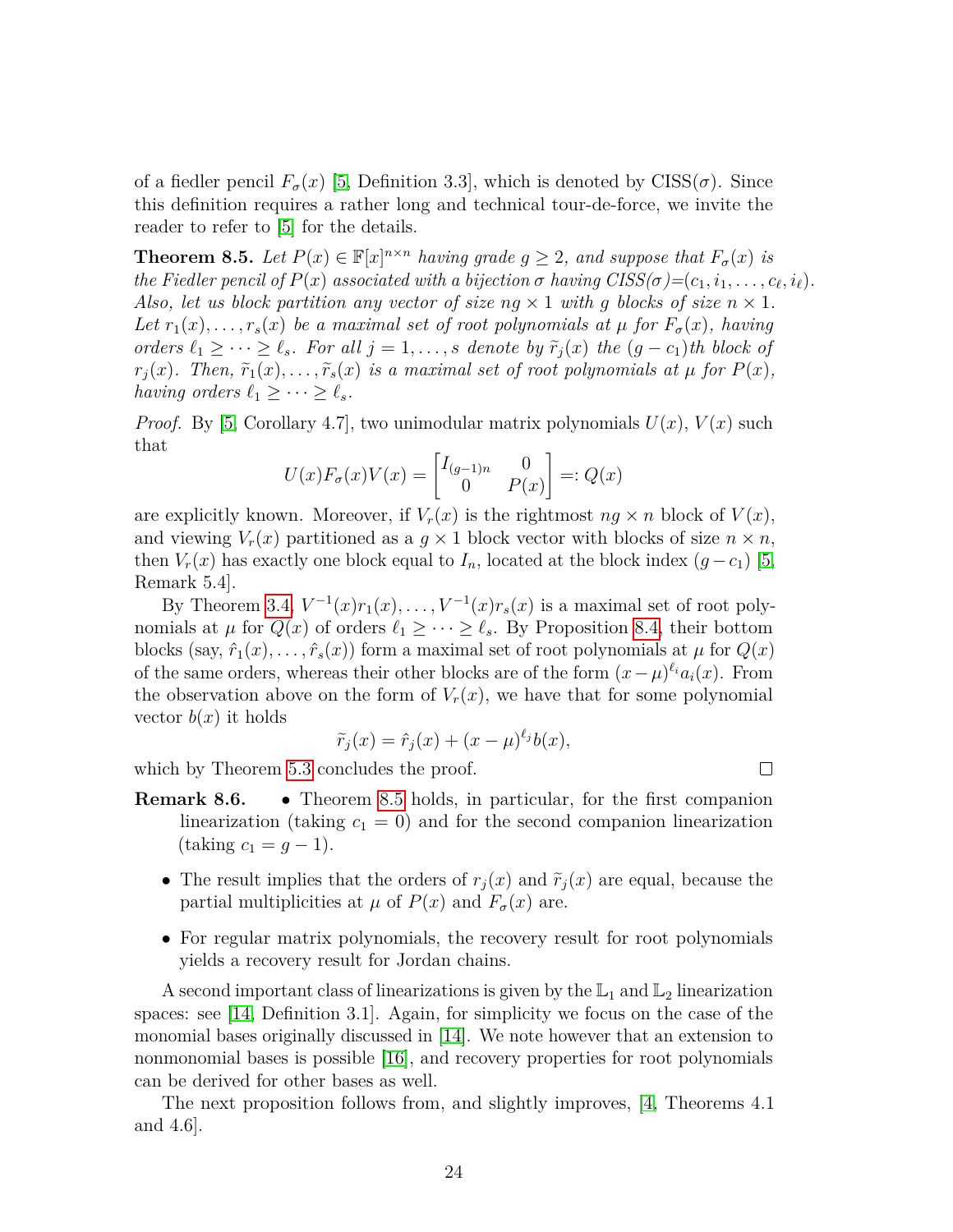of a fiedler pencil $F_\sigma(x)$ [5, Definition 3.3], which is denoted by CISS($\sigma$). Since this definition requires a rather long and technical tour-de-force, we invite the reader to refer to [5] for the details.

**Theorem 8.5.** *Let $P(x) \in \mathbb{F}[x]^{n\times n}$ having grade $g \geq 2$, and suppose that $F_\sigma(x)$ is the Fiedler pencil of $P(x)$ associated with a bijection $\sigma$ having CISS($\sigma$)=$(c_1, i_1, \ldots, c_\ell, i_\ell)$. Also, let us block partition any vector of size $ng \times 1$ with $g$ blocks of size $n \times 1$. Let $r_1(x), \ldots, r_s(x)$ be a maximal set of root polynomials at $\mu$ for $F_\sigma(x)$, having orders $\ell_1 \geq \cdots \geq \ell_s$. For all $j = 1, \ldots, s$ denote by $\widetilde{r}_j(x)$ the $(g - c_1)$th block of $r_j(x)$. Then, $\widetilde{r}_1(x), \ldots, \widetilde{r}_s(x)$ is a maximal set of root polynomials at $\mu$ for $P(x)$, having orders $\ell_1 \geq \cdots \geq \ell_s$.*

*Proof.* By [5, Corollary 4.7], two unimodular matrix polynomials $U(x)$, $V(x)$ such that

$$U(x)F_\sigma(x)V(x) = \begin{bmatrix} I_{(g-1)n} & 0 \\ 0 & P(x) \end{bmatrix} =: Q(x)$$

are explicitly known. Moreover, if $V_r(x)$ is the rightmost $ng \times n$ block of $V(x)$, and viewing $V_r(x)$ partitioned as a $g \times 1$ block vector with blocks of size $n \times n$, then $V_r(x)$ has exactly one block equal to $I_n$, located at the block index $(g - c_1)$ [5, Remark 5.4].

By Theorem 3.4, $V^{-1}(x)r_1(x), \ldots, V^{-1}(x)r_s(x)$ is a maximal set of root polynomials at $\mu$ for $Q(x)$ of orders $\ell_1 \geq \cdots \geq \ell_s$. By Proposition 8.4, their bottom blocks (say, $\hat{r}_1(x), \ldots, \hat{r}_s(x)$) form a maximal set of root polynomials at $\mu$ for $Q(x)$ of the same orders, whereas their other blocks are of the form $(x - \mu)^{\ell_i} a_i(x)$. From the observation above on the form of $V_r(x)$, we have that for some polynomial vector $b(x)$ it holds

$$\widetilde{r}_j(x) = \hat{r}_j(x) + (x - \mu)^{\ell_j} b(x),$$

which by Theorem 5.3 concludes the proof. $\square$

**Remark 8.6.**

- Theorem 8.5 holds, in particular, for the first companion linearization (taking $c_1 = 0$) and for the second companion linearization (taking $c_1 = g - 1$).
- The result implies that the orders of $r_j(x)$ and $\widetilde{r}_j(x)$ are equal, because the partial multiplicities at $\mu$ of $P(x)$ and $F_\sigma(x)$ are.
- For regular matrix polynomials, the recovery result for root polynomials yields a recovery result for Jordan chains.

A second important class of linearizations is given by the $\mathbb{L}_1$ and $\mathbb{L}_2$ linearization spaces: see [14, Definition 3.1]. Again, for simplicity we focus on the case of the monomial bases originally discussed in [14]. We note however that an extension to nonmonomial bases is possible [16], and recovery properties for root polynomials can be derived for other bases as well.

The next proposition follows from, and slightly improves, [4, Theorems 4.1 and 4.6].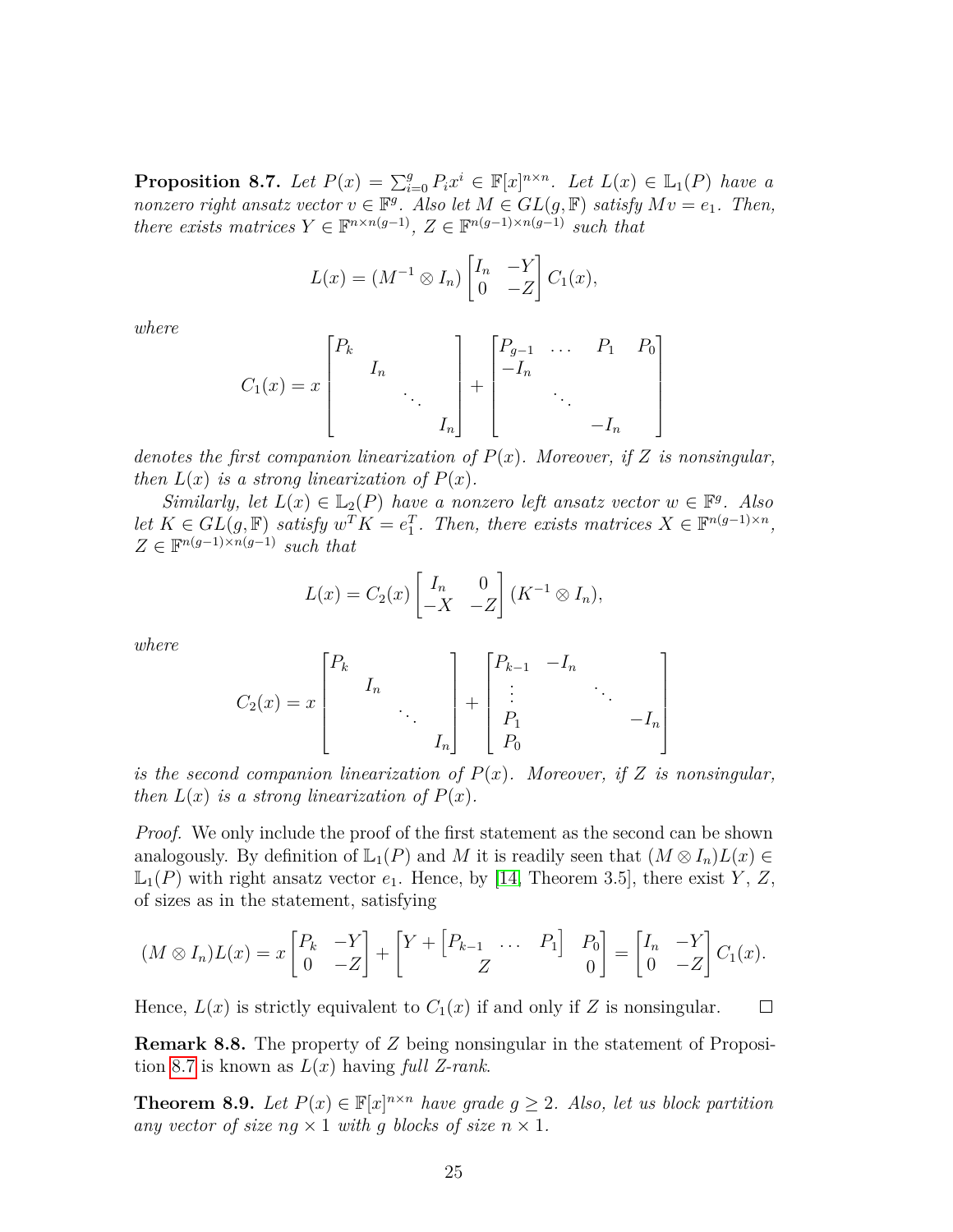**Proposition 8.7.** *Let $P(x) = \sum_{i=0}^{g} P_i x^i \in \mathbb{F}[x]^{n\times n}$. Let $L(x) \in \mathbb{L}_1(P)$ have a nonzero right ansatz vector $v \in \mathbb{F}^g$. Also let $M \in GL(g, \mathbb{F})$ satisfy $Mv = e_1$. Then, there exists matrices $Y \in \mathbb{F}^{n\times n(g-1)}$, $Z \in \mathbb{F}^{n(g-1)\times n(g-1)}$ such that*

$$L(x) = (M^{-1} \otimes I_n) \begin{bmatrix} I_n & -Y \\ 0 & -Z \end{bmatrix} C_1(x),$$

*where*

$$C_1(x) = x \begin{bmatrix} P_k & & & \\ & I_n & & \\ & & \ddots & \\ & & & I_n \end{bmatrix} + \begin{bmatrix} P_{g-1} & \dots & P_1 & P_0 \\ -I_n & & & \\ & \ddots & & \\ & & -I_n & \end{bmatrix}$$

*denotes the first companion linearization of $P(x)$. Moreover, if $Z$ is nonsingular, then $L(x)$ is a strong linearization of $P(x)$.*

*Similarly, let $L(x) \in \mathbb{L}_2(P)$ have a nonzero left ansatz vector $w \in \mathbb{F}^g$. Also let $K \in GL(g, \mathbb{F})$ satisfy $w^T K = e_1^T$. Then, there exists matrices $X \in \mathbb{F}^{n(g-1)\times n}$, $Z \in \mathbb{F}^{n(g-1)\times n(g-1)}$ such that*

$$L(x) = C_2(x) \begin{bmatrix} I_n & 0 \\ -X & -Z \end{bmatrix} (K^{-1} \otimes I_n),$$

*where*

$$C_2(x) = x \begin{bmatrix} P_k & & & \\ & I_n & & \\ & & \ddots & \\ & & & I_n \end{bmatrix} + \begin{bmatrix} P_{k-1} & -I_n & & \\ \vdots & & \ddots & \\ P_1 & & & -I_n \\ P_0 & & & \end{bmatrix}$$

*is the second companion linearization of $P(x)$. Moreover, if $Z$ is nonsingular, then $L(x)$ is a strong linearization of $P(x)$.*

*Proof.* We only include the proof of the first statement as the second can be shown analogously. By definition of $\mathbb{L}_1(P)$ and $M$ it is readily seen that $(M \otimes I_n)L(x) \in \mathbb{L}_1(P)$ with right ansatz vector $e_1$. Hence, by [14, Theorem 3.5], there exist $Y$, $Z$, of sizes as in the statement, satisfying

$$(M \otimes I_n)L(x) = x \begin{bmatrix} P_k & -Y \\ 0 & -Z \end{bmatrix} + \begin{bmatrix} Y + \begin{bmatrix} P_{k-1} & \dots & P_1 \end{bmatrix} & P_0 \\ Z & 0 \end{bmatrix} = \begin{bmatrix} I_n & -Y \\ 0 & -Z \end{bmatrix} C_1(x).$$

Hence, $L(x)$ is strictly equivalent to $C_1(x)$ if and only if $Z$ is nonsingular. $\square$

**Remark 8.8.** The property of $Z$ being nonsingular in the statement of Proposition 8.7 is known as $L(x)$ having *full Z-rank*.

**Theorem 8.9.** *Let $P(x) \in \mathbb{F}[x]^{n\times n}$ have grade $g \geq 2$. Also, let us block partition any vector of size $ng \times 1$ with $g$ blocks of size $n \times 1$.*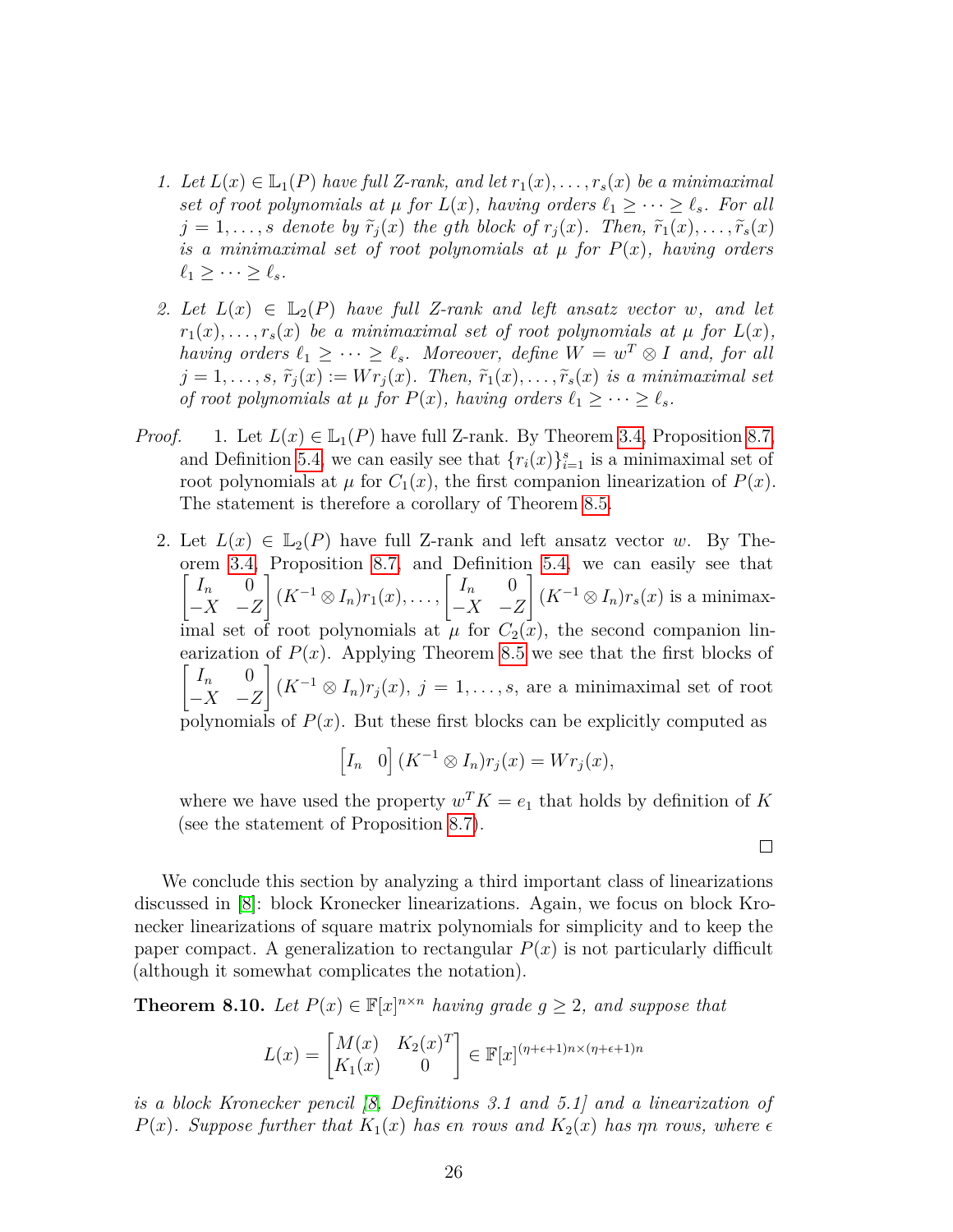1. *Let $L(x) \in \mathbb{L}_1(P)$ have full Z-rank, and let $r_1(x), \ldots, r_s(x)$ be a minimaximal set of root polynomials at $\mu$ for $L(x)$, having orders $\ell_1 \geq \cdots \geq \ell_s$. For all $j = 1, \ldots, s$ denote by $\widetilde{r}_j(x)$ the $g$th block of $r_j(x)$. Then, $\widetilde{r}_1(x), \ldots, \widetilde{r}_s(x)$ is a minimaximal set of root polynomials at $\mu$ for $P(x)$, having orders $\ell_1 \geq \cdots \geq \ell_s$.*

2. *Let $L(x) \in \mathbb{L}_2(P)$ have full Z-rank and left ansatz vector $w$, and let $r_1(x), \ldots, r_s(x)$ be a minimaximal set of root polynomials at $\mu$ for $L(x)$, having orders $\ell_1 \geq \cdots \geq \ell_s$. Moreover, define $W = w^T \otimes I$ and, for all $j = 1, \ldots, s$, $\widetilde{r}_j(x) := W r_j(x)$. Then, $\widetilde{r}_1(x), \ldots, \widetilde{r}_s(x)$ is a minimaximal set of root polynomials at $\mu$ for $P(x)$, having orders $\ell_1 \geq \cdots \geq \ell_s$.*

*Proof.*

1. Let $L(x) \in \mathbb{L}_1(P)$ have full Z-rank. By Theorem 3.4, Proposition 8.7, and Definition 5.4, we can easily see that $\{r_i(x)\}_{i=1}^s$ is a minimaximal set of root polynomials at $\mu$ for $C_1(x)$, the first companion linearization of $P(x)$. The statement is therefore a corollary of Theorem 8.5.

2. Let $L(x) \in \mathbb{L}_2(P)$ have full Z-rank and left ansatz vector $w$. By Theorem 3.4, Proposition 8.7, and Definition 5.4, we can easily see that $\begin{bmatrix} I_n & 0 \\ -X & -Z \end{bmatrix} (K^{-1} \otimes I_n) r_1(x), \ldots, \begin{bmatrix} I_n & 0 \\ -X & -Z \end{bmatrix} (K^{-1} \otimes I_n) r_s(x)$ is a minimaximal set of root polynomials at $\mu$ for $C_2(x)$, the second companion linearization of $P(x)$. Applying Theorem 8.5 we see that the first blocks of $\begin{bmatrix} I_n & 0 \\ -X & -Z \end{bmatrix} (K^{-1} \otimes I_n) r_j(x)$, $j = 1, \ldots, s$, are a minimaximal set of root polynomials of $P(x)$. But these first blocks can be explicitly computed as

$$\begin{bmatrix} I_n & 0 \end{bmatrix} (K^{-1} \otimes I_n) r_j(x) = W r_j(x),$$

where we have used the property $w^T K = e_1$ that holds by definition of $K$ (see the statement of Proposition 8.7).

□

We conclude this section by analyzing a third important class of linearizations discussed in [8]: block Kronecker linearizations. Again, we focus on block Kronecker linearizations of square matrix polynomials for simplicity and to keep the paper compact. A generalization to rectangular $P(x)$ is not particularly difficult (although it somewhat complicates the notation).

**Theorem 8.10.** *Let $P(x) \in \mathbb{F}[x]^{n \times n}$ having grade $g \geq 2$, and suppose that*

$$L(x) = \begin{bmatrix} M(x) & K_2(x)^T \\ K_1(x) & 0 \end{bmatrix} \in \mathbb{F}[x]^{(\eta+\epsilon+1)n \times (\eta+\epsilon+1)n}$$

*is a block Kronecker pencil [8, Definitions 3.1 and 5.1] and a linearization of $P(x)$. Suppose further that $K_1(x)$ has $\epsilon n$ rows and $K_2(x)$ has $\eta n$ rows, where $\epsilon$*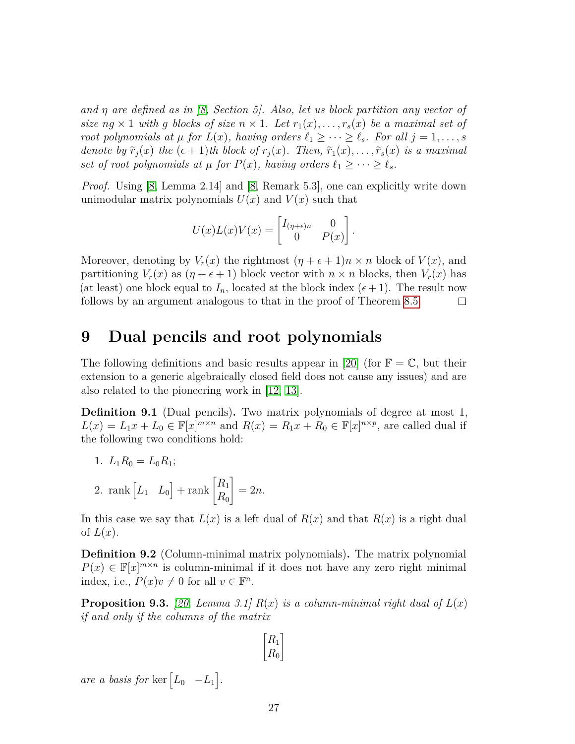*and $\eta$ are defined as in [8, Section 5]. Also, let us block partition any vector of size $ng \times 1$ with $g$ blocks of size $n \times 1$. Let $r_1(x), \dots, r_s(x)$ be a maximal set of root polynomials at $\mu$ for $L(x)$, having orders $\ell_1 \geq \cdots \geq \ell_s$. For all $j = 1, \dots, s$ denote by $\widetilde{r}_j(x)$ the $(\epsilon + 1)$th block of $r_j(x)$. Then, $\widetilde{r}_1(x), \dots, \widetilde{r}_s(x)$ is a maximal set of root polynomials at $\mu$ for $P(x)$, having orders $\ell_1 \geq \cdots \geq \ell_s$.*

*Proof.* Using [8, Lemma 2.14] and [8, Remark 5.3], one can explicitly write down unimodular matrix polynomials $U(x)$ and $V(x)$ such that

$$U(x)L(x)V(x) = \begin{bmatrix} I_{(\eta+\epsilon)n} & 0 \\ 0 & P(x) \end{bmatrix}.$$

Moreover, denoting by $V_r(x)$ the rightmost $(\eta + \epsilon + 1)n \times n$ block of $V(x)$, and partitioning $V_r(x)$ as $(\eta + \epsilon + 1)$ block vector with $n \times n$ blocks, then $V_r(x)$ has (at least) one block equal to $I_n$, located at the block index $(\epsilon + 1)$. The result now follows by an argument analogous to that in the proof of Theorem 8.5. □

# 9 Dual pencils and root polynomials

The following definitions and basic results appear in [20] (for $\mathbb{F} = \mathbb{C}$, but their extension to a generic algebraically closed field does not cause any issues) and are also related to the pioneering work in [12, 13].

**Definition 9.1** (Dual pencils)**.** Two matrix polynomials of degree at most 1, $L(x) = L_1 x + L_0 \in \mathbb{F}[x]^{m \times n}$ and $R(x) = R_1 x + R_0 \in \mathbb{F}[x]^{n \times p}$, are called dual if the following two conditions hold:

1. $L_1 R_0 = L_0 R_1$;
2. $\operatorname{rank} \begin{bmatrix} L_1 & L_0 \end{bmatrix} + \operatorname{rank} \begin{bmatrix} R_1 \\ R_0 \end{bmatrix} = 2n.$

In this case we say that $L(x)$ is a left dual of $R(x)$ and that $R(x)$ is a right dual of $L(x)$.

**Definition 9.2** (Column-minimal matrix polynomials)**.** The matrix polynomial $P(x) \in \mathbb{F}[x]^{m \times n}$ is column-minimal if it does not have any zero right minimal index, i.e., $P(x)v \neq 0$ for all $v \in \mathbb{F}^n$.

**Proposition 9.3.** *[20, Lemma 3.1] $R(x)$ is a column-minimal right dual of $L(x)$ if and only if the columns of the matrix*

$$\begin{bmatrix} R_1 \\ R_0 \end{bmatrix}$$

*are a basis for* $\ker \begin{bmatrix} L_0 & -L_1 \end{bmatrix}$.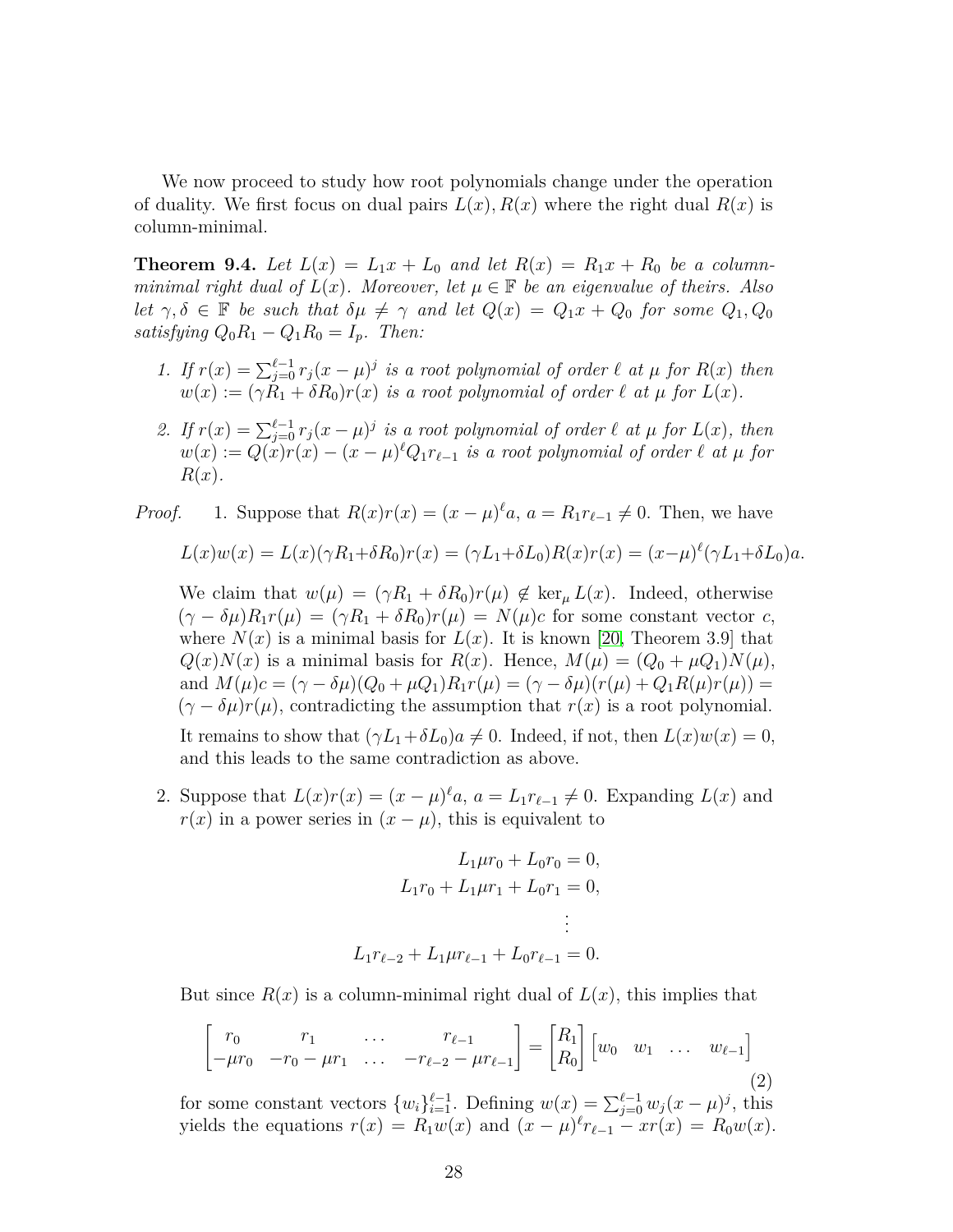We now proceed to study how root polynomials change under the operation of duality. We first focus on dual pairs $L(x), R(x)$ where the right dual $R(x)$ is column-minimal.

**Theorem 9.4.** *Let $L(x) = L_1x + L_0$ and let $R(x) = R_1x + R_0$ be a column-minimal right dual of $L(x)$. Moreover, let $\mu \in \mathbb{F}$ be an eigenvalue of theirs. Also let $\gamma, \delta \in \mathbb{F}$ be such that $\delta\mu \neq \gamma$ and let $Q(x) = Q_1x + Q_0$ for some $Q_1, Q_0$ satisfying $Q_0R_1 - Q_1R_0 = I_p$. Then:*

1. *If $r(x) = \sum_{j=0}^{\ell-1} r_j(x-\mu)^j$ is a root polynomial of order $\ell$ at $\mu$ for $R(x)$ then $w(x) := (\gamma R_1 + \delta R_0)r(x)$ is a root polynomial of order $\ell$ at $\mu$ for $L(x)$.*

2. *If $r(x) = \sum_{j=0}^{\ell-1} r_j(x-\mu)^j$ is a root polynomial of order $\ell$ at $\mu$ for $L(x)$, then $w(x) := Q(x)r(x) - (x-\mu)^\ell Q_1 r_{\ell-1}$ is a root polynomial of order $\ell$ at $\mu$ for $R(x)$.*

*Proof.*

1. Suppose that $R(x)r(x) = (x-\mu)^\ell a$, $a = R_1 r_{\ell-1} \neq 0$. Then, we have

$$L(x)w(x) = L(x)(\gamma R_1 + \delta R_0)r(x) = (\gamma L_1 + \delta L_0)R(x)r(x) = (x-\mu)^\ell(\gamma L_1 + \delta L_0)a.$$

We claim that $w(\mu) = (\gamma R_1 + \delta R_0)r(\mu) \notin \ker_\mu L(x)$. Indeed, otherwise $(\gamma - \delta\mu)R_1 r(\mu) = (\gamma R_1 + \delta R_0)r(\mu) = N(\mu)c$ for some constant vector $c$, where $N(x)$ is a minimal basis for $L(x)$. It is known [20, Theorem 3.9] that $Q(x)N(x)$ is a minimal basis for $R(x)$. Hence, $M(\mu) = (Q_0 + \mu Q_1)N(\mu)$, and $M(\mu)c = (\gamma - \delta\mu)(Q_0 + \mu Q_1)R_1 r(\mu) = (\gamma - \delta\mu)(r(\mu) + Q_1 R(\mu) r(\mu)) = (\gamma - \delta\mu)r(\mu)$, contradicting the assumption that $r(x)$ is a root polynomial.

It remains to show that $(\gamma L_1 + \delta L_0)a \neq 0$. Indeed, if not, then $L(x)w(x) = 0$, and this leads to the same contradiction as above.

2. Suppose that $L(x)r(x) = (x-\mu)^\ell a$, $a = L_1 r_{\ell-1} \neq 0$. Expanding $L(x)$ and $r(x)$ in a power series in $(x-\mu)$, this is equivalent to

$$\begin{aligned} L_1\mu r_0 + L_0 r_0 &= 0, \\ L_1 r_0 + L_1\mu r_1 + L_0 r_1 &= 0, \\ &\vdots \\ L_1 r_{\ell-2} + L_1 \mu r_{\ell-1} + L_0 r_{\ell-1} &= 0. \end{aligned}$$

But since $R(x)$ is a column-minimal right dual of $L(x)$, this implies that

$$\begin{bmatrix} r_0 & r_1 & \dots & r_{\ell-1} \\ -\mu r_0 & -r_0 - \mu r_1 & \dots & -r_{\ell-2} - \mu r_{\ell-1} \end{bmatrix} = \begin{bmatrix} R_1 \\ R_0 \end{bmatrix} \begin{bmatrix} w_0 & w_1 & \dots & w_{\ell-1} \end{bmatrix} \tag{2}$$

for some constant vectors $\{w_i\}_{i=1}^{\ell-1}$. Defining $w(x) = \sum_{j=0}^{\ell-1} w_j(x-\mu)^j$, this yields the equations $r(x) = R_1 w(x)$ and $(x-\mu)^\ell r_{\ell-1} - xr(x) = R_0 w(x)$.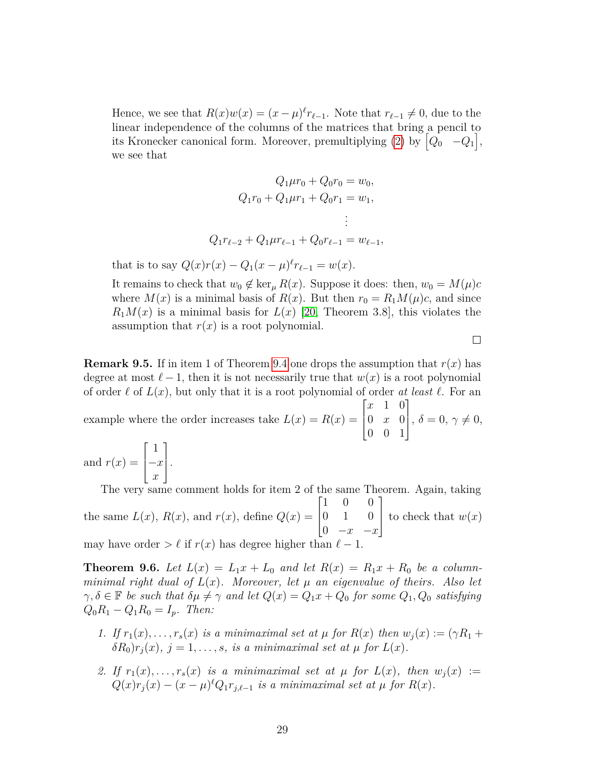Hence, we see that $R(x)w(x) = (x-\mu)^\ell r_{\ell-1}$. Note that $r_{\ell-1} \neq 0$, due to the linear independence of the columns of the matrices that bring a pencil to its Kronecker canonical form. Moreover, premultiplying (2) by $\begin{bmatrix} Q_0 & -Q_1 \end{bmatrix}$, we see that

$$
\begin{aligned}
Q_1 \mu r_0 + Q_0 r_0 &= w_0,\\
Q_1 r_0 + Q_1 \mu r_1 + Q_0 r_1 &= w_1,\\
&\vdots\\
Q_1 r_{\ell-2} + Q_1 \mu r_{\ell-1} + Q_0 r_{\ell-1} &= w_{\ell-1},
\end{aligned}
$$

that is to say $Q(x)r(x) - Q_1(x-\mu)^\ell r_{\ell-1} = w(x)$.

It remains to check that $w_0 \notin \ker_\mu R(x)$. Suppose it does: then, $w_0 = M(\mu)c$ where $M(x)$ is a minimal basis of $R(x)$. But then $r_0 = R_1 M(\mu)c$, and since $R_1 M(x)$ is a minimal basis for $L(x)$ [20, Theorem 3.8], this violates the assumption that $r(x)$ is a root polynomial.

□

**Remark 9.5.** If in item 1 of Theorem 9.4 one drops the assumption that $r(x)$ has degree at most $\ell - 1$, then it is not necessarily true that $w(x)$ is a root polynomial of order $\ell$ of $L(x)$, but only that it is a root polynomial of order *at least* $\ell$. For an example where the order increases take $L(x) = R(x) = \begin{bmatrix} x & 1 & 0 \\ 0 & x & 0 \\ 0 & 0 & 1 \end{bmatrix}$, $\delta = 0$, $\gamma \neq 0$, and $r(x) = \begin{bmatrix} 1 \\ -x \\ x \end{bmatrix}$.

The very same comment holds for item 2 of the same Theorem. Again, taking the same $L(x)$, $R(x)$, and $r(x)$, define $Q(x) = \begin{bmatrix} 1 & 0 & 0 \\ 0 & 1 & 0 \\ 0 & -x & -x \end{bmatrix}$ to check that $w(x)$ may have order $> \ell$ if $r(x)$ has degree higher than $\ell - 1$.

**Theorem 9.6.** *Let $L(x) = L_1 x + L_0$ and let $R(x) = R_1 x + R_0$ be a column-minimal right dual of $L(x)$. Moreover, let $\mu$ an eigenvalue of theirs. Also let $\gamma, \delta \in \mathbb{F}$ be such that $\delta\mu \neq \gamma$ and let $Q(x) = Q_1 x + Q_0$ for some $Q_1, Q_0$ satisfying $Q_0 R_1 - Q_1 R_0 = I_p$. Then:*

1. *If $r_1(x), \ldots, r_s(x)$ is a minimaximal set at $\mu$ for $R(x)$ then $w_j(x) := (\gamma R_1 + \delta R_0) r_j(x)$, $j = 1, \ldots, s$, is a minimaximal set at $\mu$ for $L(x)$.*

2. *If $r_1(x), \ldots, r_s(x)$ is a minimaximal set at $\mu$ for $L(x)$, then $w_j(x) := Q(x) r_j(x) - (x-\mu)^\ell Q_1 r_{j,\ell-1}$ is a minimaximal set at $\mu$ for $R(x)$.*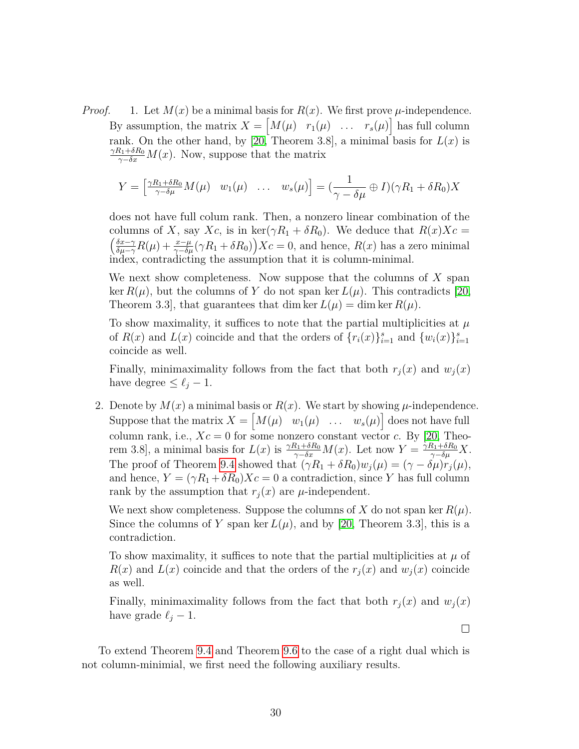*Proof.* 1. Let $M(x)$ be a minimal basis for $R(x)$. We first prove $\mu$-independence. By assumption, the matrix $X = \begin{bmatrix} M(\mu) & r_1(\mu) & \dots & r_s(\mu) \end{bmatrix}$ has full column rank. On the other hand, by [20, Theorem 3.8], a minimal basis for $L(x)$ is $\frac{\gamma R_1 + \delta R_0}{\gamma - \delta x} M(x)$. Now, suppose that the matrix

$$Y = \begin{bmatrix} \frac{\gamma R_1 + \delta R_0}{\gamma - \delta \mu} M(\mu) & w_1(\mu) & \dots & w_s(\mu) \end{bmatrix} = (\frac{1}{\gamma - \delta \mu} \oplus I)(\gamma R_1 + \delta R_0) X$$

does not have full colum rank. Then, a nonzero linear combination of the columns of $X$, say $Xc$, is in $\ker(\gamma R_1 + \delta R_0)$. We deduce that $R(x) X c = \left( \frac{\delta x - \gamma}{\delta \mu - \gamma} R(\mu) + \frac{x - \mu}{\gamma - \delta \mu} (\gamma R_1 + \delta R_0) \right) X c = 0$, and hence, $R(x)$ has a zero minimal index, contradicting the assumption that it is column-minimal.

We next show completeness. Now suppose that the columns of $X$ span $\ker R(\mu)$, but the columns of $Y$ do not span $\ker L(\mu)$. This contradicts [20, Theorem 3.3], that guarantees that $\dim \ker L(\mu) = \dim \ker R(\mu)$.

To show maximality, it suffices to note that the partial multiplicities at $\mu$ of $R(x)$ and $L(x)$ coincide and that the orders of $\{r_i(x)\}_{i=1}^s$ and $\{w_i(x)\}_{i=1}^s$ coincide as well.

Finally, minimaximality follows from the fact that both $r_j(x)$ and $w_j(x)$ have degree $\leq \ell_j - 1$.

2. Denote by $M(x)$ a minimal basis or $R(x)$. We start by showing $\mu$-independence. Suppose that the matrix $X = \begin{bmatrix} M(\mu) & w_1(\mu) & \dots & w_s(\mu) \end{bmatrix}$ does not have full column rank, i.e., $Xc = 0$ for some nonzero constant vector $c$. By [20, Theorem 3.8], a minimal basis for $L(x)$ is $\frac{\gamma R_1 + \delta R_0}{\gamma - \delta x} M(x)$. Let now $Y = \frac{\gamma R_1 + \delta R_0}{\gamma - \delta \mu} X$. The proof of Theorem 9.4 showed that $(\gamma R_1 + \delta R_0) w_j(\mu) = (\gamma - \delta \mu) r_j(\mu)$, and hence, $Y = (\gamma R_1 + \delta R_0) X c = 0$ a contradiction, since $Y$ has full column rank by the assumption that $r_j(x)$ are $\mu$-independent.

We next show completeness. Suppose the columns of $X$ do not span $\ker R(\mu)$. Since the columns of $Y$ span $\ker L(\mu)$, and by [20, Theorem 3.3], this is a contradiction.

To show maximality, it suffices to note that the partial multiplicities at $\mu$ of $R(x)$ and $L(x)$ coincide and that the orders of the $r_j(x)$ and $w_j(x)$ coincide as well.

Finally, minimaximality follows from the fact that both $r_j(x)$ and $w_j(x)$ have grade $\ell_j - 1$.

□

To extend Theorem 9.4 and Theorem 9.6 to the case of a right dual which is not column-minimial, we first need the following auxiliary results.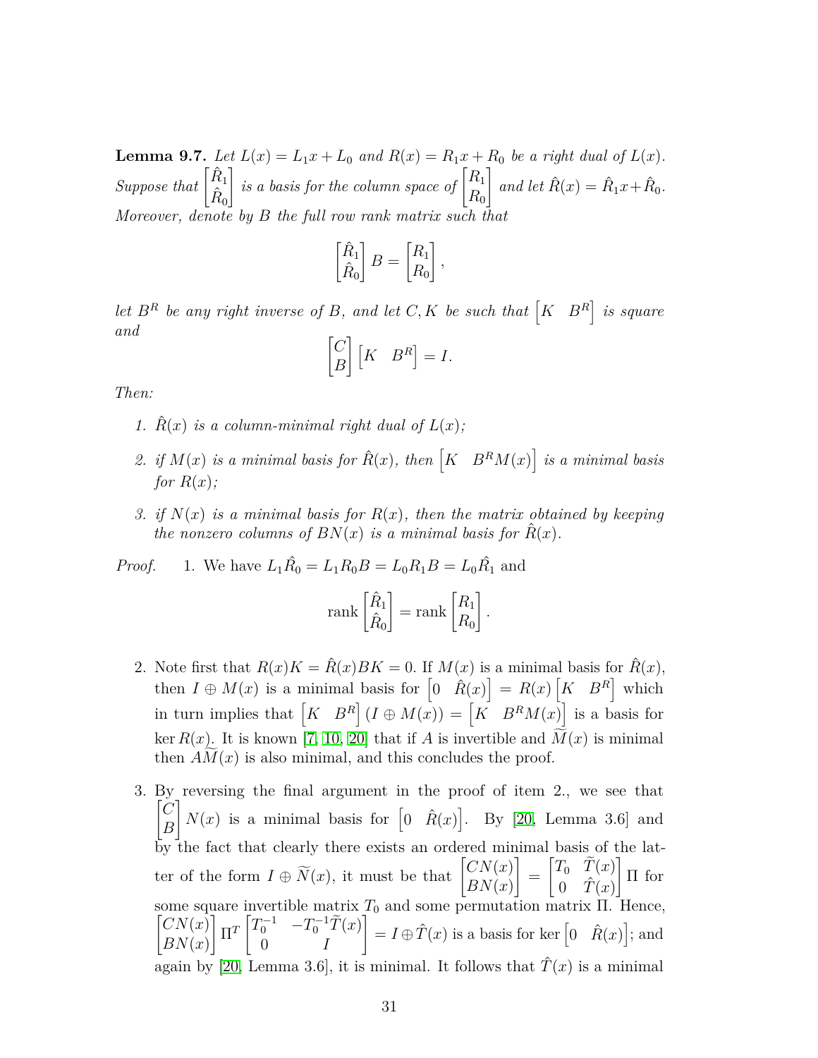**Lemma 9.7.** *Let $L(x) = L_1 x + L_0$ and $R(x) = R_1 x + R_0$ be a right dual of $L(x)$. Suppose that $\begin{bmatrix} \hat{R}_1 \\ \hat{R}_0 \end{bmatrix}$ is a basis for the column space of $\begin{bmatrix} R_1 \\ R_0 \end{bmatrix}$ and let $\hat{R}(x) = \hat{R}_1 x + \hat{R}_0$. Moreover, denote by $B$ the full row rank matrix such that*

$$\begin{bmatrix} \hat{R}_1 \\ \hat{R}_0 \end{bmatrix} B = \begin{bmatrix} R_1 \\ R_0 \end{bmatrix},$$

*let $B^R$ be any right inverse of $B$, and let $C, K$ be such that $\begin{bmatrix} K & B^R \end{bmatrix}$ is square and*

$$\begin{bmatrix} C \\ B \end{bmatrix} \begin{bmatrix} K & B^R \end{bmatrix} = I.$$

*Then:*

1. *$\hat{R}(x)$ is a column-minimal right dual of $L(x)$;*
2. *if $M(x)$ is a minimal basis for $\hat{R}(x)$, then $\begin{bmatrix} K & B^R M(x) \end{bmatrix}$ is a minimal basis for $R(x)$;*
3. *if $N(x)$ is a minimal basis for $R(x)$, then the matrix obtained by keeping the nonzero columns of $BN(x)$ is a minimal basis for $\hat{R}(x)$.*

*Proof.*

1. We have $L_1 \hat{R}_0 = L_1 R_0 B = L_0 R_1 B = L_0 \hat{R}_1$ and

$$\operatorname{rank} \begin{bmatrix} \hat{R}_1 \\ \hat{R}_0 \end{bmatrix} = \operatorname{rank} \begin{bmatrix} R_1 \\ R_0 \end{bmatrix}.$$

2. Note first that $R(x)K = \hat{R}(x)BK = 0$. If $M(x)$ is a minimal basis for $\hat{R}(x)$, then $I \oplus M(x)$ is a minimal basis for $\begin{bmatrix} 0 & \hat{R}(x) \end{bmatrix} = R(x) \begin{bmatrix} K & B^R \end{bmatrix}$ which in turn implies that $\begin{bmatrix} K & B^R \end{bmatrix} (I \oplus M(x)) = \begin{bmatrix} K & B^R M(x) \end{bmatrix}$ is a basis for $\ker R(x)$. It is known [7, 10, 20] that if $A$ is invertible and $\widetilde{M}(x)$ is minimal then $A\widetilde{M}(x)$ is also minimal, and this concludes the proof.

3. By reversing the final argument in the proof of item 2., we see that $\begin{bmatrix} C \\ B \end{bmatrix} N(x)$ is a minimal basis for $\begin{bmatrix} 0 & \hat{R}(x) \end{bmatrix}$. By [20, Lemma 3.6] and by the fact that clearly there exists an ordered minimal basis of the latter of the form $I \oplus \widetilde{N}(x)$, it must be that $\begin{bmatrix} CN(x) \\ BN(x) \end{bmatrix} = \begin{bmatrix} T_0 & \widetilde{T}(x) \\ 0 & \hat{T}(x) \end{bmatrix} \Pi$ for some square invertible matrix $T_0$ and some permutation matrix $\Pi$. Hence, $\begin{bmatrix} CN(x) \\ BN(x) \end{bmatrix} \Pi^T \begin{bmatrix} T_0^{-1} & -T_0^{-1}\widetilde{T}(x) \\ 0 & I \end{bmatrix} = I \oplus \hat{T}(x)$ is a basis for $\ker \begin{bmatrix} 0 & \hat{R}(x) \end{bmatrix}$; and again by [20, Lemma 3.6], it is minimal. It follows that $\hat{T}(x)$ is a minimal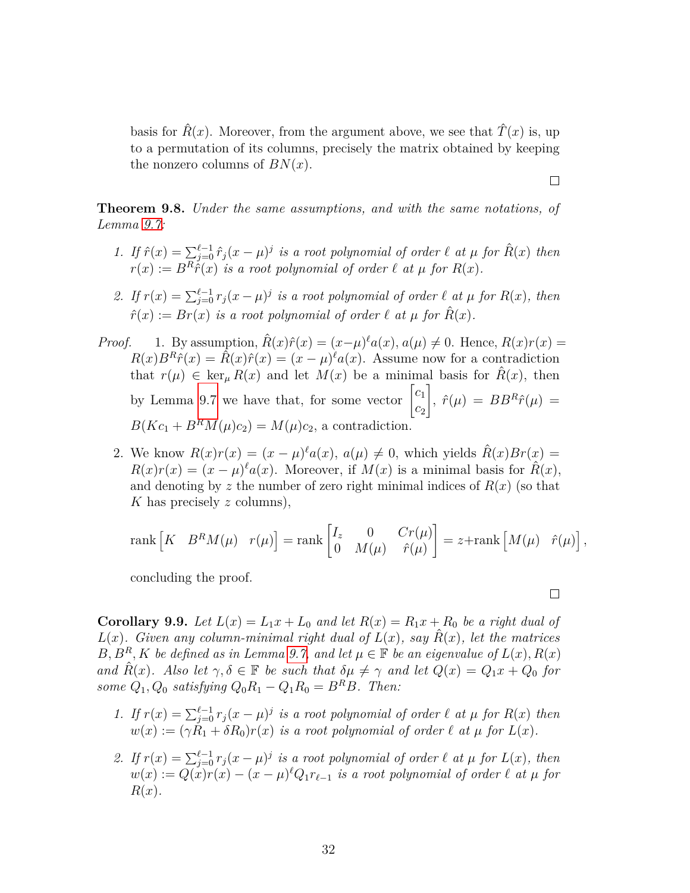basis for $\hat{R}(x)$. Moreover, from the argument above, we see that $\hat{T}(x)$ is, up to a permutation of its columns, precisely the matrix obtained by keeping the nonzero columns of $BN(x)$.

□

**Theorem 9.8.** *Under the same assumptions, and with the same notations, of Lemma 9.7:*

1. *If $\hat{r}(x) = \sum_{j=0}^{\ell-1} \hat{r}_j (x-\mu)^j$ is a root polynomial of order $\ell$ at $\mu$ for $\hat{R}(x)$ then $r(x) := B^R \hat{r}(x)$ is a root polynomial of order $\ell$ at $\mu$ for $R(x)$.*

2. *If $r(x) = \sum_{j=0}^{\ell-1} r_j (x-\mu)^j$ is a root polynomial of order $\ell$ at $\mu$ for $R(x)$, then $\hat{r}(x) := Br(x)$ is a root polynomial of order $\ell$ at $\mu$ for $\hat{R}(x)$.*

*Proof.*

1. By assumption, $\hat{R}(x)\hat{r}(x) = (x-\mu)^\ell a(x)$, $a(\mu) \neq 0$. Hence, $R(x)r(x) = R(x)B^R\hat{r}(x) = \hat{R}(x)\hat{r}(x) = (x-\mu)^\ell a(x)$. Assume now for a contradiction that $r(\mu) \in \ker_\mu R(x)$ and let $M(x)$ be a minimal basis for $\hat{R}(x)$, then by Lemma 9.7 we have that, for some vector $\begin{bmatrix} c_1 \\ c_2 \end{bmatrix}$, $\hat{r}(\mu) = BB^R\hat{r}(\mu) = B(Kc_1 + B^R M(\mu)c_2) = M(\mu)c_2$, a contradiction.

2. We know $R(x)r(x) = (x-\mu)^\ell a(x)$, $a(\mu) \neq 0$, which yields $\hat{R}(x)Br(x) = R(x)r(x) = (x-\mu)^\ell a(x)$. Moreover, if $M(x)$ is a minimal basis for $\hat{R}(x)$, and denoting by $z$ the number of zero right minimal indices of $R(x)$ (so that $K$ has precisely $z$ columns),

$$\operatorname{rank} \begin{bmatrix} K & B^R M(\mu) & r(\mu) \end{bmatrix} = \operatorname{rank} \begin{bmatrix} I_z & 0 & Cr(\mu) \\ 0 & M(\mu) & \hat{r}(\mu) \end{bmatrix} = z + \operatorname{rank} \begin{bmatrix} M(\mu) & \hat{r}(\mu) \end{bmatrix},$$

concluding the proof.

□

**Corollary 9.9.** *Let $L(x) = L_1 x + L_0$ and let $R(x) = R_1 x + R_0$ be a right dual of $L(x)$. Given any column-minimal right dual of $L(x)$, say $\hat{R}(x)$, let the matrices $B, B^R, K$ be defined as in Lemma 9.7, and let $\mu \in \mathbb{F}$ be an eigenvalue of $L(x), R(x)$ and $\hat{R}(x)$. Also let $\gamma, \delta \in \mathbb{F}$ be such that $\delta\mu \neq \gamma$ and let $Q(x) = Q_1 x + Q_0$ for some $Q_1, Q_0$ satisfying $Q_0 R_1 - Q_1 R_0 = B^R B$. Then:*

1. *If $r(x) = \sum_{j=0}^{\ell-1} r_j (x-\mu)^j$ is a root polynomial of order $\ell$ at $\mu$ for $R(x)$ then $w(x) := (\gamma R_1 + \delta R_0) r(x)$ is a root polynomial of order $\ell$ at $\mu$ for $L(x)$.*

2. *If $r(x) = \sum_{j=0}^{\ell-1} r_j (x-\mu)^j$ is a root polynomial of order $\ell$ at $\mu$ for $L(x)$, then $w(x) := Q(x)r(x) - (x-\mu)^\ell Q_1 r_{\ell-1}$ is a root polynomial of order $\ell$ at $\mu$ for $R(x)$.*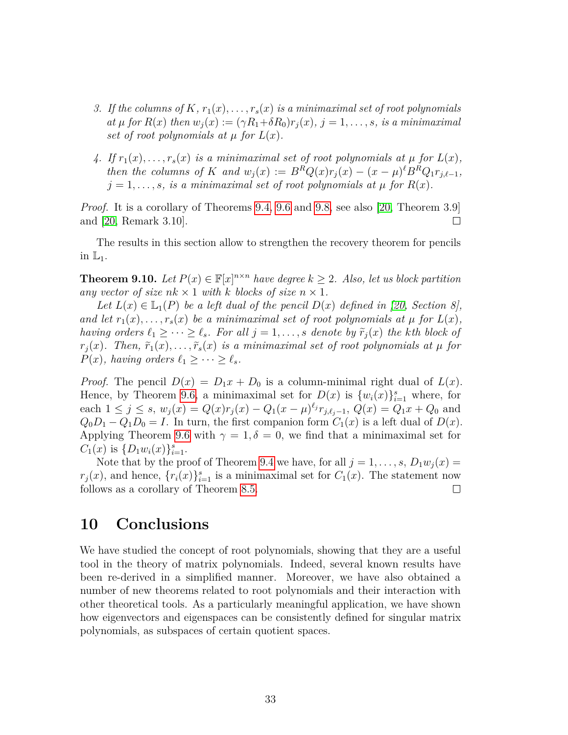3. *If the columns of $K$, $r_1(x),\dots,r_s(x)$ is a minimaximal set of root polynomials at $\mu$ for $R(x)$ then $w_j(x) := (\gamma R_1 + \delta R_0) r_j(x)$, $j = 1,\dots,s$, is a minimaximal set of root polynomials at $\mu$ for $L(x)$.*

4. *If $r_1(x),\dots,r_s(x)$ is a minimaximal set of root polynomials at $\mu$ for $L(x)$, then the columns of $K$ and $w_j(x) := B^R Q(x) r_j(x) - (x-\mu)^\ell B^R Q_1 r_{j,\ell-1}$, $j = 1,\dots,s$, is a minimaximal set of root polynomials at $\mu$ for $R(x)$.*

*Proof.* It is a corollary of Theorems 9.4, 9.6 and 9.8, see also [20, Theorem 3.9] and [20, Remark 3.10]. □

The results in this section allow to strengthen the recovery theorem for pencils in $\mathbb{L}_1$.

**Theorem 9.10.** *Let $P(x) \in \mathbb{F}[x]^{n\times n}$ have degree $k \geq 2$. Also, let us block partition any vector of size $nk \times 1$ with $k$ blocks of size $n \times 1$.*

*Let $L(x) \in \mathbb{L}_1(P)$ be a left dual of the pencil $D(x)$ defined in [20, Section 8], and let $r_1(x),\dots,r_s(x)$ be a minimaximal set of root polynomials at $\mu$ for $L(x)$, having orders $\ell_1 \geq \dots \geq \ell_s$. For all $j = 1,\dots,s$ denote by $\widetilde{r}_j(x)$ the kth block of $r_j(x)$. Then, $\widetilde{r}_1(x),\dots,\widetilde{r}_s(x)$ is a minimaximal set of root polynomials at $\mu$ for $P(x)$, having orders $\ell_1 \geq \dots \geq \ell_s$.*

*Proof.* The pencil $D(x) = D_1 x + D_0$ is a column-minimal right dual of $L(x)$. Hence, by Theorem 9.6, a minimaximal set for $D(x)$ is $\{w_i(x)\}_{i=1}^s$ where, for each $1 \leq j \leq s$, $w_j(x) = Q(x) r_j(x) - Q_1 (x-\mu)^{\ell_j} r_{j,\ell_j-1}$, $Q(x) = Q_1 x + Q_0$ and $Q_0 D_1 - Q_1 D_0 = I$. In turn, the first companion form $C_1(x)$ is a left dual of $D(x)$. Applying Theorem 9.6 with $\gamma = 1, \delta = 0$, we find that a minimaximal set for $C_1(x)$ is $\{D_1 w_i(x)\}_{i=1}^s$.

Note that by the proof of Theorem 9.4 we have, for all $j = 1,\dots,s$, $D_1 w_j(x) = r_j(x)$, and hence, $\{r_i(x)\}_{i=1}^s$ is a minimaximal set for $C_1(x)$. The statement now follows as a corollary of Theorem 8.5. □

# 10 Conclusions

We have studied the concept of root polynomials, showing that they are a useful tool in the theory of matrix polynomials. Indeed, several known results have been re-derived in a simplified manner. Moreover, we have also obtained a number of new theorems related to root polynomials and their interaction with other theoretical tools. As a particularly meaningful application, we have shown how eigenvectors and eigenspaces can be consistently defined for singular matrix polynomials, as subspaces of certain quotient spaces.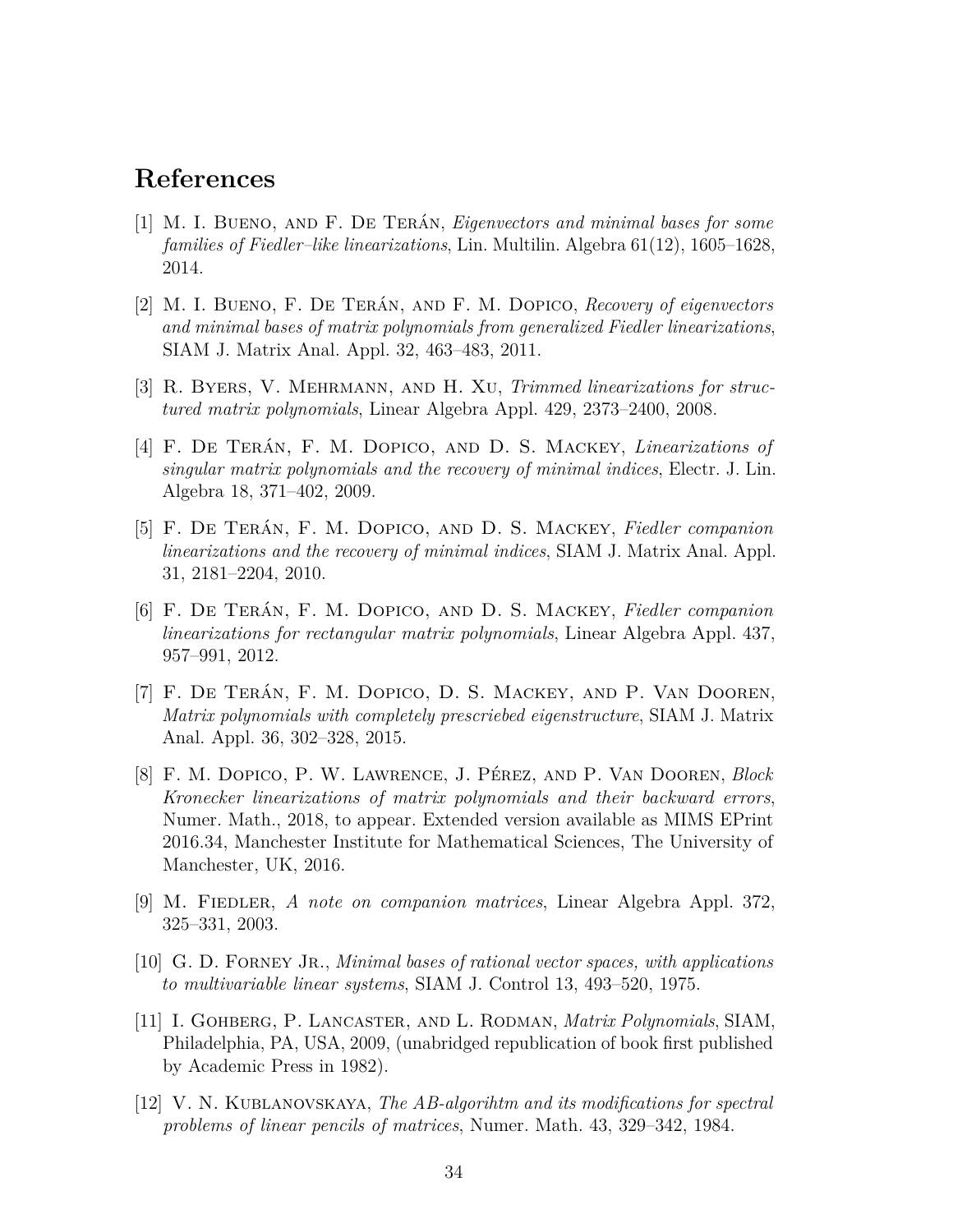## References

[1] M. I. Bueno, and F. De Terán, *Eigenvectors and minimal bases for some families of Fiedler–like linearizations*, Lin. Multilin. Algebra 61(12), 1605–1628, 2014.

[2] M. I. Bueno, F. De Terán, and F. M. Dopico, *Recovery of eigenvectors and minimal bases of matrix polynomials from generalized Fiedler linearizations*, SIAM J. Matrix Anal. Appl. 32, 463–483, 2011.

[3] R. Byers, V. Mehrmann, and H. Xu, *Trimmed linearizations for structured matrix polynomials*, Linear Algebra Appl. 429, 2373–2400, 2008.

[4] F. De Terán, F. M. Dopico, and D. S. Mackey, *Linearizations of singular matrix polynomials and the recovery of minimal indices*, Electr. J. Lin. Algebra 18, 371–402, 2009.

[5] F. De Terán, F. M. Dopico, and D. S. Mackey, *Fiedler companion linearizations and the recovery of minimal indices*, SIAM J. Matrix Anal. Appl. 31, 2181–2204, 2010.

[6] F. De Terán, F. M. Dopico, and D. S. Mackey, *Fiedler companion linearizations for rectangular matrix polynomials*, Linear Algebra Appl. 437, 957–991, 2012.

[7] F. De Terán, F. M. Dopico, D. S. Mackey, and P. Van Dooren, *Matrix polynomials with completely prescriebed eigenstructure*, SIAM J. Matrix Anal. Appl. 36, 302–328, 2015.

[8] F. M. Dopico, P. W. Lawrence, J. Pérez, and P. Van Dooren, *Block Kronecker linearizations of matrix polynomials and their backward errors*, Numer. Math., 2018, to appear. Extended version available as MIMS EPrint 2016.34, Manchester Institute for Mathematical Sciences, The University of Manchester, UK, 2016.

[9] M. Fiedler, *A note on companion matrices*, Linear Algebra Appl. 372, 325–331, 2003.

[10] G. D. Forney Jr., *Minimal bases of rational vector spaces, with applications to multivariable linear systems*, SIAM J. Control 13, 493–520, 1975.

[11] I. Gohberg, P. Lancaster, and L. Rodman, *Matrix Polynomials*, SIAM, Philadelphia, PA, USA, 2009, (unabridged republication of book first published by Academic Press in 1982).

[12] V. N. Kublanovskaya, *The AB-algorihtm and its modifications for spectral problems of linear pencils of matrices*, Numer. Math. 43, 329–342, 1984.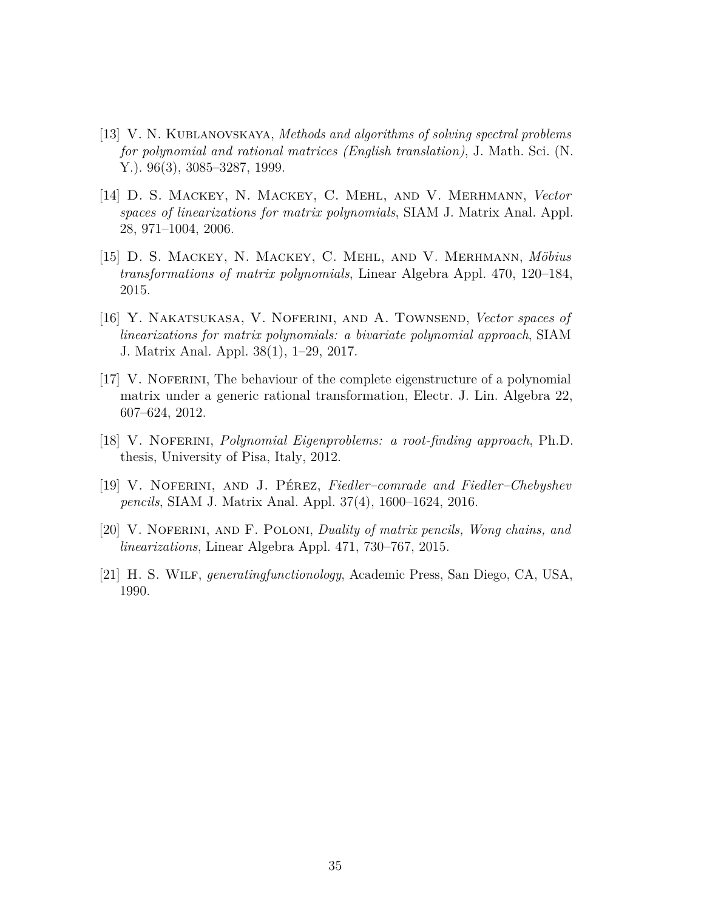[13] V. N. Kublanovskaya, *Methods and algorithms of solving spectral problems for polynomial and rational matrices (English translation)*, J. Math. Sci. (N. Y.). 96(3), 3085–3287, 1999.

[14] D. S. Mackey, N. Mackey, C. Mehl, and V. Merhmann, *Vector spaces of linearizations for matrix polynomials*, SIAM J. Matrix Anal. Appl. 28, 971–1004, 2006.

[15] D. S. Mackey, N. Mackey, C. Mehl, and V. Merhmann, *Möbius transformations of matrix polynomials*, Linear Algebra Appl. 470, 120–184, 2015.

[16] Y. Nakatsukasa, V. Noferini, and A. Townsend, *Vector spaces of linearizations for matrix polynomials: a bivariate polynomial approach*, SIAM J. Matrix Anal. Appl. 38(1), 1–29, 2017.

[17] V. Noferini, The behaviour of the complete eigenstructure of a polynomial matrix under a generic rational transformation, Electr. J. Lin. Algebra 22, 607–624, 2012.

[18] V. Noferini, *Polynomial Eigenproblems: a root-finding approach*, Ph.D. thesis, University of Pisa, Italy, 2012.

[19] V. Noferini, and J. Pérez, *Fiedler–comrade and Fiedler–Chebyshev pencils*, SIAM J. Matrix Anal. Appl. 37(4), 1600–1624, 2016.

[20] V. Noferini, and F. Poloni, *Duality of matrix pencils, Wong chains, and linearizations*, Linear Algebra Appl. 471, 730–767, 2015.

[21] H. S. Wilf, *generatingfunctionology*, Academic Press, San Diego, CA, USA, 1990.